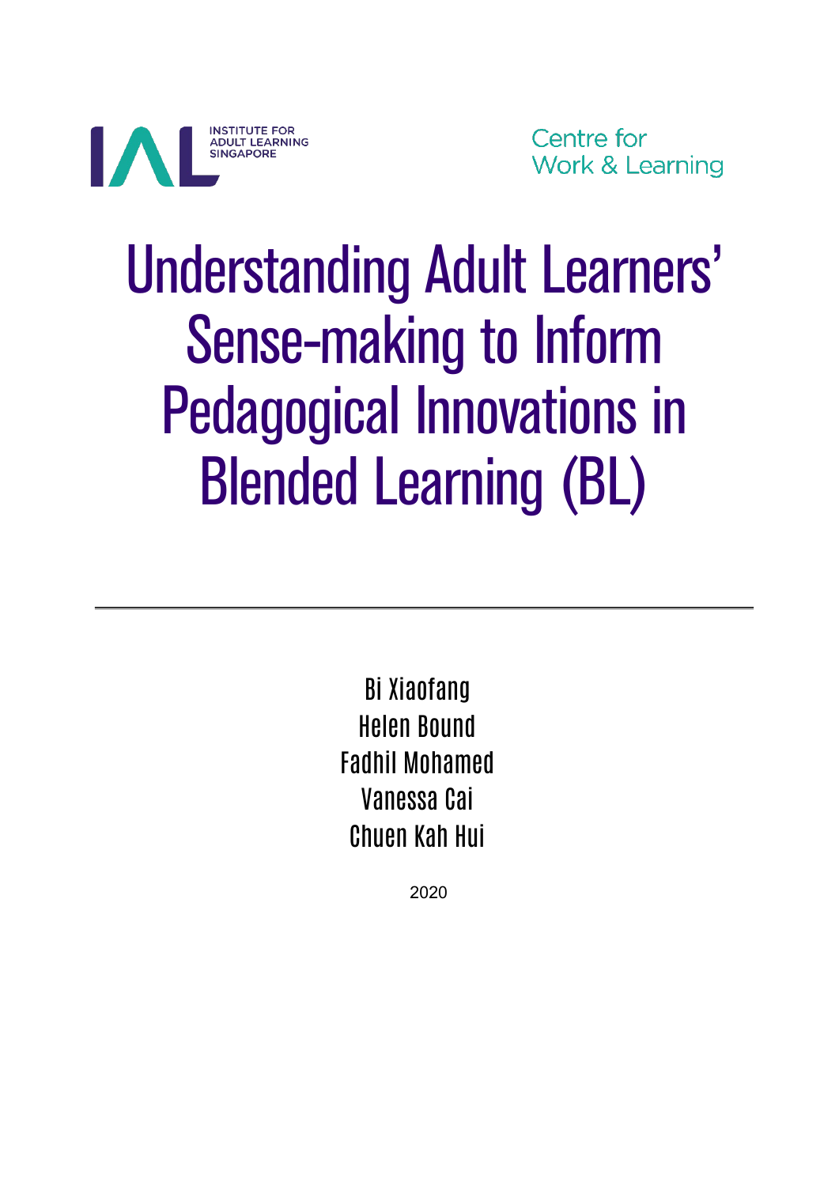INSTITUTE FOR ADULT LEARNING SINGAPORE

Centre for Work & Learning

# Understanding Adult Learners' Sense-making to Inform Pedagogical Innovations in Blended Learning (BL)

---

Bi Xiaofang
Helen Bound
Fadhil Mohamed
Vanessa Cai
Chuen Kah Hui

2020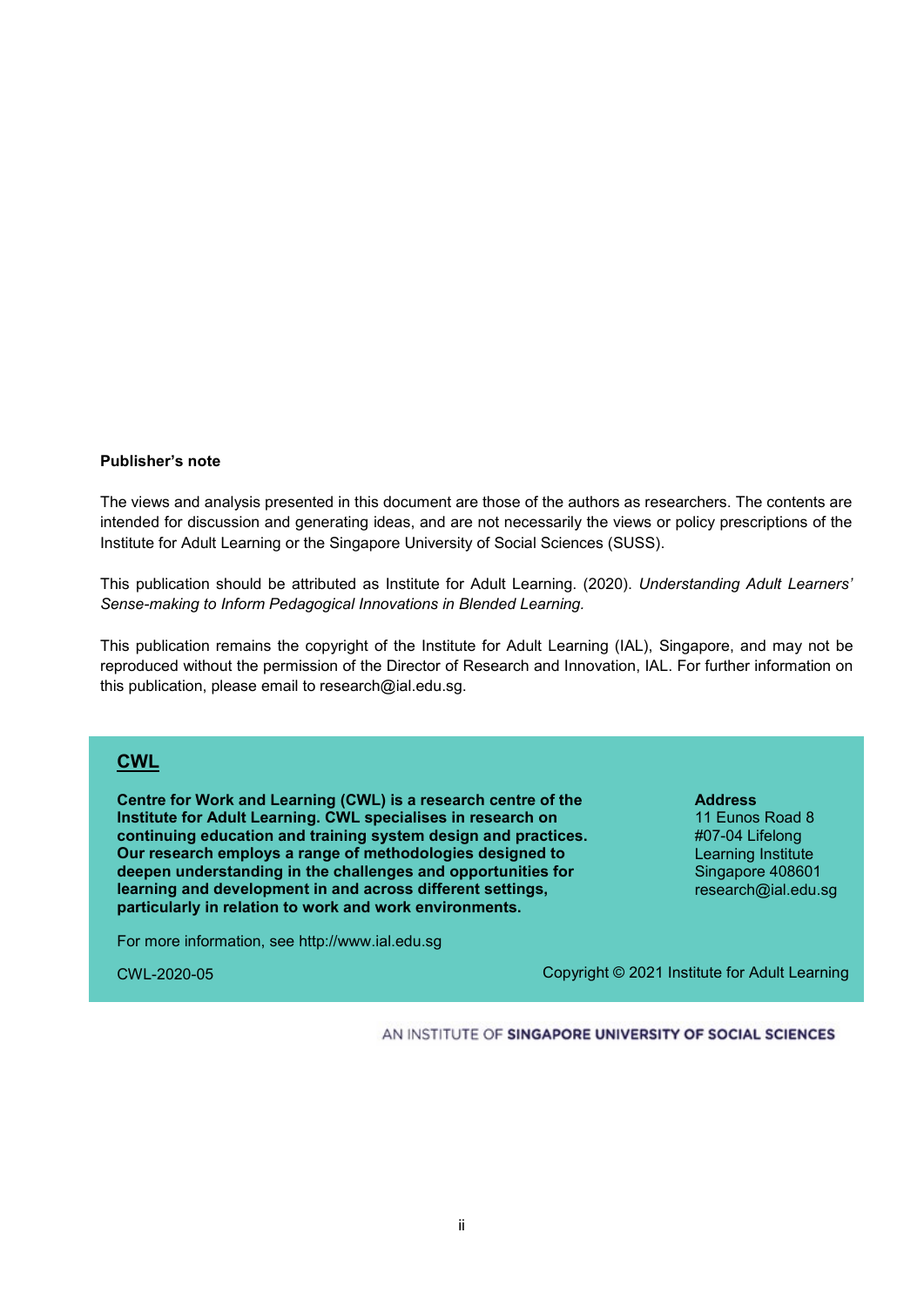**Publisher's note**

The views and analysis presented in this document are those of the authors as researchers. The contents are intended for discussion and generating ideas, and are not necessarily the views or policy prescriptions of the Institute for Adult Learning or the Singapore University of Social Sciences (SUSS).

This publication should be attributed as Institute for Adult Learning. (2020). *Understanding Adult Learners' Sense-making to Inform Pedagogical Innovations in Blended Learning.*

This publication remains the copyright of the Institute for Adult Learning (IAL), Singapore, and may not be reproduced without the permission of the Director of Research and Innovation, IAL. For further information on this publication, please email to research@ial.edu.sg.

## CWL

**Centre for Work and Learning (CWL) is a research centre of the Institute for Adult Learning. CWL specialises in research on continuing education and training system design and practices. Our research employs a range of methodologies designed to deepen understanding in the challenges and opportunities for learning and development in and across different settings, particularly in relation to work and work environments.**

**Address**
11 Eunos Road 8
#07-04 Lifelong
Learning Institute
Singapore 408601
research@ial.edu.sg

For more information, see http://www.ial.edu.sg

CWL-2020-05

Copyright © 2021 Institute for Adult Learning

AN INSTITUTE OF **SINGAPORE UNIVERSITY OF SOCIAL SCIENCES**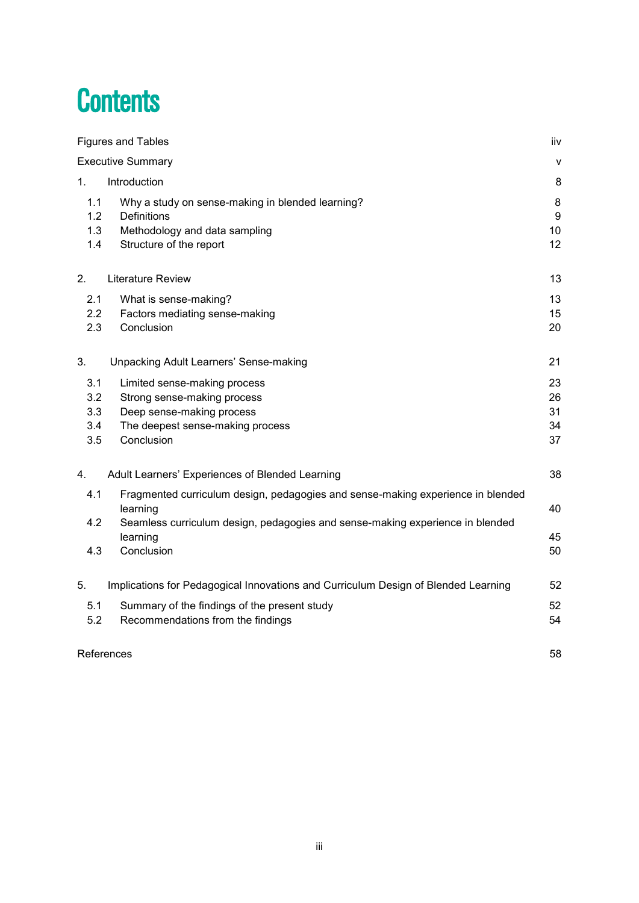# Contents

| | |
|---|---|
| Figures and Tables | iiv |
| Executive Summary | v |
| 1. Introduction | 8 |
| 1.1 Why a study on sense-making in blended learning? | 8 |
| 1.2 Definitions | 9 |
| 1.3 Methodology and data sampling | 10 |
| 1.4 Structure of the report | 12 |
| 2. Literature Review | 13 |
| 2.1 What is sense-making? | 13 |
| 2.2 Factors mediating sense-making | 15 |
| 2.3 Conclusion | 20 |
| 3. Unpacking Adult Learners' Sense-making | 21 |
| 3.1 Limited sense-making process | 23 |
| 3.2 Strong sense-making process | 26 |
| 3.3 Deep sense-making process | 31 |
| 3.4 The deepest sense-making process | 34 |
| 3.5 Conclusion | 37 |
| 4. Adult Learners' Experiences of Blended Learning | 38 |
| 4.1 Fragmented curriculum design, pedagogies and sense-making experience in blended learning | 40 |
| 4.2 Seamless curriculum design, pedagogies and sense-making experience in blended learning | 45 |
| 4.3 Conclusion | 50 |
| 5. Implications for Pedagogical Innovations and Curriculum Design of Blended Learning | 52 |
| 5.1 Summary of the findings of the present study | 52 |
| 5.2 Recommendations from the findings | 54 |
| References | 58 |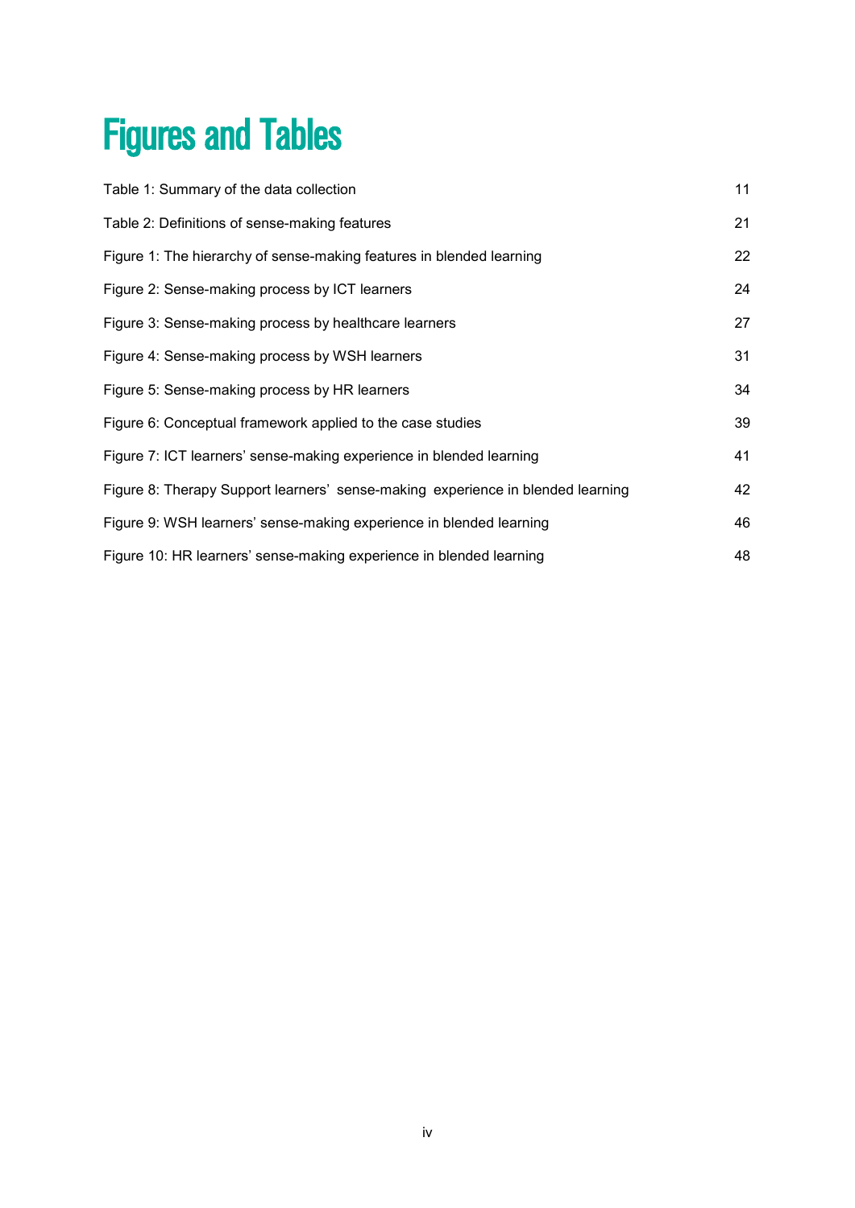# Figures and Tables

| | |
|---|---|
| Table 1: Summary of the data collection | 11 |
| Table 2: Definitions of sense-making features | 21 |
| Figure 1: The hierarchy of sense-making features in blended learning | 22 |
| Figure 2: Sense-making process by ICT learners | 24 |
| Figure 3: Sense-making process by healthcare learners | 27 |
| Figure 4: Sense-making process by WSH learners | 31 |
| Figure 5: Sense-making process by HR learners | 34 |
| Figure 6: Conceptual framework applied to the case studies | 39 |
| Figure 7: ICT learners' sense-making experience in blended learning | 41 |
| Figure 8: Therapy Support learners' sense-making experience in blended learning | 42 |
| Figure 9: WSH learners' sense-making experience in blended learning | 46 |
| Figure 10: HR learners' sense-making experience in blended learning | 48 |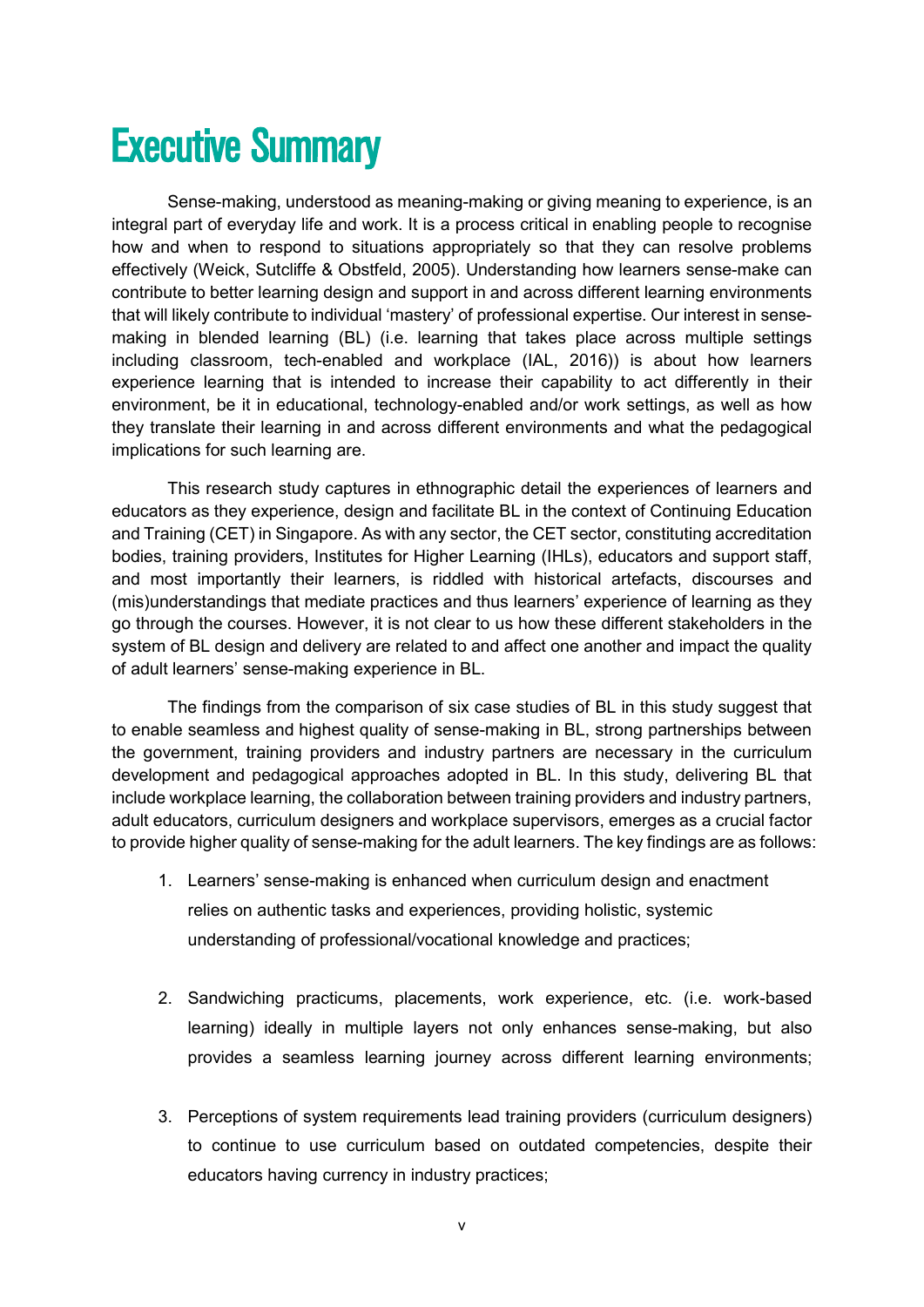# Executive Summary

Sense-making, understood as meaning-making or giving meaning to experience, is an integral part of everyday life and work. It is a process critical in enabling people to recognise how and when to respond to situations appropriately so that they can resolve problems effectively (Weick, Sutcliffe & Obstfeld, 2005). Understanding how learners sense-make can contribute to better learning design and support in and across different learning environments that will likely contribute to individual 'mastery' of professional expertise. Our interest in sense-making in blended learning (BL) (i.e. learning that takes place across multiple settings including classroom, tech-enabled and workplace (IAL, 2016)) is about how learners experience learning that is intended to increase their capability to act differently in their environment, be it in educational, technology-enabled and/or work settings, as well as how they translate their learning in and across different environments and what the pedagogical implications for such learning are.

This research study captures in ethnographic detail the experiences of learners and educators as they experience, design and facilitate BL in the context of Continuing Education and Training (CET) in Singapore. As with any sector, the CET sector, constituting accreditation bodies, training providers, Institutes for Higher Learning (IHLs), educators and support staff, and most importantly their learners, is riddled with historical artefacts, discourses and (mis)understandings that mediate practices and thus learners' experience of learning as they go through the courses. However, it is not clear to us how these different stakeholders in the system of BL design and delivery are related to and affect one another and impact the quality of adult learners' sense-making experience in BL.

The findings from the comparison of six case studies of BL in this study suggest that to enable seamless and highest quality of sense-making in BL, strong partnerships between the government, training providers and industry partners are necessary in the curriculum development and pedagogical approaches adopted in BL. In this study, delivering BL that include workplace learning, the collaboration between training providers and industry partners, adult educators, curriculum designers and workplace supervisors, emerges as a crucial factor to provide higher quality of sense-making for the adult learners. The key findings are as follows:

1. Learners' sense-making is enhanced when curriculum design and enactment relies on authentic tasks and experiences, providing holistic, systemic understanding of professional/vocational knowledge and practices;

2. Sandwiching practicums, placements, work experience, etc. (i.e. work-based learning) ideally in multiple layers not only enhances sense-making, but also provides a seamless learning journey across different learning environments;

3. Perceptions of system requirements lead training providers (curriculum designers) to continue to use curriculum based on outdated competencies, despite their educators having currency in industry practices;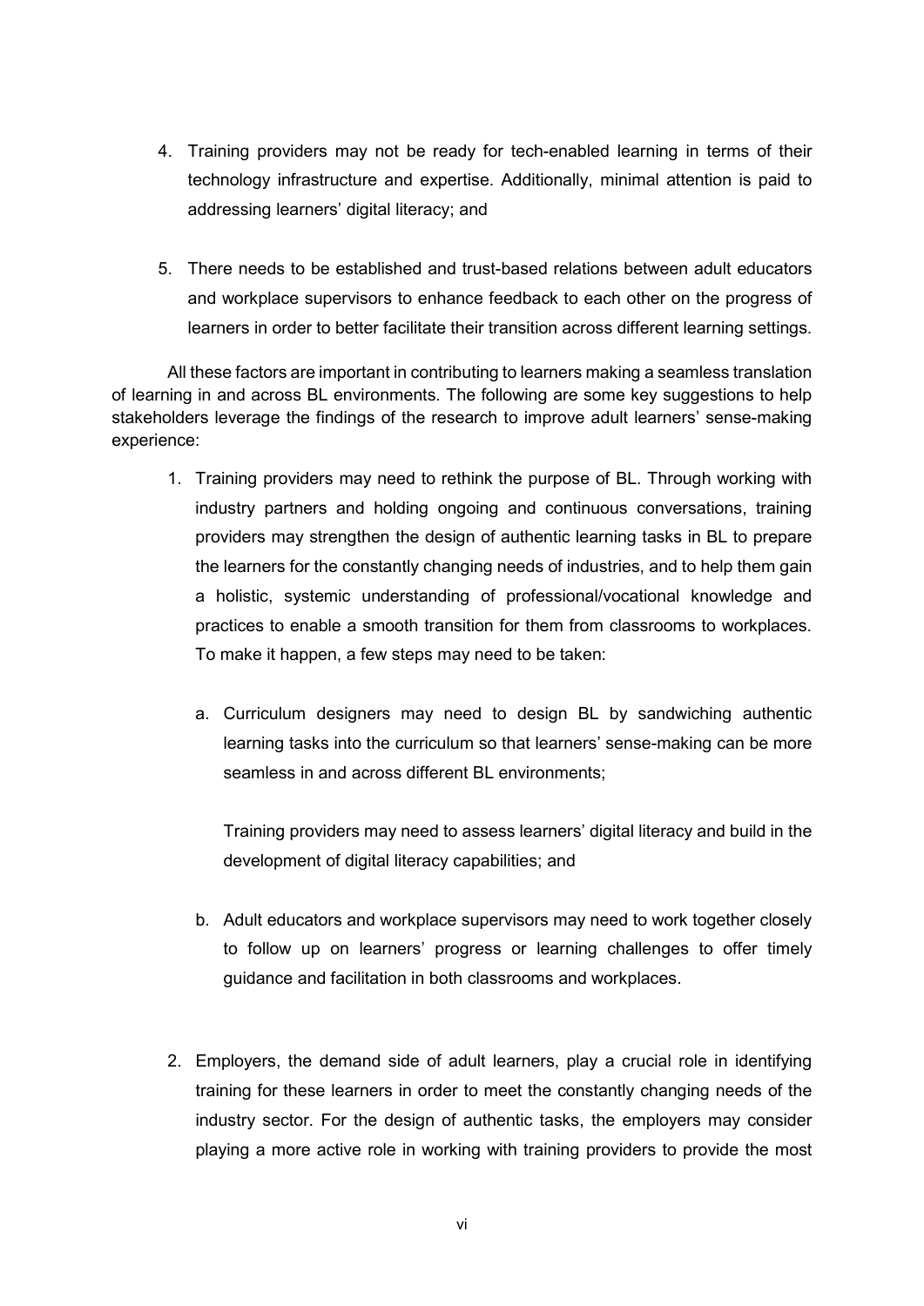4. Training providers may not be ready for tech-enabled learning in terms of their technology infrastructure and expertise. Additionally, minimal attention is paid to addressing learners' digital literacy; and

5. There needs to be established and trust-based relations between adult educators and workplace supervisors to enhance feedback to each other on the progress of learners in order to better facilitate their transition across different learning settings.

All these factors are important in contributing to learners making a seamless translation of learning in and across BL environments. The following are some key suggestions to help stakeholders leverage the findings of the research to improve adult learners' sense-making experience:

1. Training providers may need to rethink the purpose of BL. Through working with industry partners and holding ongoing and continuous conversations, training providers may strengthen the design of authentic learning tasks in BL to prepare the learners for the constantly changing needs of industries, and to help them gain a holistic, systemic understanding of professional/vocational knowledge and practices to enable a smooth transition for them from classrooms to workplaces. To make it happen, a few steps may need to be taken:

    a. Curriculum designers may need to design BL by sandwiching authentic learning tasks into the curriculum so that learners' sense-making can be more seamless in and across different BL environments;

       Training providers may need to assess learners' digital literacy and build in the development of digital literacy capabilities; and

    b. Adult educators and workplace supervisors may need to work together closely to follow up on learners' progress or learning challenges to offer timely guidance and facilitation in both classrooms and workplaces.

2. Employers, the demand side of adult learners, play a crucial role in identifying training for these learners in order to meet the constantly changing needs of the industry sector. For the design of authentic tasks, the employers may consider playing a more active role in working with training providers to provide the most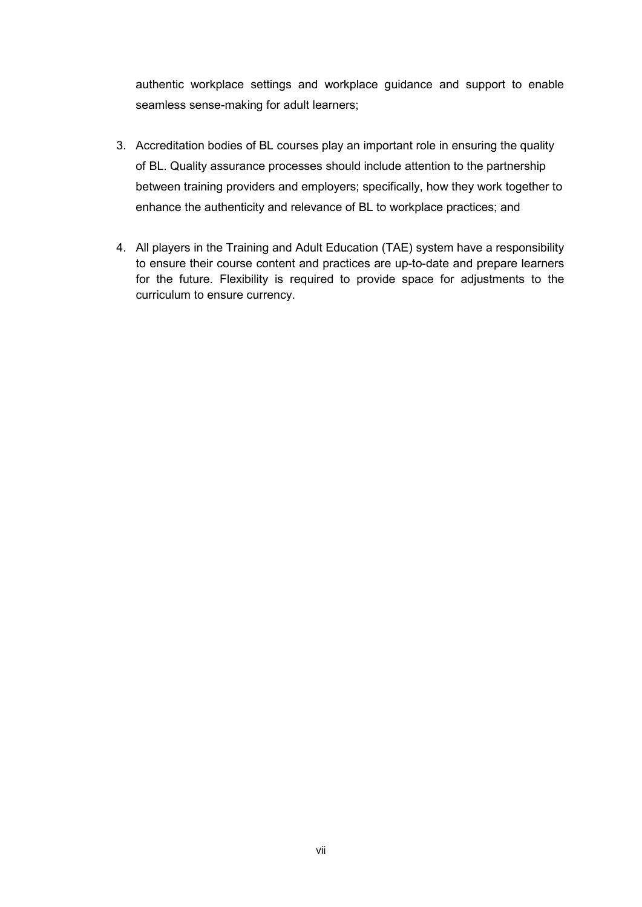authentic workplace settings and workplace guidance and support to enable seamless sense-making for adult learners;

3. Accreditation bodies of BL courses play an important role in ensuring the quality of BL. Quality assurance processes should include attention to the partnership between training providers and employers; specifically, how they work together to enhance the authenticity and relevance of BL to workplace practices; and

4. All players in the Training and Adult Education (TAE) system have a responsibility to ensure their course content and practices are up-to-date and prepare learners for the future. Flexibility is required to provide space for adjustments to the curriculum to ensure currency.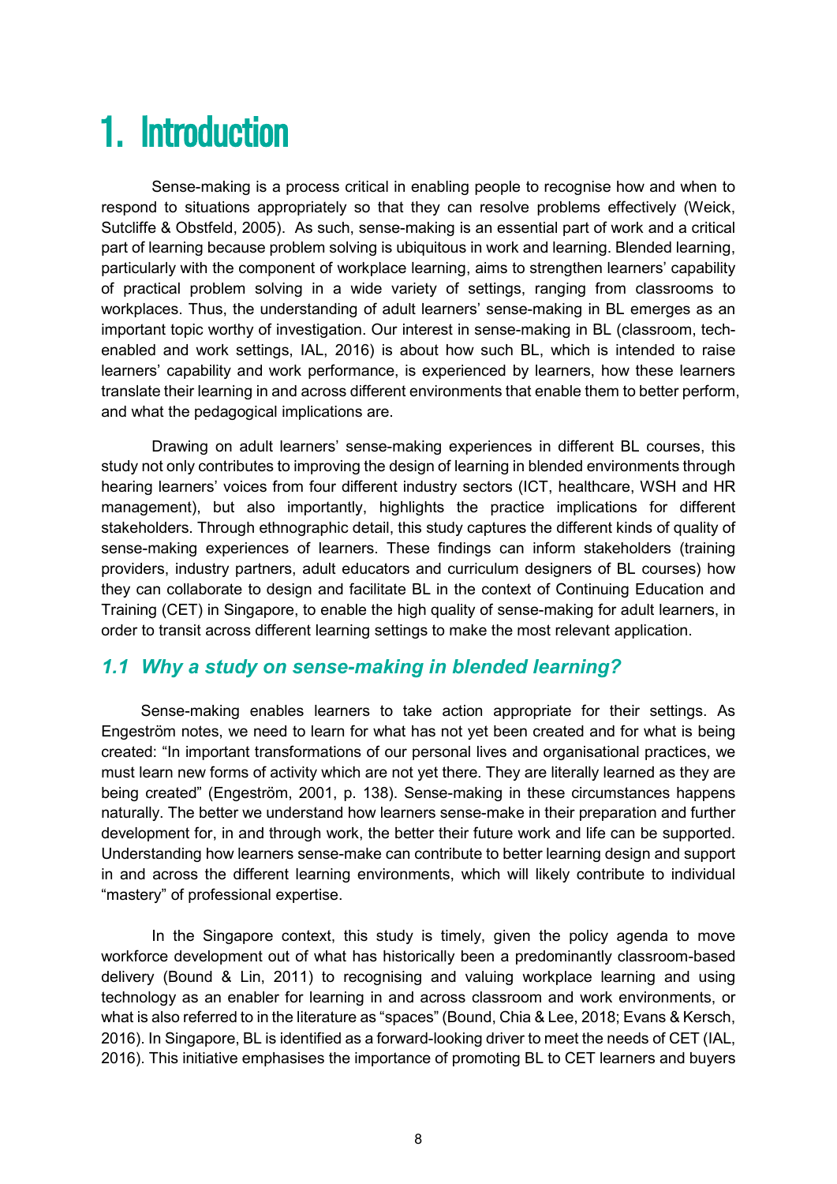# 1. Introduction

Sense-making is a process critical in enabling people to recognise how and when to respond to situations appropriately so that they can resolve problems effectively (Weick, Sutcliffe & Obstfeld, 2005). As such, sense-making is an essential part of work and a critical part of learning because problem solving is ubiquitous in work and learning. Blended learning, particularly with the component of workplace learning, aims to strengthen learners' capability of practical problem solving in a wide variety of settings, ranging from classrooms to workplaces. Thus, the understanding of adult learners' sense-making in BL emerges as an important topic worthy of investigation. Our interest in sense-making in BL (classroom, tech-enabled and work settings, IAL, 2016) is about how such BL, which is intended to raise learners' capability and work performance, is experienced by learners, how these learners translate their learning in and across different environments that enable them to better perform, and what the pedagogical implications are.

Drawing on adult learners' sense-making experiences in different BL courses, this study not only contributes to improving the design of learning in blended environments through hearing learners' voices from four different industry sectors (ICT, healthcare, WSH and HR management), but also importantly, highlights the practice implications for different stakeholders. Through ethnographic detail, this study captures the different kinds of quality of sense-making experiences of learners. These findings can inform stakeholders (training providers, industry partners, adult educators and curriculum designers of BL courses) how they can collaborate to design and facilitate BL in the context of Continuing Education and Training (CET) in Singapore, to enable the high quality of sense-making for adult learners, in order to transit across different learning settings to make the most relevant application.

## *1.1 Why a study on sense-making in blended learning?*

Sense-making enables learners to take action appropriate for their settings. As Engeström notes, we need to learn for what has not yet been created and for what is being created: "In important transformations of our personal lives and organisational practices, we must learn new forms of activity which are not yet there. They are literally learned as they are being created" (Engeström, 2001, p. 138). Sense-making in these circumstances happens naturally. The better we understand how learners sense-make in their preparation and further development for, in and through work, the better their future work and life can be supported. Understanding how learners sense-make can contribute to better learning design and support in and across the different learning environments, which will likely contribute to individual "mastery" of professional expertise.

In the Singapore context, this study is timely, given the policy agenda to move workforce development out of what has historically been a predominantly classroom-based delivery (Bound & Lin, 2011) to recognising and valuing workplace learning and using technology as an enabler for learning in and across classroom and work environments, or what is also referred to in the literature as "spaces" (Bound, Chia & Lee, 2018; Evans & Kersch, 2016). In Singapore, BL is identified as a forward-looking driver to meet the needs of CET (IAL, 2016). This initiative emphasises the importance of promoting BL to CET learners and buyers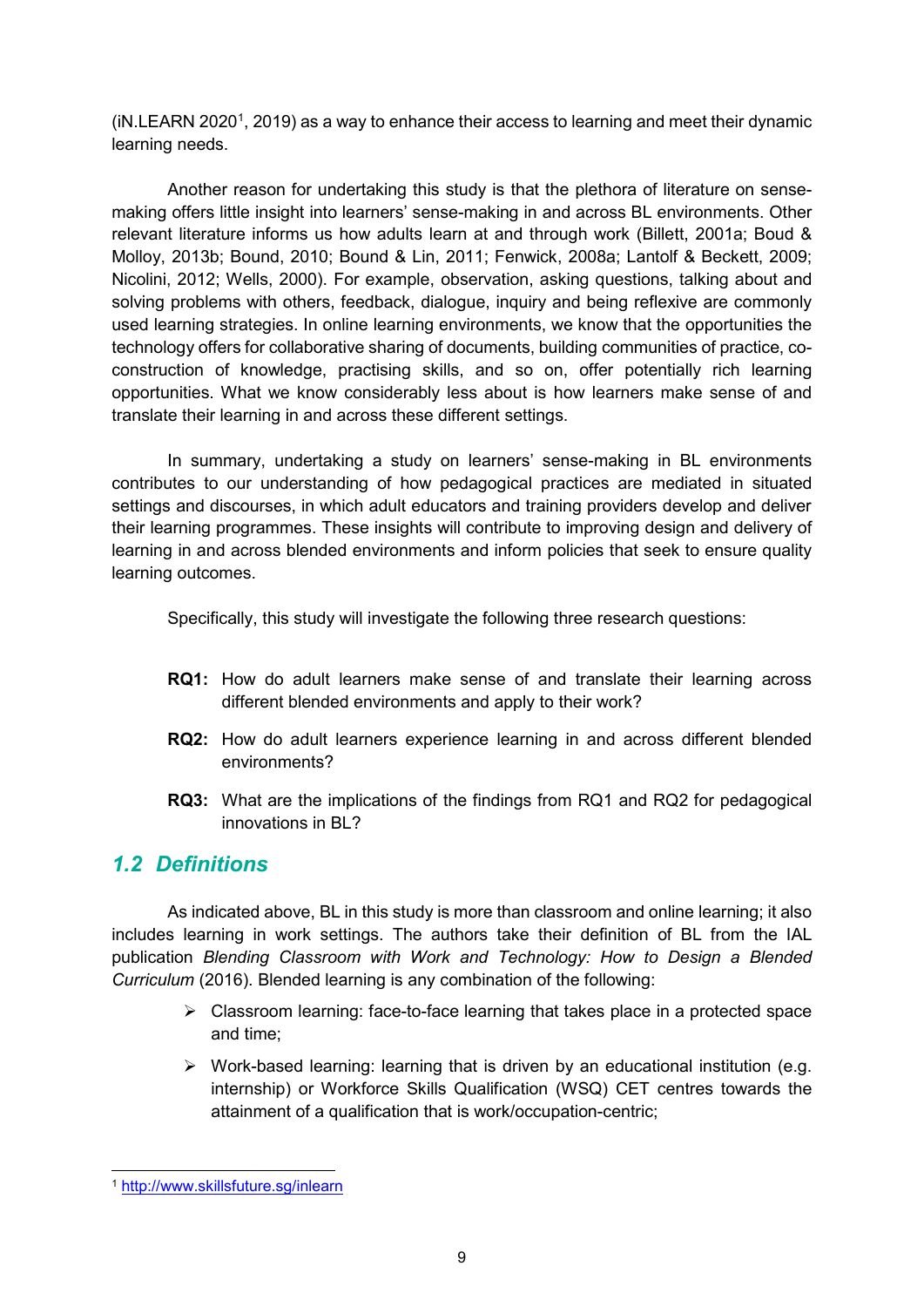(iN.LEARN 2020[1], 2019) as a way to enhance their access to learning and meet their dynamic learning needs.

Another reason for undertaking this study is that the plethora of literature on sense-making offers little insight into learners' sense-making in and across BL environments. Other relevant literature informs us how adults learn at and through work (Billett, 2001a; Boud & Molloy, 2013b; Bound, 2010; Bound & Lin, 2011; Fenwick, 2008a; Lantolf & Beckett, 2009; Nicolini, 2012; Wells, 2000). For example, observation, asking questions, talking about and solving problems with others, feedback, dialogue, inquiry and being reflexive are commonly used learning strategies. In online learning environments, we know that the opportunities the technology offers for collaborative sharing of documents, building communities of practice, co-construction of knowledge, practising skills, and so on, offer potentially rich learning opportunities. What we know considerably less about is how learners make sense of and translate their learning in and across these different settings.

In summary, undertaking a study on learners' sense-making in BL environments contributes to our understanding of how pedagogical practices are mediated in situated settings and discourses, in which adult educators and training providers develop and deliver their learning programmes. These insights will contribute to improving design and delivery of learning in and across blended environments and inform policies that seek to ensure quality learning outcomes.

Specifically, this study will investigate the following three research questions:

**RQ1:** How do adult learners make sense of and translate their learning across different blended environments and apply to their work?

**RQ2:** How do adult learners experience learning in and across different blended environments?

**RQ3:** What are the implications of the findings from RQ1 and RQ2 for pedagogical innovations in BL?

## *1.2 Definitions*

As indicated above, BL in this study is more than classroom and online learning; it also includes learning in work settings. The authors take their definition of BL from the IAL publication *Blending Classroom with Work and Technology: How to Design a Blended Curriculum* (2016). Blended learning is any combination of the following:

- Classroom learning: face-to-face learning that takes place in a protected space and time;
- Work-based learning: learning that is driven by an educational institution (e.g. internship) or Workforce Skills Qualification (WSQ) CET centres towards the attainment of a qualification that is work/occupation-centric;

[1] http://www.skillsfuture.sg/inlearn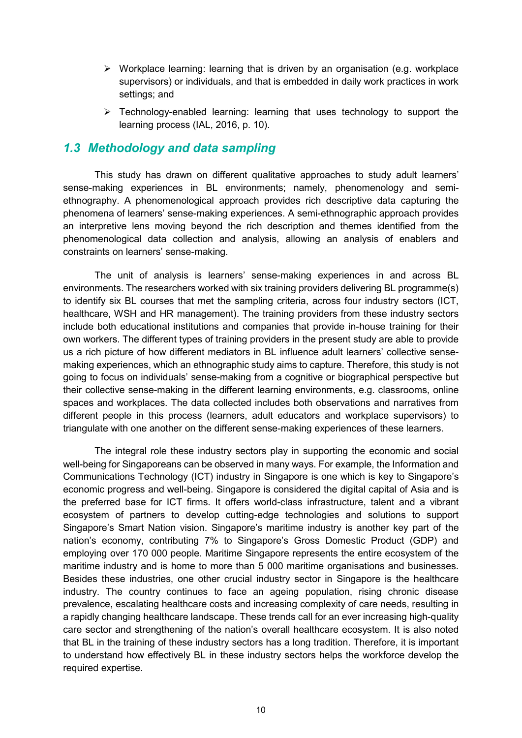- Workplace learning: learning that is driven by an organisation (e.g. workplace supervisors) or individuals, and that is embedded in daily work practices in work settings; and
- Technology-enabled learning: learning that uses technology to support the learning process (IAL, 2016, p. 10).

## *1.3 Methodology and data sampling*

This study has drawn on different qualitative approaches to study adult learners' sense-making experiences in BL environments; namely, phenomenology and semi-ethnography. A phenomenological approach provides rich descriptive data capturing the phenomena of learners' sense-making experiences. A semi-ethnographic approach provides an interpretive lens moving beyond the rich description and themes identified from the phenomenological data collection and analysis, allowing an analysis of enablers and constraints on learners' sense-making.

The unit of analysis is learners' sense-making experiences in and across BL environments. The researchers worked with six training providers delivering BL programme(s) to identify six BL courses that met the sampling criteria, across four industry sectors (ICT, healthcare, WSH and HR management). The training providers from these industry sectors include both educational institutions and companies that provide in-house training for their own workers. The different types of training providers in the present study are able to provide us a rich picture of how different mediators in BL influence adult learners' collective sense-making experiences, which an ethnographic study aims to capture. Therefore, this study is not going to focus on individuals' sense-making from a cognitive or biographical perspective but their collective sense-making in the different learning environments, e.g. classrooms, online spaces and workplaces. The data collected includes both observations and narratives from different people in this process (learners, adult educators and workplace supervisors) to triangulate with one another on the different sense-making experiences of these learners.

The integral role these industry sectors play in supporting the economic and social well-being for Singaporeans can be observed in many ways. For example, the Information and Communications Technology (ICT) industry in Singapore is one which is key to Singapore's economic progress and well-being. Singapore is considered the digital capital of Asia and is the preferred base for ICT firms. It offers world-class infrastructure, talent and a vibrant ecosystem of partners to develop cutting-edge technologies and solutions to support Singapore's Smart Nation vision. Singapore's maritime industry is another key part of the nation's economy, contributing 7% to Singapore's Gross Domestic Product (GDP) and employing over 170 000 people. Maritime Singapore represents the entire ecosystem of the maritime industry and is home to more than 5 000 maritime organisations and businesses. Besides these industries, one other crucial industry sector in Singapore is the healthcare industry. The country continues to face an ageing population, rising chronic disease prevalence, escalating healthcare costs and increasing complexity of care needs, resulting in a rapidly changing healthcare landscape. These trends call for an ever increasing high-quality care sector and strengthening of the nation's overall healthcare ecosystem. It is also noted that BL in the training of these industry sectors has a long tradition. Therefore, it is important to understand how effectively BL in these industry sectors helps the workforce develop the required expertise.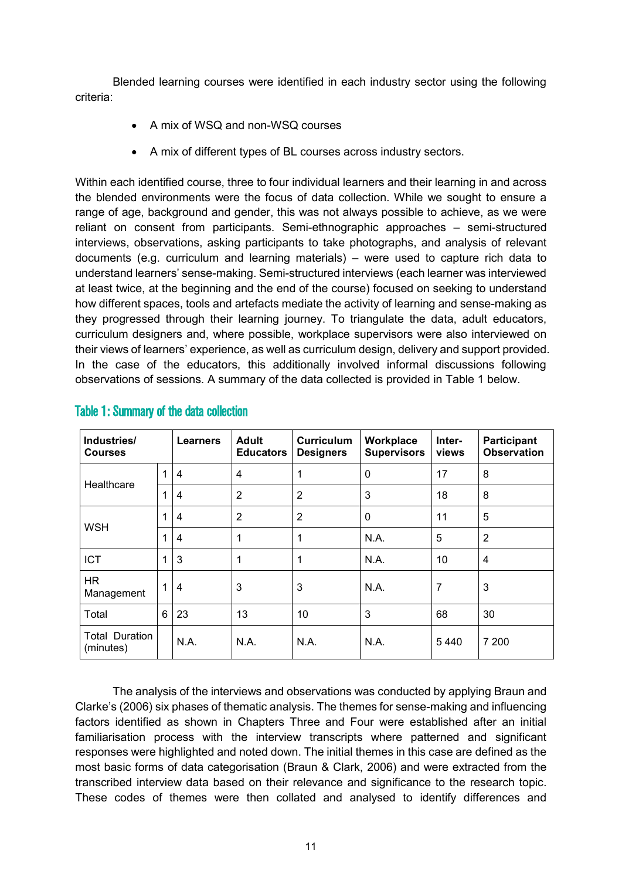Blended learning courses were identified in each industry sector using the following criteria:

- A mix of WSQ and non-WSQ courses
- A mix of different types of BL courses across industry sectors.

Within each identified course, three to four individual learners and their learning in and across the blended environments were the focus of data collection. While we sought to ensure a range of age, background and gender, this was not always possible to achieve, as we were reliant on consent from participants. Semi-ethnographic approaches – semi-structured interviews, observations, asking participants to take photographs, and analysis of relevant documents (e.g. curriculum and learning materials) – were used to capture rich data to understand learners' sense-making. Semi-structured interviews (each learner was interviewed at least twice, at the beginning and the end of the course) focused on seeking to understand how different spaces, tools and artefacts mediate the activity of learning and sense-making as they progressed through their learning journey. To triangulate the data, adult educators, curriculum designers and, where possible, workplace supervisors were also interviewed on their views of learners' experience, as well as curriculum design, delivery and support provided. In the case of the educators, this additionally involved informal discussions following observations of sessions. A summary of the data collected is provided in Table 1 below.

### Table 1: Summary of the data collection

| Industries/ Courses | | Learners | Adult Educators | Curriculum Designers | Workplace Supervisors | Inter-views | Participant Observation |
|---|---|---|---|---|---|---|---|
| Healthcare | 1 | 4 | 4 | 1 | 0 | 17 | 8 |
| | 1 | 4 | 2 | 2 | 3 | 18 | 8 |
| WSH | 1 | 4 | 2 | 2 | 0 | 11 | 5 |
| | 1 | 4 | 1 | 1 | N.A. | 5 | 2 |
| ICT | 1 | 3 | 1 | 1 | N.A. | 10 | 4 |
| HR Management | 1 | 4 | 3 | 3 | N.A. | 7 | 3 |
| Total | 6 | 23 | 13 | 10 | 3 | 68 | 30 |
| Total Duration (minutes) | | N.A. | N.A. | N.A. | N.A. | 5 440 | 7 200 |

The analysis of the interviews and observations was conducted by applying Braun and Clarke's (2006) six phases of thematic analysis. The themes for sense-making and influencing factors identified as shown in Chapters Three and Four were established after an initial familiarisation process with the interview transcripts where patterned and significant responses were highlighted and noted down. The initial themes in this case are defined as the most basic forms of data categorisation (Braun & Clark, 2006) and were extracted from the transcribed interview data based on their relevance and significance to the research topic. These codes of themes were then collated and analysed to identify differences and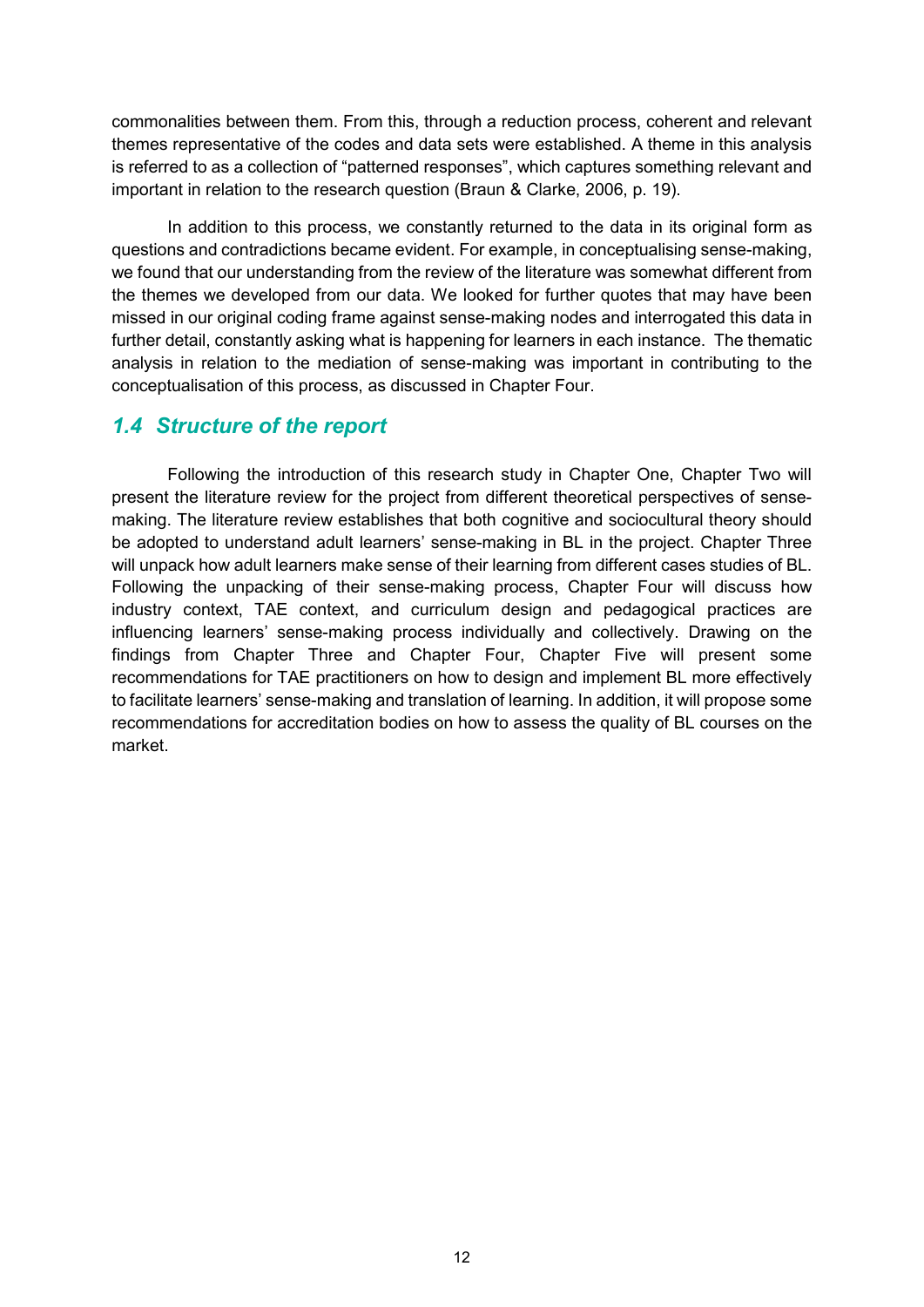commonalities between them. From this, through a reduction process, coherent and relevant themes representative of the codes and data sets were established. A theme in this analysis is referred to as a collection of "patterned responses", which captures something relevant and important in relation to the research question (Braun & Clarke, 2006, p. 19).

In addition to this process, we constantly returned to the data in its original form as questions and contradictions became evident. For example, in conceptualising sense-making, we found that our understanding from the review of the literature was somewhat different from the themes we developed from our data. We looked for further quotes that may have been missed in our original coding frame against sense-making nodes and interrogated this data in further detail, constantly asking what is happening for learners in each instance. The thematic analysis in relation to the mediation of sense-making was important in contributing to the conceptualisation of this process, as discussed in Chapter Four.

## *1.4 Structure of the report*

Following the introduction of this research study in Chapter One, Chapter Two will present the literature review for the project from different theoretical perspectives of sense-making. The literature review establishes that both cognitive and sociocultural theory should be adopted to understand adult learners' sense-making in BL in the project. Chapter Three will unpack how adult learners make sense of their learning from different cases studies of BL. Following the unpacking of their sense-making process, Chapter Four will discuss how industry context, TAE context, and curriculum design and pedagogical practices are influencing learners' sense-making process individually and collectively. Drawing on the findings from Chapter Three and Chapter Four, Chapter Five will present some recommendations for TAE practitioners on how to design and implement BL more effectively to facilitate learners' sense-making and translation of learning. In addition, it will propose some recommendations for accreditation bodies on how to assess the quality of BL courses on the market.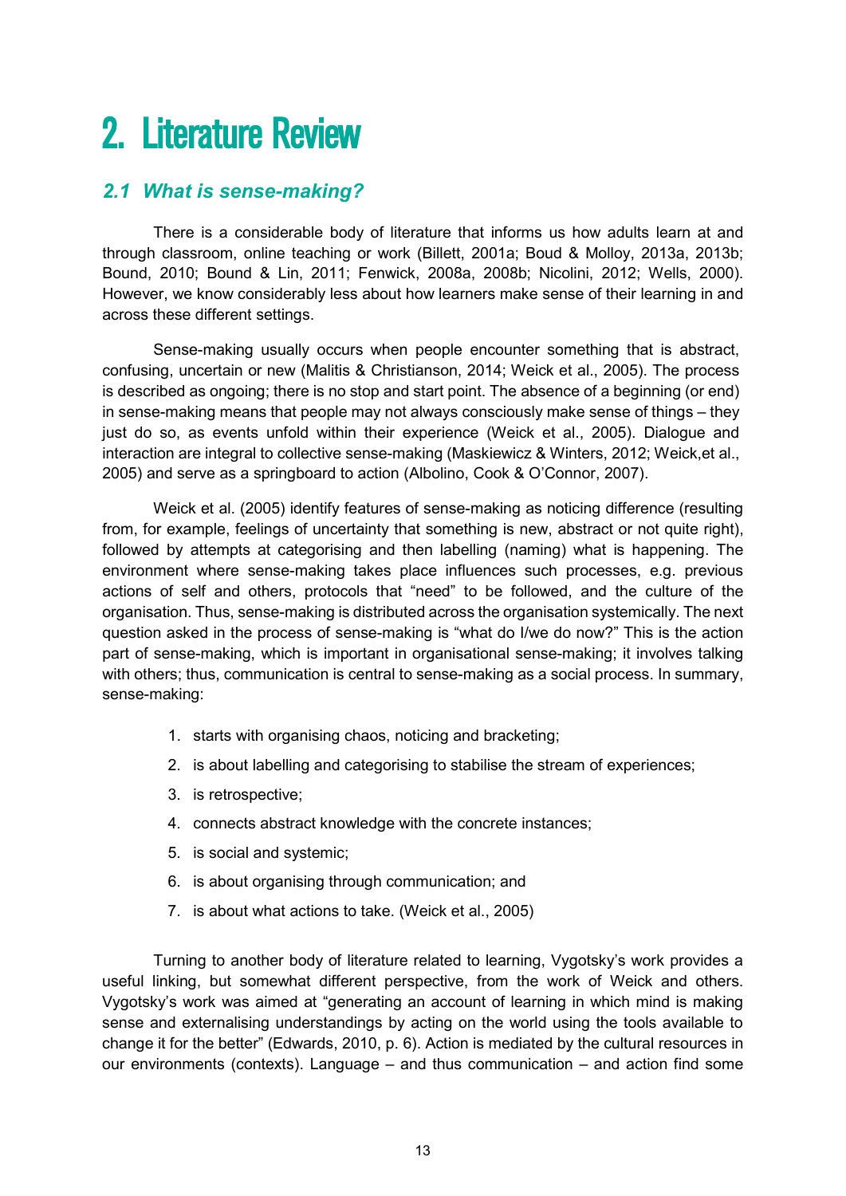# 2. Literature Review

## *2.1 What is sense-making?*

There is a considerable body of literature that informs us how adults learn at and through classroom, online teaching or work (Billett, 2001a; Boud & Molloy, 2013a, 2013b; Bound, 2010; Bound & Lin, 2011; Fenwick, 2008a, 2008b; Nicolini, 2012; Wells, 2000). However, we know considerably less about how learners make sense of their learning in and across these different settings.

Sense-making usually occurs when people encounter something that is abstract, confusing, uncertain or new (Malitis & Christianson, 2014; Weick et al., 2005). The process is described as ongoing; there is no stop and start point. The absence of a beginning (or end) in sense-making means that people may not always consciously make sense of things – they just do so, as events unfold within their experience (Weick et al., 2005). Dialogue and interaction are integral to collective sense-making (Maskiewicz & Winters, 2012; Weick,et al., 2005) and serve as a springboard to action (Albolino, Cook & O'Connor, 2007).

Weick et al. (2005) identify features of sense-making as noticing difference (resulting from, for example, feelings of uncertainty that something is new, abstract or not quite right), followed by attempts at categorising and then labelling (naming) what is happening. The environment where sense-making takes place influences such processes, e.g. previous actions of self and others, protocols that "need" to be followed, and the culture of the organisation. Thus, sense-making is distributed across the organisation systemically. The next question asked in the process of sense-making is "what do I/we do now?" This is the action part of sense-making, which is important in organisational sense-making; it involves talking with others; thus, communication is central to sense-making as a social process. In summary, sense-making:

1. starts with organising chaos, noticing and bracketing;
2. is about labelling and categorising to stabilise the stream of experiences;
3. is retrospective;
4. connects abstract knowledge with the concrete instances;
5. is social and systemic;
6. is about organising through communication; and
7. is about what actions to take. (Weick et al., 2005)

Turning to another body of literature related to learning, Vygotsky's work provides a useful linking, but somewhat different perspective, from the work of Weick and others. Vygotsky's work was aimed at "generating an account of learning in which mind is making sense and externalising understandings by acting on the world using the tools available to change it for the better" (Edwards, 2010, p. 6). Action is mediated by the cultural resources in our environments (contexts). Language – and thus communication – and action find some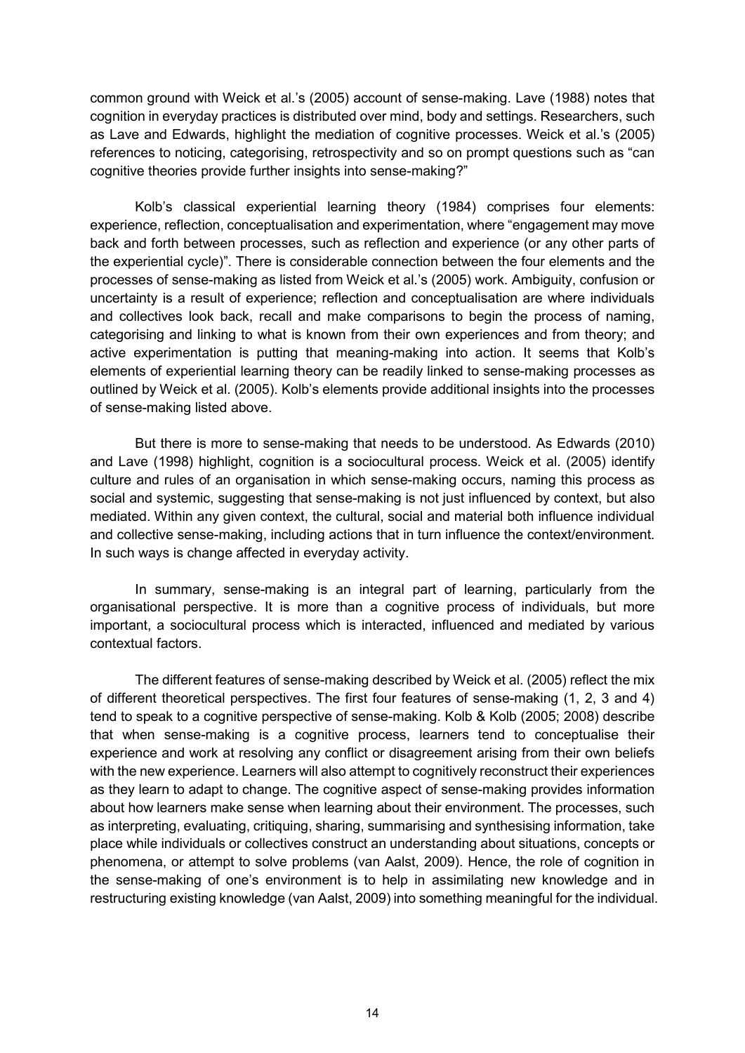common ground with Weick et al.'s (2005) account of sense-making. Lave (1988) notes that cognition in everyday practices is distributed over mind, body and settings. Researchers, such as Lave and Edwards, highlight the mediation of cognitive processes. Weick et al.'s (2005) references to noticing, categorising, retrospectivity and so on prompt questions such as "can cognitive theories provide further insights into sense-making?"

Kolb's classical experiential learning theory (1984) comprises four elements: experience, reflection, conceptualisation and experimentation, where "engagement may move back and forth between processes, such as reflection and experience (or any other parts of the experiential cycle)". There is considerable connection between the four elements and the processes of sense-making as listed from Weick et al.'s (2005) work. Ambiguity, confusion or uncertainty is a result of experience; reflection and conceptualisation are where individuals and collectives look back, recall and make comparisons to begin the process of naming, categorising and linking to what is known from their own experiences and from theory; and active experimentation is putting that meaning-making into action. It seems that Kolb's elements of experiential learning theory can be readily linked to sense-making processes as outlined by Weick et al. (2005). Kolb's elements provide additional insights into the processes of sense-making listed above.

But there is more to sense-making that needs to be understood. As Edwards (2010) and Lave (1998) highlight, cognition is a sociocultural process. Weick et al. (2005) identify culture and rules of an organisation in which sense-making occurs, naming this process as social and systemic, suggesting that sense-making is not just influenced by context, but also mediated. Within any given context, the cultural, social and material both influence individual and collective sense-making, including actions that in turn influence the context/environment. In such ways is change affected in everyday activity.

In summary, sense-making is an integral part of learning, particularly from the organisational perspective. It is more than a cognitive process of individuals, but more important, a sociocultural process which is interacted, influenced and mediated by various contextual factors.

The different features of sense-making described by Weick et al. (2005) reflect the mix of different theoretical perspectives. The first four features of sense-making (1, 2, 3 and 4) tend to speak to a cognitive perspective of sense-making. Kolb & Kolb (2005; 2008) describe that when sense-making is a cognitive process, learners tend to conceptualise their experience and work at resolving any conflict or disagreement arising from their own beliefs with the new experience. Learners will also attempt to cognitively reconstruct their experiences as they learn to adapt to change. The cognitive aspect of sense-making provides information about how learners make sense when learning about their environment. The processes, such as interpreting, evaluating, critiquing, sharing, summarising and synthesising information, take place while individuals or collectives construct an understanding about situations, concepts or phenomena, or attempt to solve problems (van Aalst, 2009). Hence, the role of cognition in the sense-making of one's environment is to help in assimilating new knowledge and in restructuring existing knowledge (van Aalst, 2009) into something meaningful for the individual.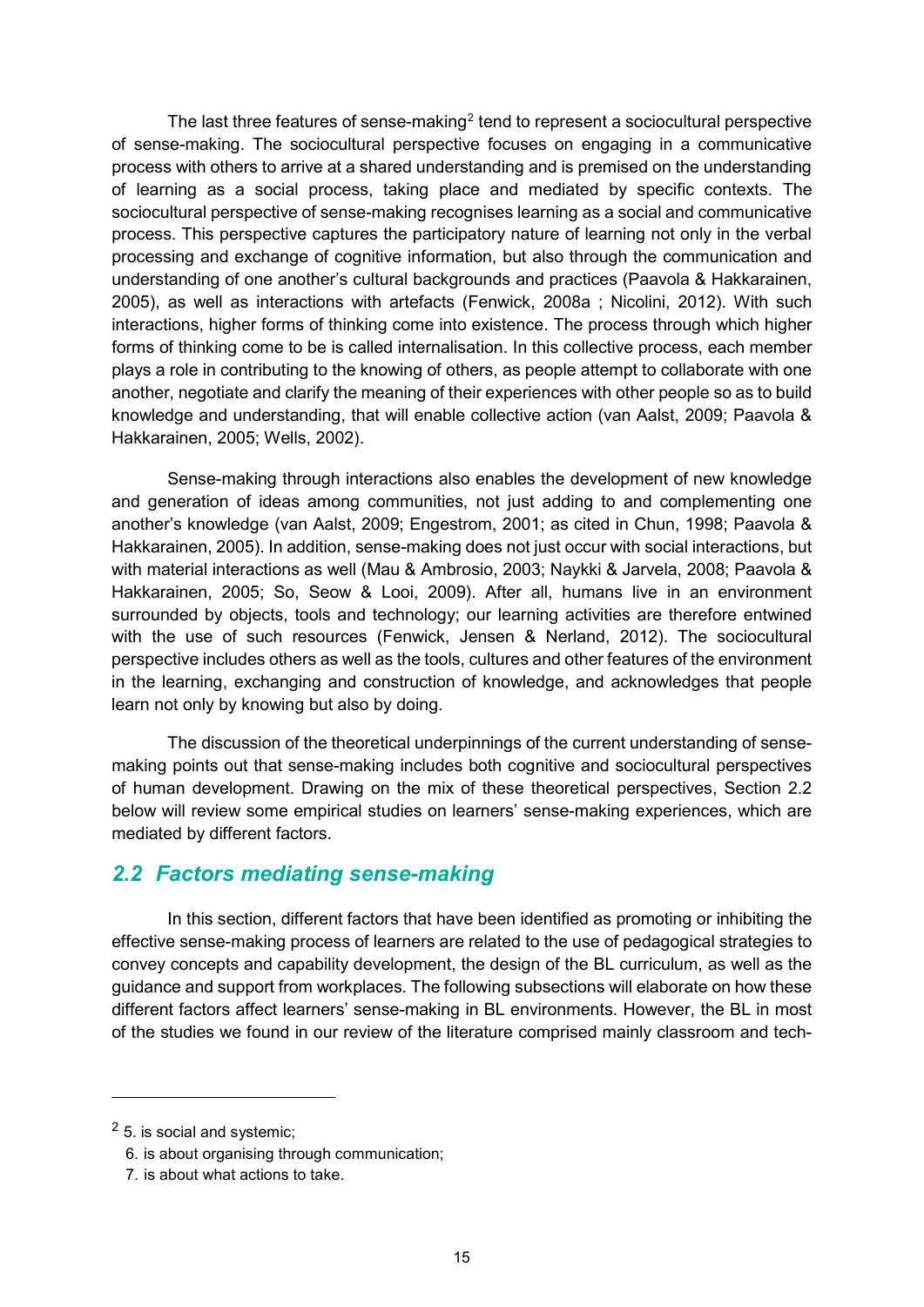The last three features of sense-making[2] tend to represent a sociocultural perspective of sense-making. The sociocultural perspective focuses on engaging in a communicative process with others to arrive at a shared understanding and is premised on the understanding of learning as a social process, taking place and mediated by specific contexts. The sociocultural perspective of sense-making recognises learning as a social and communicative process. This perspective captures the participatory nature of learning not only in the verbal processing and exchange of cognitive information, but also through the communication and understanding of one another's cultural backgrounds and practices (Paavola & Hakkarainen, 2005), as well as interactions with artefacts (Fenwick, 2008a ; Nicolini, 2012). With such interactions, higher forms of thinking come into existence. The process through which higher forms of thinking come to be is called internalisation. In this collective process, each member plays a role in contributing to the knowing of others, as people attempt to collaborate with one another, negotiate and clarify the meaning of their experiences with other people so as to build knowledge and understanding, that will enable collective action (van Aalst, 2009; Paavola & Hakkarainen, 2005; Wells, 2002).

Sense-making through interactions also enables the development of new knowledge and generation of ideas among communities, not just adding to and complementing one another's knowledge (van Aalst, 2009; Engestrom, 2001; as cited in Chun, 1998; Paavola & Hakkarainen, 2005). In addition, sense-making does not just occur with social interactions, but with material interactions as well (Mau & Ambrosio, 2003; Naykki & Jarvela, 2008; Paavola & Hakkarainen, 2005; So, Seow & Looi, 2009). After all, humans live in an environment surrounded by objects, tools and technology; our learning activities are therefore entwined with the use of such resources (Fenwick, Jensen & Nerland, 2012). The sociocultural perspective includes others as well as the tools, cultures and other features of the environment in the learning, exchanging and construction of knowledge, and acknowledges that people learn not only by knowing but also by doing.

The discussion of the theoretical underpinnings of the current understanding of sense-making points out that sense-making includes both cognitive and sociocultural perspectives of human development. Drawing on the mix of these theoretical perspectives, Section 2.2 below will review some empirical studies on learners' sense-making experiences, which are mediated by different factors.

## *2.2 Factors mediating sense-making*

In this section, different factors that have been identified as promoting or inhibiting the effective sense-making process of learners are related to the use of pedagogical strategies to convey concepts and capability development, the design of the BL curriculum, as well as the guidance and support from workplaces. The following subsections will elaborate on how these different factors affect learners' sense-making in BL environments. However, the BL in most of the studies we found in our review of the literature comprised mainly classroom and tech-

---

[2] 5. is social and systemic;
6. is about organising through communication;
7. is about what actions to take.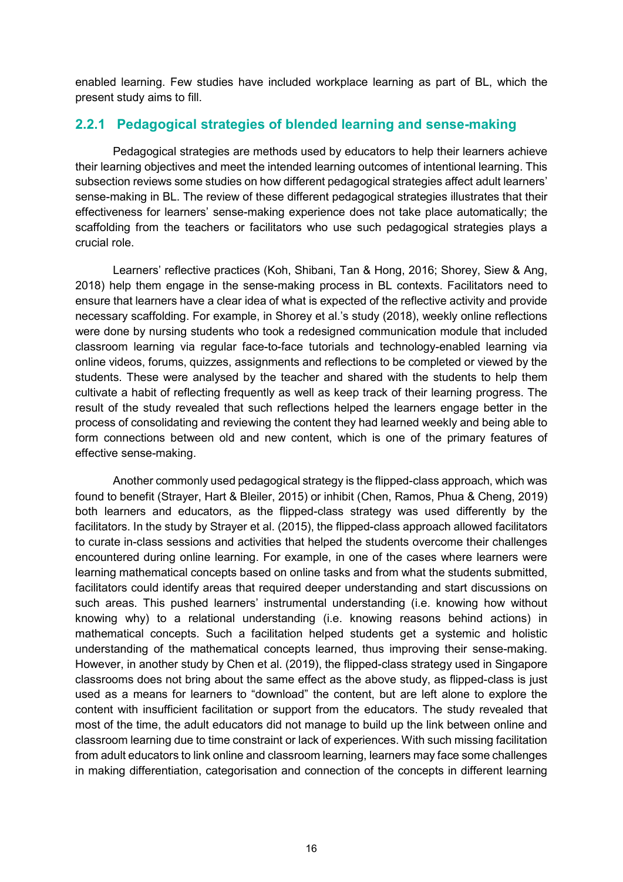enabled learning. Few studies have included workplace learning as part of BL, which the present study aims to fill.

### 2.2.1 Pedagogical strategies of blended learning and sense-making

Pedagogical strategies are methods used by educators to help their learners achieve their learning objectives and meet the intended learning outcomes of intentional learning. This subsection reviews some studies on how different pedagogical strategies affect adult learners' sense-making in BL. The review of these different pedagogical strategies illustrates that their effectiveness for learners' sense-making experience does not take place automatically; the scaffolding from the teachers or facilitators who use such pedagogical strategies plays a crucial role.

Learners' reflective practices (Koh, Shibani, Tan & Hong, 2016; Shorey, Siew & Ang, 2018) help them engage in the sense-making process in BL contexts. Facilitators need to ensure that learners have a clear idea of what is expected of the reflective activity and provide necessary scaffolding. For example, in Shorey et al.'s study (2018), weekly online reflections were done by nursing students who took a redesigned communication module that included classroom learning via regular face-to-face tutorials and technology-enabled learning via online videos, forums, quizzes, assignments and reflections to be completed or viewed by the students. These were analysed by the teacher and shared with the students to help them cultivate a habit of reflecting frequently as well as keep track of their learning progress. The result of the study revealed that such reflections helped the learners engage better in the process of consolidating and reviewing the content they had learned weekly and being able to form connections between old and new content, which is one of the primary features of effective sense-making.

Another commonly used pedagogical strategy is the flipped-class approach, which was found to benefit (Strayer, Hart & Bleiler, 2015) or inhibit (Chen, Ramos, Phua & Cheng, 2019) both learners and educators, as the flipped-class strategy was used differently by the facilitators. In the study by Strayer et al. (2015), the flipped-class approach allowed facilitators to curate in-class sessions and activities that helped the students overcome their challenges encountered during online learning. For example, in one of the cases where learners were learning mathematical concepts based on online tasks and from what the students submitted, facilitators could identify areas that required deeper understanding and start discussions on such areas. This pushed learners' instrumental understanding (i.e. knowing how without knowing why) to a relational understanding (i.e. knowing reasons behind actions) in mathematical concepts. Such a facilitation helped students get a systemic and holistic understanding of the mathematical concepts learned, thus improving their sense-making. However, in another study by Chen et al. (2019), the flipped-class strategy used in Singapore classrooms does not bring about the same effect as the above study, as flipped-class is just used as a means for learners to "download" the content, but are left alone to explore the content with insufficient facilitation or support from the educators. The study revealed that most of the time, the adult educators did not manage to build up the link between online and classroom learning due to time constraint or lack of experiences. With such missing facilitation from adult educators to link online and classroom learning, learners may face some challenges in making differentiation, categorisation and connection of the concepts in different learning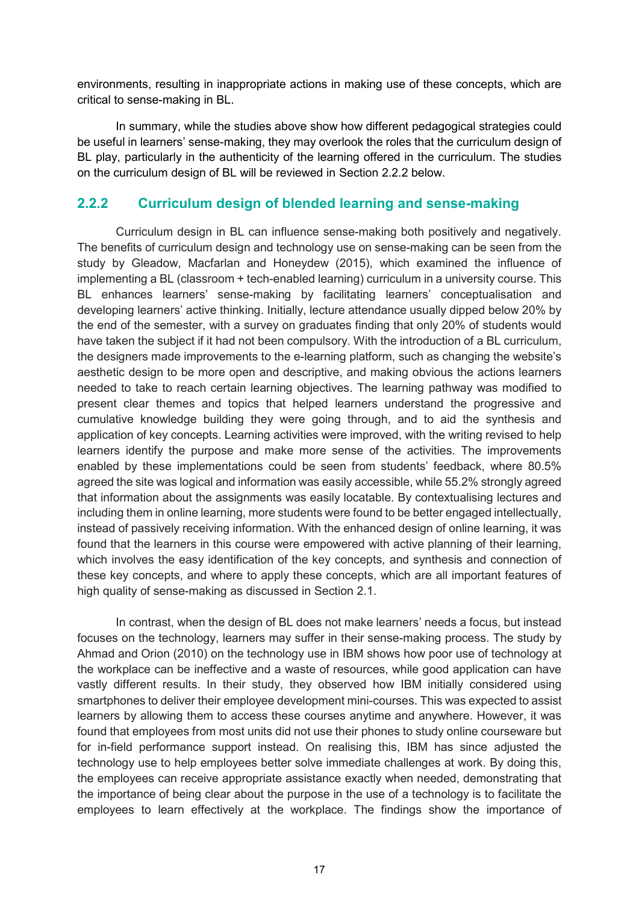environments, resulting in inappropriate actions in making use of these concepts, which are critical to sense-making in BL.

In summary, while the studies above show how different pedagogical strategies could be useful in learners' sense-making, they may overlook the roles that the curriculum design of BL play, particularly in the authenticity of the learning offered in the curriculum. The studies on the curriculum design of BL will be reviewed in Section 2.2.2 below.

### 2.2.2 Curriculum design of blended learning and sense-making

Curriculum design in BL can influence sense-making both positively and negatively. The benefits of curriculum design and technology use on sense-making can be seen from the study by Gleadow, Macfarlan and Honeydew (2015), which examined the influence of implementing a BL (classroom + tech-enabled learning) curriculum in a university course. This BL enhances learners' sense-making by facilitating learners' conceptualisation and developing learners' active thinking. Initially, lecture attendance usually dipped below 20% by the end of the semester, with a survey on graduates finding that only 20% of students would have taken the subject if it had not been compulsory. With the introduction of a BL curriculum, the designers made improvements to the e-learning platform, such as changing the website's aesthetic design to be more open and descriptive, and making obvious the actions learners needed to take to reach certain learning objectives. The learning pathway was modified to present clear themes and topics that helped learners understand the progressive and cumulative knowledge building they were going through, and to aid the synthesis and application of key concepts. Learning activities were improved, with the writing revised to help learners identify the purpose and make more sense of the activities. The improvements enabled by these implementations could be seen from students' feedback, where 80.5% agreed the site was logical and information was easily accessible, while 55.2% strongly agreed that information about the assignments was easily locatable. By contextualising lectures and including them in online learning, more students were found to be better engaged intellectually, instead of passively receiving information. With the enhanced design of online learning, it was found that the learners in this course were empowered with active planning of their learning, which involves the easy identification of the key concepts, and synthesis and connection of these key concepts, and where to apply these concepts, which are all important features of high quality of sense-making as discussed in Section 2.1.

In contrast, when the design of BL does not make learners' needs a focus, but instead focuses on the technology, learners may suffer in their sense-making process. The study by Ahmad and Orion (2010) on the technology use in IBM shows how poor use of technology at the workplace can be ineffective and a waste of resources, while good application can have vastly different results. In their study, they observed how IBM initially considered using smartphones to deliver their employee development mini-courses. This was expected to assist learners by allowing them to access these courses anytime and anywhere. However, it was found that employees from most units did not use their phones to study online courseware but for in-field performance support instead. On realising this, IBM has since adjusted the technology use to help employees better solve immediate challenges at work. By doing this, the employees can receive appropriate assistance exactly when needed, demonstrating that the importance of being clear about the purpose in the use of a technology is to facilitate the employees to learn effectively at the workplace. The findings show the importance of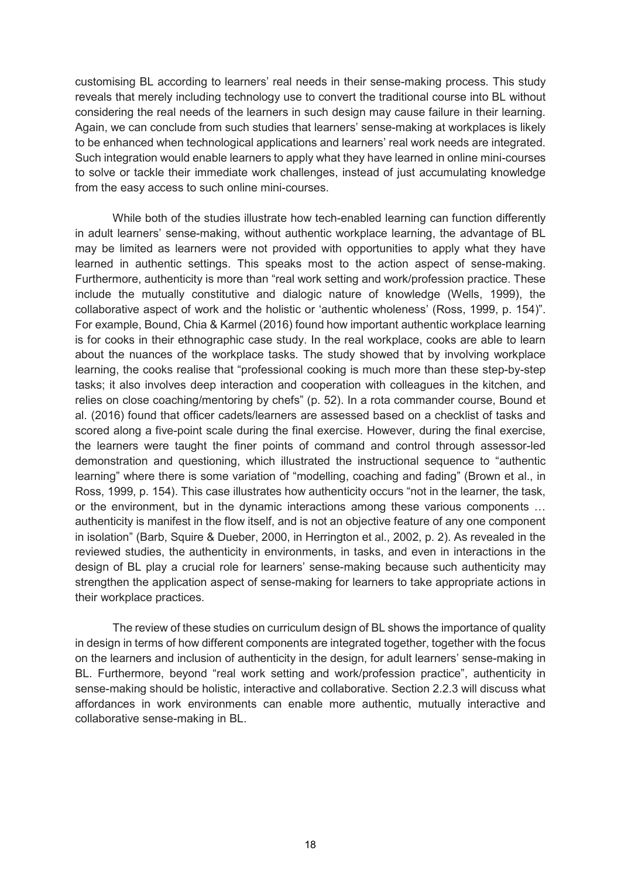customising BL according to learners' real needs in their sense-making process. This study reveals that merely including technology use to convert the traditional course into BL without considering the real needs of the learners in such design may cause failure in their learning. Again, we can conclude from such studies that learners' sense-making at workplaces is likely to be enhanced when technological applications and learners' real work needs are integrated. Such integration would enable learners to apply what they have learned in online mini-courses to solve or tackle their immediate work challenges, instead of just accumulating knowledge from the easy access to such online mini-courses.

While both of the studies illustrate how tech-enabled learning can function differently in adult learners' sense-making, without authentic workplace learning, the advantage of BL may be limited as learners were not provided with opportunities to apply what they have learned in authentic settings. This speaks most to the action aspect of sense-making. Furthermore, authenticity is more than "real work setting and work/profession practice. These include the mutually constitutive and dialogic nature of knowledge (Wells, 1999), the collaborative aspect of work and the holistic or 'authentic wholeness' (Ross, 1999, p. 154)". For example, Bound, Chia & Karmel (2016) found how important authentic workplace learning is for cooks in their ethnographic case study. In the real workplace, cooks are able to learn about the nuances of the workplace tasks. The study showed that by involving workplace learning, the cooks realise that "professional cooking is much more than these step-by-step tasks; it also involves deep interaction and cooperation with colleagues in the kitchen, and relies on close coaching/mentoring by chefs" (p. 52). In a rota commander course, Bound et al. (2016) found that officer cadets/learners are assessed based on a checklist of tasks and scored along a five-point scale during the final exercise. However, during the final exercise, the learners were taught the finer points of command and control through assessor-led demonstration and questioning, which illustrated the instructional sequence to "authentic learning" where there is some variation of "modelling, coaching and fading" (Brown et al., in Ross, 1999, p. 154). This case illustrates how authenticity occurs "not in the learner, the task, or the environment, but in the dynamic interactions among these various components … authenticity is manifest in the flow itself, and is not an objective feature of any one component in isolation" (Barb, Squire & Dueber, 2000, in Herrington et al., 2002, p. 2). As revealed in the reviewed studies, the authenticity in environments, in tasks, and even in interactions in the design of BL play a crucial role for learners' sense-making because such authenticity may strengthen the application aspect of sense-making for learners to take appropriate actions in their workplace practices.

The review of these studies on curriculum design of BL shows the importance of quality in design in terms of how different components are integrated together, together with the focus on the learners and inclusion of authenticity in the design, for adult learners' sense-making in BL. Furthermore, beyond "real work setting and work/profession practice", authenticity in sense-making should be holistic, interactive and collaborative. Section 2.2.3 will discuss what affordances in work environments can enable more authentic, mutually interactive and collaborative sense-making in BL.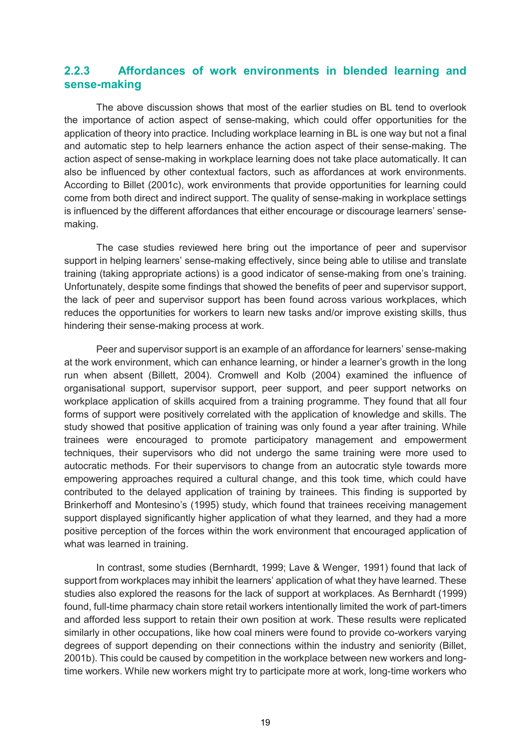### 2.2.3 Affordances of work environments in blended learning and sense-making

The above discussion shows that most of the earlier studies on BL tend to overlook the importance of action aspect of sense-making, which could offer opportunities for the application of theory into practice. Including workplace learning in BL is one way but not a final and automatic step to help learners enhance the action aspect of their sense-making. The action aspect of sense-making in workplace learning does not take place automatically. It can also be influenced by other contextual factors, such as affordances at work environments. According to Billet (2001c), work environments that provide opportunities for learning could come from both direct and indirect support. The quality of sense-making in workplace settings is influenced by the different affordances that either encourage or discourage learners' sense-making.

The case studies reviewed here bring out the importance of peer and supervisor support in helping learners' sense-making effectively, since being able to utilise and translate training (taking appropriate actions) is a good indicator of sense-making from one's training. Unfortunately, despite some findings that showed the benefits of peer and supervisor support, the lack of peer and supervisor support has been found across various workplaces, which reduces the opportunities for workers to learn new tasks and/or improve existing skills, thus hindering their sense-making process at work.

Peer and supervisor support is an example of an affordance for learners' sense-making at the work environment, which can enhance learning, or hinder a learner's growth in the long run when absent (Billett, 2004). Cromwell and Kolb (2004) examined the influence of organisational support, supervisor support, peer support, and peer support networks on workplace application of skills acquired from a training programme. They found that all four forms of support were positively correlated with the application of knowledge and skills. The study showed that positive application of training was only found a year after training. While trainees were encouraged to promote participatory management and empowerment techniques, their supervisors who did not undergo the same training were more used to autocratic methods. For their supervisors to change from an autocratic style towards more empowering approaches required a cultural change, and this took time, which could have contributed to the delayed application of training by trainees. This finding is supported by Brinkerhoff and Montesino's (1995) study, which found that trainees receiving management support displayed significantly higher application of what they learned, and they had a more positive perception of the forces within the work environment that encouraged application of what was learned in training.

In contrast, some studies (Bernhardt, 1999; Lave & Wenger, 1991) found that lack of support from workplaces may inhibit the learners' application of what they have learned. These studies also explored the reasons for the lack of support at workplaces. As Bernhardt (1999) found, full-time pharmacy chain store retail workers intentionally limited the work of part-timers and afforded less support to retain their own position at work. These results were replicated similarly in other occupations, like how coal miners were found to provide co-workers varying degrees of support depending on their connections within the industry and seniority (Billet, 2001b). This could be caused by competition in the workplace between new workers and long-time workers. While new workers might try to participate more at work, long-time workers who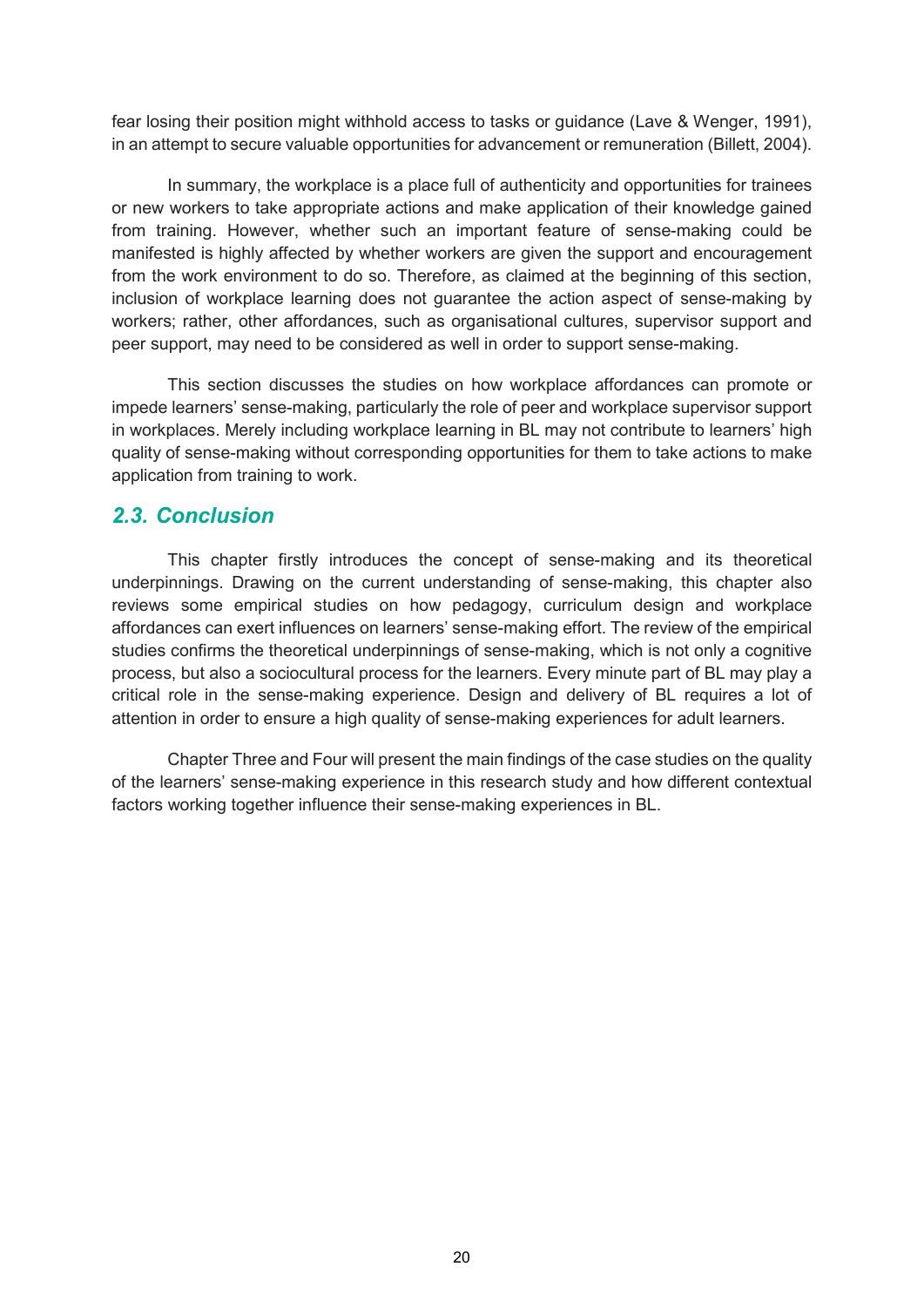fear losing their position might withhold access to tasks or guidance (Lave & Wenger, 1991), in an attempt to secure valuable opportunities for advancement or remuneration (Billett, 2004).

In summary, the workplace is a place full of authenticity and opportunities for trainees or new workers to take appropriate actions and make application of their knowledge gained from training. However, whether such an important feature of sense-making could be manifested is highly affected by whether workers are given the support and encouragement from the work environment to do so. Therefore, as claimed at the beginning of this section, inclusion of workplace learning does not guarantee the action aspect of sense-making by workers; rather, other affordances, such as organisational cultures, supervisor support and peer support, may need to be considered as well in order to support sense-making.

This section discusses the studies on how workplace affordances can promote or impede learners' sense-making, particularly the role of peer and workplace supervisor support in workplaces. Merely including workplace learning in BL may not contribute to learners' high quality of sense-making without corresponding opportunities for them to take actions to make application from training to work.

## *2.3. Conclusion*

This chapter firstly introduces the concept of sense-making and its theoretical underpinnings. Drawing on the current understanding of sense-making, this chapter also reviews some empirical studies on how pedagogy, curriculum design and workplace affordances can exert influences on learners' sense-making effort. The review of the empirical studies confirms the theoretical underpinnings of sense-making, which is not only a cognitive process, but also a sociocultural process for the learners. Every minute part of BL may play a critical role in the sense-making experience. Design and delivery of BL requires a lot of attention in order to ensure a high quality of sense-making experiences for adult learners.

Chapter Three and Four will present the main findings of the case studies on the quality of the learners' sense-making experience in this research study and how different contextual factors working together influence their sense-making experiences in BL.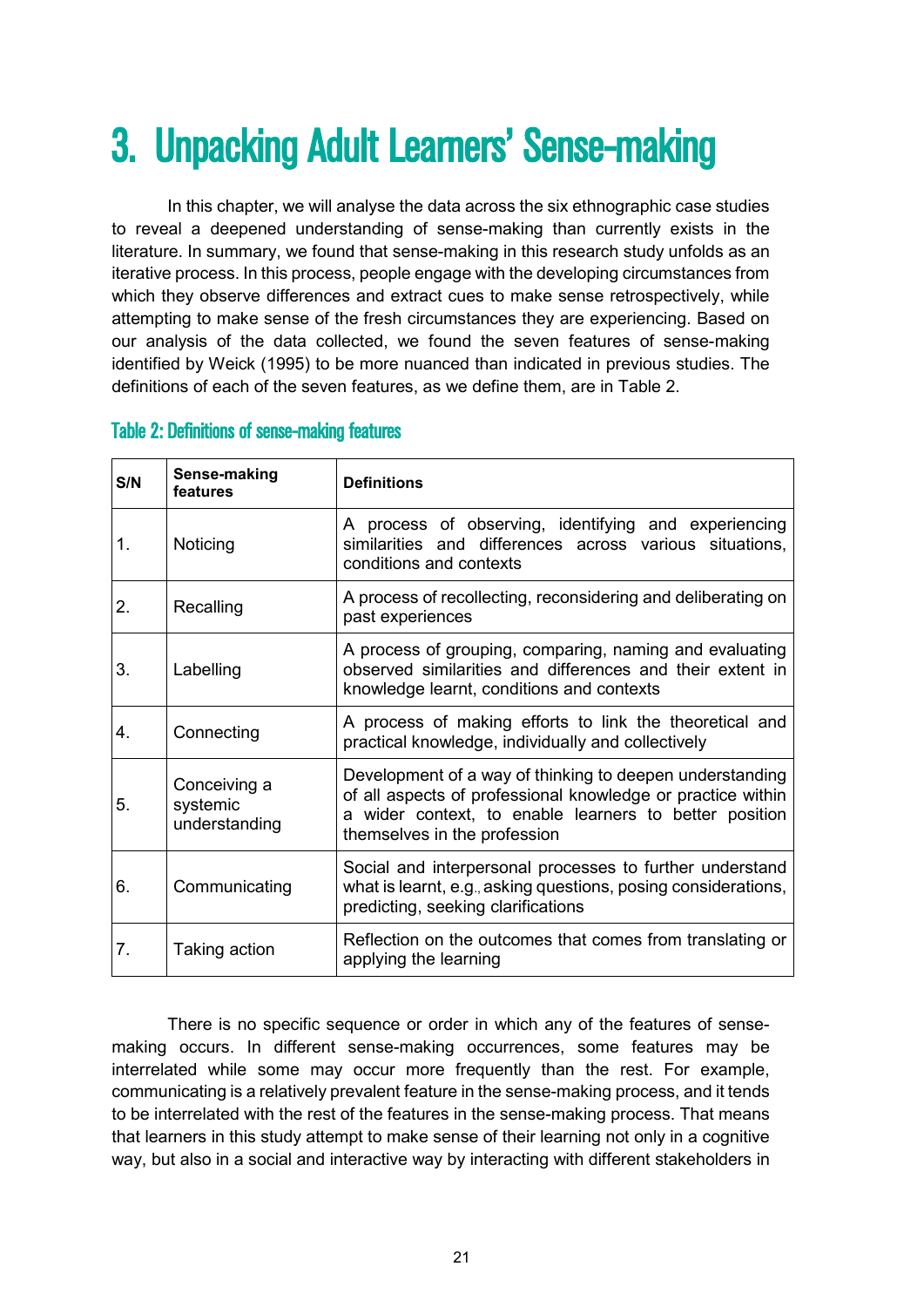# 3. Unpacking Adult Learners' Sense-making

In this chapter, we will analyse the data across the six ethnographic case studies to reveal a deepened understanding of sense-making than currently exists in the literature. In summary, we found that sense-making in this research study unfolds as an iterative process. In this process, people engage with the developing circumstances from which they observe differences and extract cues to make sense retrospectively, while attempting to make sense of the fresh circumstances they are experiencing. Based on our analysis of the data collected, we found the seven features of sense-making identified by Weick (1995) to be more nuanced than indicated in previous studies. The definitions of each of the seven features, as we define them, are in Table 2.

### Table 2: Definitions of sense-making features

| S/N | Sense-making features | Definitions |
|---|---|---|
| 1. | Noticing | A process of observing, identifying and experiencing similarities and differences across various situations, conditions and contexts |
| 2. | Recalling | A process of recollecting, reconsidering and deliberating on past experiences |
| 3. | Labelling | A process of grouping, comparing, naming and evaluating observed similarities and differences and their extent in knowledge learnt, conditions and contexts |
| 4. | Connecting | A process of making efforts to link the theoretical and practical knowledge, individually and collectively |
| 5. | Conceiving a systemic understanding | Development of a way of thinking to deepen understanding of all aspects of professional knowledge or practice within a wider context, to enable learners to better position themselves in the profession |
| 6. | Communicating | Social and interpersonal processes to further understand what is learnt, e.g., asking questions, posing considerations, predicting, seeking clarifications |
| 7. | Taking action | Reflection on the outcomes that comes from translating or applying the learning |

There is no specific sequence or order in which any of the features of sense-making occurs. In different sense-making occurrences, some features may be interrelated while some may occur more frequently than the rest. For example, communicating is a relatively prevalent feature in the sense-making process, and it tends to be interrelated with the rest of the features in the sense-making process. That means that learners in this study attempt to make sense of their learning not only in a cognitive way, but also in a social and interactive way by interacting with different stakeholders in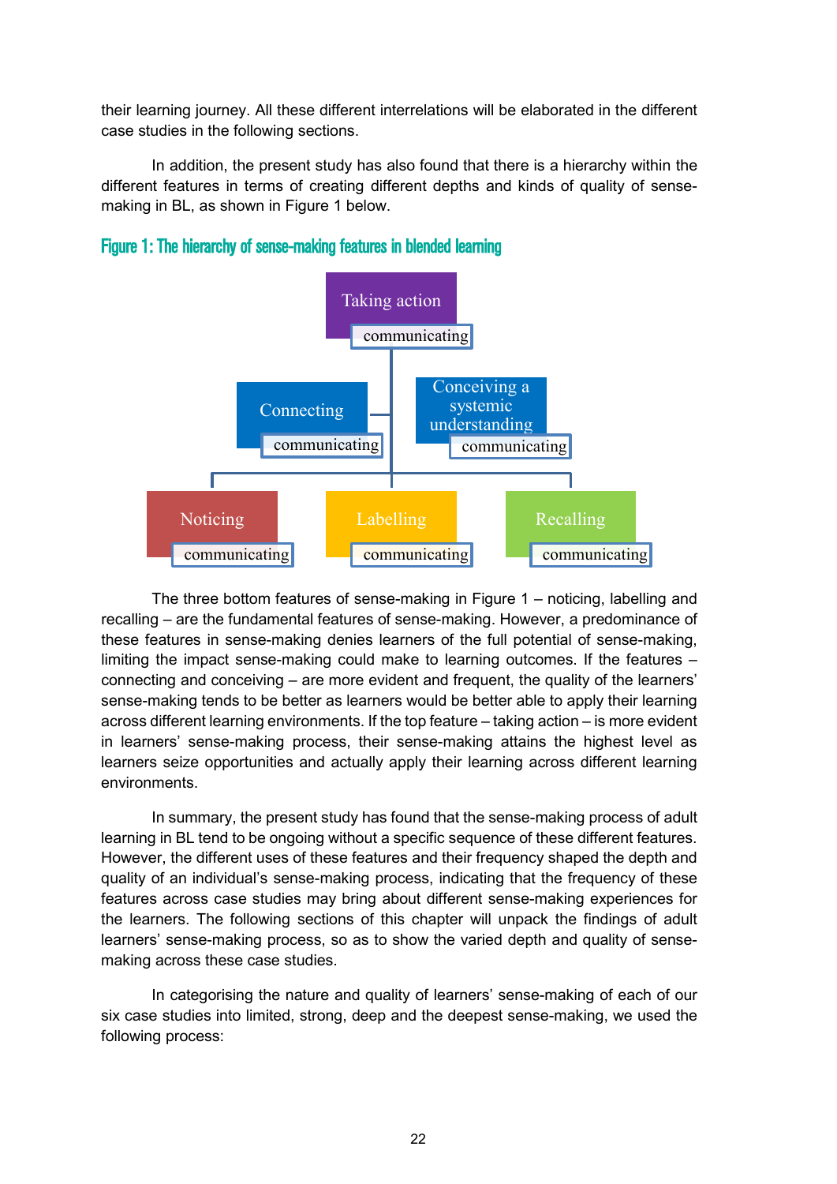their learning journey. All these different interrelations will be elaborated in the different case studies in the following sections.

In addition, the present study has also found that there is a hierarchy within the different features in terms of creating different depths and kinds of quality of sense-making in BL, as shown in Figure 1 below.

**Figure 1: The hierarchy of sense-making features in blended learning**

Taking action
communicating

Connecting
communicating

Conceiving a systemic understanding
communicating

Noticing
communicating

Labelling
communicating

Recalling
communicating

The three bottom features of sense-making in Figure 1 – noticing, labelling and recalling – are the fundamental features of sense-making. However, a predominance of these features in sense-making denies learners of the full potential of sense-making, limiting the impact sense-making could make to learning outcomes. If the features – connecting and conceiving – are more evident and frequent, the quality of the learners' sense-making tends to be better as learners would be better able to apply their learning across different learning environments. If the top feature – taking action – is more evident in learners' sense-making process, their sense-making attains the highest level as learners seize opportunities and actually apply their learning across different learning environments.

In summary, the present study has found that the sense-making process of adult learning in BL tend to be ongoing without a specific sequence of these different features. However, the different uses of these features and their frequency shaped the depth and quality of an individual's sense-making process, indicating that the frequency of these features across case studies may bring about different sense-making experiences for the learners. The following sections of this chapter will unpack the findings of adult learners' sense-making process, so as to show the varied depth and quality of sense-making across these case studies.

In categorising the nature and quality of learners' sense-making of each of our six case studies into limited, strong, deep and the deepest sense-making, we used the following process: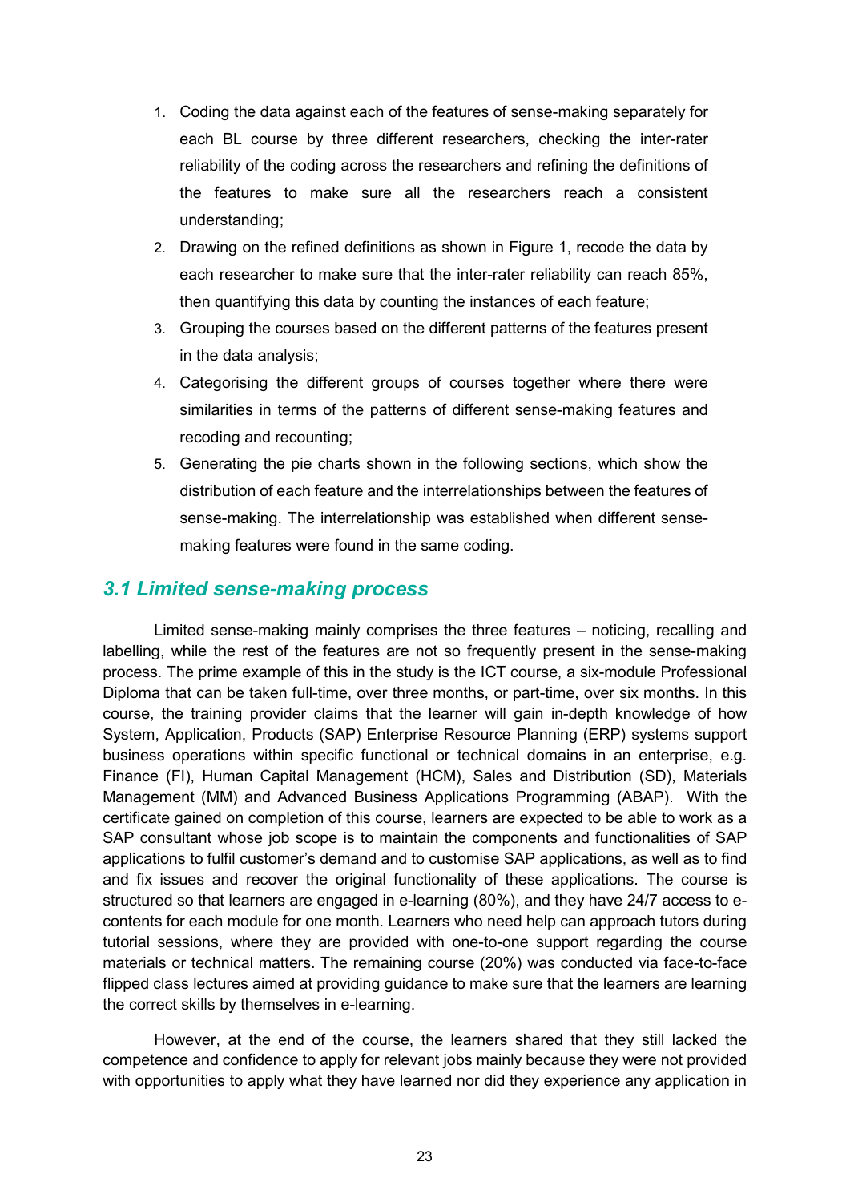1. Coding the data against each of the features of sense-making separately for each BL course by three different researchers, checking the inter-rater reliability of the coding across the researchers and refining the definitions of the features to make sure all the researchers reach a consistent understanding;
2. Drawing on the refined definitions as shown in Figure 1, recode the data by each researcher to make sure that the inter-rater reliability can reach 85%, then quantifying this data by counting the instances of each feature;
3. Grouping the courses based on the different patterns of the features present in the data analysis;
4. Categorising the different groups of courses together where there were similarities in terms of the patterns of different sense-making features and recoding and recounting;
5. Generating the pie charts shown in the following sections, which show the distribution of each feature and the interrelationships between the features of sense-making. The interrelationship was established when different sense-making features were found in the same coding.

### *3.1 Limited sense-making process*

Limited sense-making mainly comprises the three features – noticing, recalling and labelling, while the rest of the features are not so frequently present in the sense-making process. The prime example of this in the study is the ICT course, a six-module Professional Diploma that can be taken full-time, over three months, or part-time, over six months. In this course, the training provider claims that the learner will gain in-depth knowledge of how System, Application, Products (SAP) Enterprise Resource Planning (ERP) systems support business operations within specific functional or technical domains in an enterprise, e.g. Finance (FI), Human Capital Management (HCM), Sales and Distribution (SD), Materials Management (MM) and Advanced Business Applications Programming (ABAP). With the certificate gained on completion of this course, learners are expected to be able to work as a SAP consultant whose job scope is to maintain the components and functionalities of SAP applications to fulfil customer's demand and to customise SAP applications, as well as to find and fix issues and recover the original functionality of these applications. The course is structured so that learners are engaged in e-learning (80%), and they have 24/7 access to e-contents for each module for one month. Learners who need help can approach tutors during tutorial sessions, where they are provided with one-to-one support regarding the course materials or technical matters. The remaining course (20%) was conducted via face-to-face flipped class lectures aimed at providing guidance to make sure that the learners are learning the correct skills by themselves in e-learning.

However, at the end of the course, the learners shared that they still lacked the competence and confidence to apply for relevant jobs mainly because they were not provided with opportunities to apply what they have learned nor did they experience any application in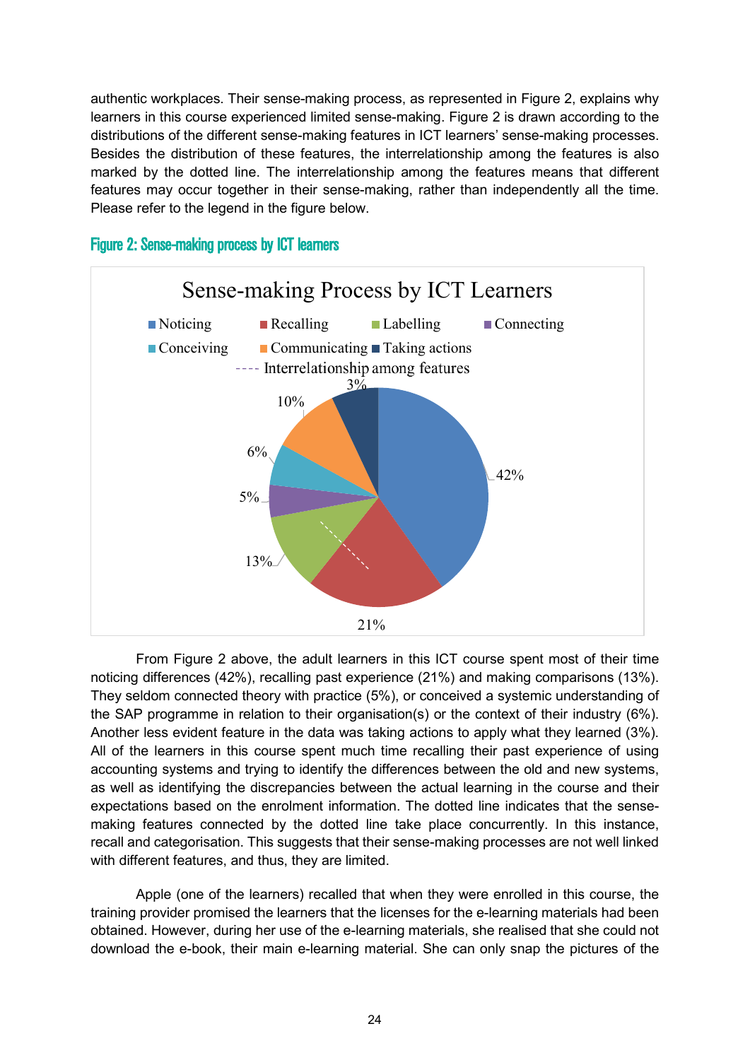authentic workplaces. Their sense-making process, as represented in Figure 2, explains why learners in this course experienced limited sense-making. Figure 2 is drawn according to the distributions of the different sense-making features in ICT learners' sense-making processes. Besides the distribution of these features, the interrelationship among the features is also marked by the dotted line. The interrelationship among the features means that different features may occur together in their sense-making, rather than independently all the time. Please refer to the legend in the figure below.

**Figure 2: Sense-making process by ICT learners**

Sense-making Process by ICT Learners

| Feature | Percentage |
| --- | --- |
| Noticing | 42% |
| Recalling | 21% |
| Labelling | 13% |
| Connecting | 5% |
| Conceiving | 6% |
| Communicating | 10% |
| Taking actions | 3% |

---- Interrelationship among features

From Figure 2 above, the adult learners in this ICT course spent most of their time noticing differences (42%), recalling past experience (21%) and making comparisons (13%). They seldom connected theory with practice (5%), or conceived a systemic understanding of the SAP programme in relation to their organisation(s) or the context of their industry (6%). Another less evident feature in the data was taking actions to apply what they learned (3%). All of the learners in this course spent much time recalling their past experience of using accounting systems and trying to identify the differences between the old and new systems, as well as identifying the discrepancies between the actual learning in the course and their expectations based on the enrolment information. The dotted line indicates that the sense-making features connected by the dotted line take place concurrently. In this instance, recall and categorisation. This suggests that their sense-making processes are not well linked with different features, and thus, they are limited.

Apple (one of the learners) recalled that when they were enrolled in this course, the training provider promised the learners that the licenses for the e-learning materials had been obtained. However, during her use of the e-learning materials, she realised that she could not download the e-book, their main e-learning material. She can only snap the pictures of the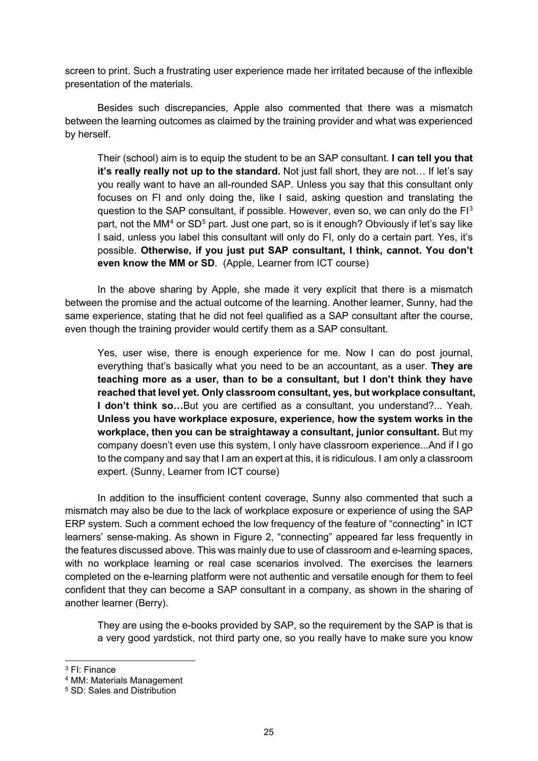screen to print. Such a frustrating user experience made her irritated because of the inflexible presentation of the materials.

Besides such discrepancies, Apple also commented that there was a mismatch between the learning outcomes as claimed by the training provider and what was experienced by herself.

> Their (school) aim is to equip the student to be an SAP consultant. **I can tell you that it's really really not up to the standard.** Not just fall short, they are not… If let's say you really want to have an all-rounded SAP. Unless you say that this consultant only focuses on FI and only doing the, like I said, asking question and translating the question to the SAP consultant, if possible. However, even so, we can only do the FI[3] part, not the MM[4] or SD[5] part. Just one part, so is it enough? Obviously if let's say like I said, unless you label this consultant will only do FI, only do a certain part. Yes, it's possible. **Otherwise, if you just put SAP consultant, I think, cannot. You don't even know the MM or SD**. (Apple, Learner from ICT course)

In the above sharing by Apple, she made it very explicit that there is a mismatch between the promise and the actual outcome of the learning. Another learner, Sunny, had the same experience, stating that he did not feel qualified as a SAP consultant after the course, even though the training provider would certify them as a SAP consultant.

> Yes, user wise, there is enough experience for me. Now I can do post journal, everything that's basically what you need to be an accountant, as a user. **They are teaching more as a user, than to be a consultant, but I don't think they have reached that level yet. Only classroom consultant, yes, but workplace consultant, I don't think so…**But you are certified as a consultant, you understand?... Yeah. **Unless you have workplace exposure, experience, how the system works in the workplace, then you can be straightaway a consultant, junior consultant.** But my company doesn't even use this system, I only have classroom experience...And if I go to the company and say that I am an expert at this, it is ridiculous. I am only a classroom expert. (Sunny, Learner from ICT course)

In addition to the insufficient content coverage, Sunny also commented that such a mismatch may also be due to the lack of workplace exposure or experience of using the SAP ERP system. Such a comment echoed the low frequency of the feature of "connecting" in ICT learners' sense-making. As shown in Figure 2, "connecting" appeared far less frequently in the features discussed above. This was mainly due to use of classroom and e-learning spaces, with no workplace learning or real case scenarios involved. The exercises the learners completed on the e-learning platform were not authentic and versatile enough for them to feel confident that they can become a SAP consultant in a company, as shown in the sharing of another learner (Berry).

> They are using the e-books provided by SAP, so the requirement by the SAP is that is a very good yardstick, not third party one, so you really have to make sure you know

---

[3] FI: Finance

[4] MM: Materials Management

[5] SD: Sales and Distribution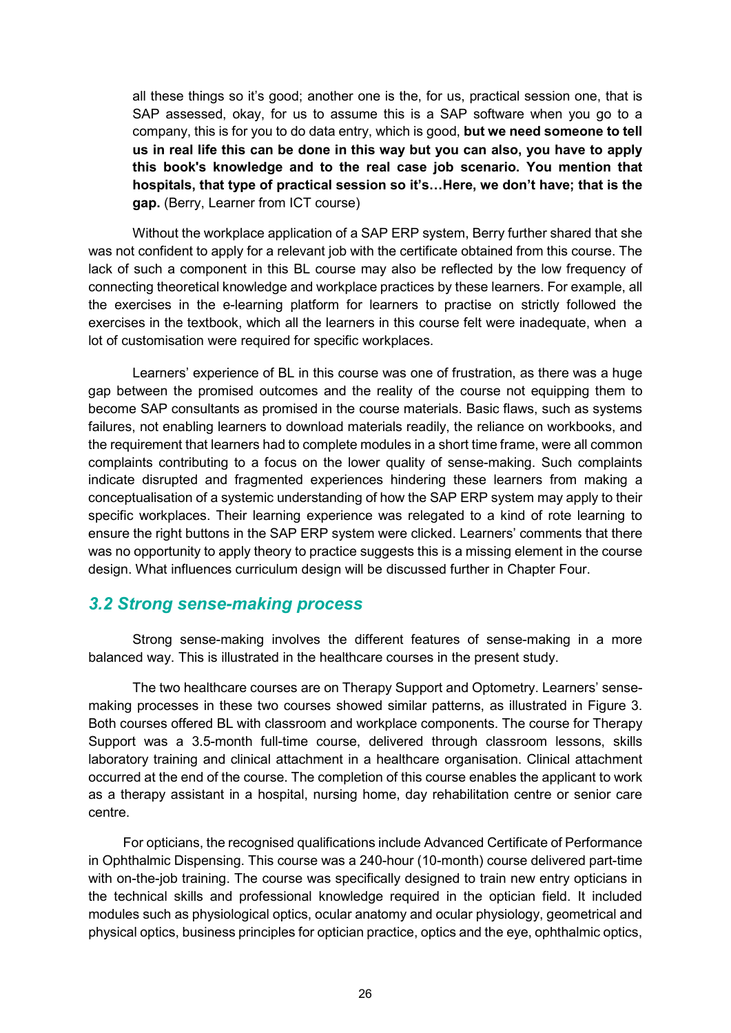all these things so it's good; another one is the, for us, practical session one, that is SAP assessed, okay, for us to assume this is a SAP software when you go to a company, this is for you to do data entry, which is good, **but we need someone to tell us in real life this can be done in this way but you can also, you have to apply this book's knowledge and to the real case job scenario. You mention that hospitals, that type of practical session so it's…Here, we don't have; that is the gap.** (Berry, Learner from ICT course)

Without the workplace application of a SAP ERP system, Berry further shared that she was not confident to apply for a relevant job with the certificate obtained from this course. The lack of such a component in this BL course may also be reflected by the low frequency of connecting theoretical knowledge and workplace practices by these learners. For example, all the exercises in the e-learning platform for learners to practise on strictly followed the exercises in the textbook, which all the learners in this course felt were inadequate, when a lot of customisation were required for specific workplaces.

Learners' experience of BL in this course was one of frustration, as there was a huge gap between the promised outcomes and the reality of the course not equipping them to become SAP consultants as promised in the course materials. Basic flaws, such as systems failures, not enabling learners to download materials readily, the reliance on workbooks, and the requirement that learners had to complete modules in a short time frame, were all common complaints contributing to a focus on the lower quality of sense-making. Such complaints indicate disrupted and fragmented experiences hindering these learners from making a conceptualisation of a systemic understanding of how the SAP ERP system may apply to their specific workplaces. Their learning experience was relegated to a kind of rote learning to ensure the right buttons in the SAP ERP system were clicked. Learners' comments that there was no opportunity to apply theory to practice suggests this is a missing element in the course design. What influences curriculum design will be discussed further in Chapter Four.

## *3.2 Strong sense-making process*

Strong sense-making involves the different features of sense-making in a more balanced way. This is illustrated in the healthcare courses in the present study.

The two healthcare courses are on Therapy Support and Optometry. Learners' sense-making processes in these two courses showed similar patterns, as illustrated in Figure 3. Both courses offered BL with classroom and workplace components. The course for Therapy Support was a 3.5-month full-time course, delivered through classroom lessons, skills laboratory training and clinical attachment in a healthcare organisation. Clinical attachment occurred at the end of the course. The completion of this course enables the applicant to work as a therapy assistant in a hospital, nursing home, day rehabilitation centre or senior care centre.

For opticians, the recognised qualifications include Advanced Certificate of Performance in Ophthalmic Dispensing. This course was a 240-hour (10-month) course delivered part-time with on-the-job training. The course was specifically designed to train new entry opticians in the technical skills and professional knowledge required in the optician field. It included modules such as physiological optics, ocular anatomy and ocular physiology, geometrical and physical optics, business principles for optician practice, optics and the eye, ophthalmic optics,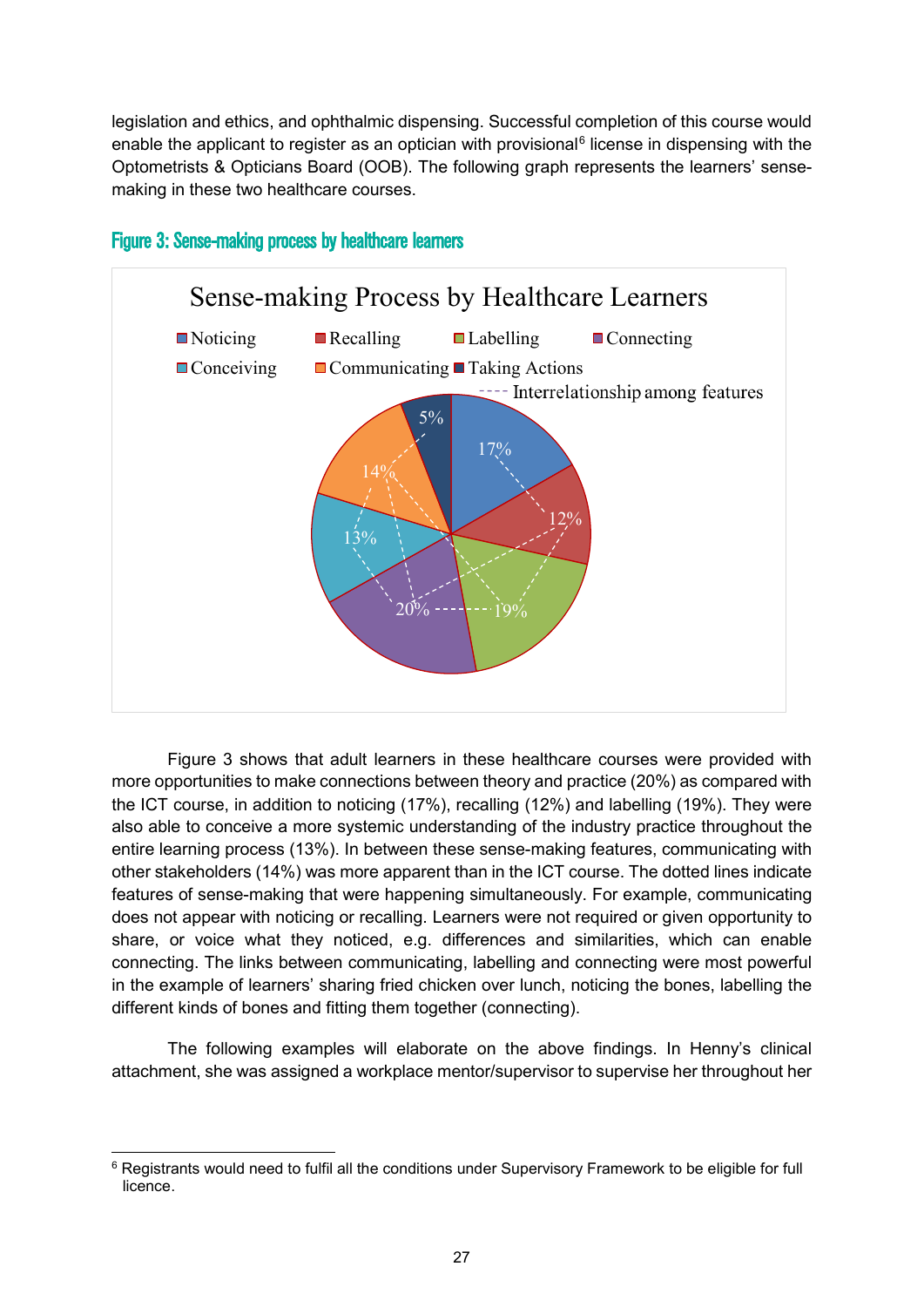legislation and ethics, and ophthalmic dispensing. Successful completion of this course would enable the applicant to register as an optician with provisional[6] license in dispensing with the Optometrists & Opticians Board (OOB). The following graph represents the learners' sense-making in these two healthcare courses.

**Figure 3: Sense-making process by healthcare learners**

Figure 3 shows that adult learners in these healthcare courses were provided with more opportunities to make connections between theory and practice (20%) as compared with the ICT course, in addition to noticing (17%), recalling (12%) and labelling (19%). They were also able to conceive a more systemic understanding of the industry practice throughout the entire learning process (13%). In between these sense-making features, communicating with other stakeholders (14%) was more apparent than in the ICT course. The dotted lines indicate features of sense-making that were happening simultaneously. For example, communicating does not appear with noticing or recalling. Learners were not required or given opportunity to share, or voice what they noticed, e.g. differences and similarities, which can enable connecting. The links between communicating, labelling and connecting were most powerful in the example of learners' sharing fried chicken over lunch, noticing the bones, labelling the different kinds of bones and fitting them together (connecting).

The following examples will elaborate on the above findings. In Henny's clinical attachment, she was assigned a workplace mentor/supervisor to supervise her throughout her

---

[6] Registrants would need to fulfil all the conditions under Supervisory Framework to be eligible for full licence.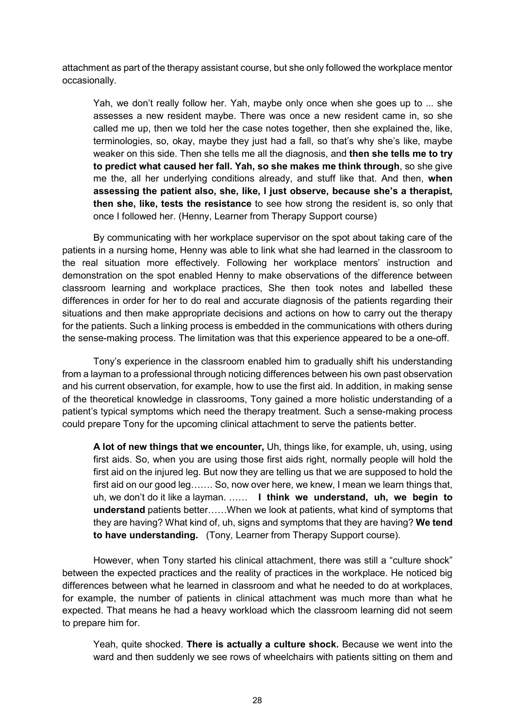attachment as part of the therapy assistant course, but she only followed the workplace mentor occasionally.

> Yah, we don't really follow her. Yah, maybe only once when she goes up to ... she assesses a new resident maybe. There was once a new resident came in, so she called me up, then we told her the case notes together, then she explained the, like, terminologies, so, okay, maybe they just had a fall, so that's why she's like, maybe weaker on this side. Then she tells me all the diagnosis, and **then she tells me to try to predict what caused her fall. Yah, so she makes me think through**, so she give me the, all her underlying conditions already, and stuff like that. And then, **when assessing the patient also, she, like, I just observe, because she's a therapist, then she, like, tests the resistance** to see how strong the resident is, so only that once I followed her. (Henny, Learner from Therapy Support course)

By communicating with her workplace supervisor on the spot about taking care of the patients in a nursing home, Henny was able to link what she had learned in the classroom to the real situation more effectively. Following her workplace mentors' instruction and demonstration on the spot enabled Henny to make observations of the difference between classroom learning and workplace practices, She then took notes and labelled these differences in order for her to do real and accurate diagnosis of the patients regarding their situations and then make appropriate decisions and actions on how to carry out the therapy for the patients. Such a linking process is embedded in the communications with others during the sense-making process. The limitation was that this experience appeared to be a one-off.

Tony's experience in the classroom enabled him to gradually shift his understanding from a layman to a professional through noticing differences between his own past observation and his current observation, for example, how to use the first aid. In addition, in making sense of the theoretical knowledge in classrooms, Tony gained a more holistic understanding of a patient's typical symptoms which need the therapy treatment. Such a sense-making process could prepare Tony for the upcoming clinical attachment to serve the patients better.

> **A lot of new things that we encounter,** Uh, things like, for example, uh, using, using first aids. So, when you are using those first aids right, normally people will hold the first aid on the injured leg. But now they are telling us that we are supposed to hold the first aid on our good leg……. So, now over here, we knew, I mean we learn things that, uh, we don't do it like a layman. …… **I think we understand, uh, we begin to understand** patients better……When we look at patients, what kind of symptoms that they are having? What kind of, uh, signs and symptoms that they are having? **We tend to have understanding.** (Tony, Learner from Therapy Support course).

However, when Tony started his clinical attachment, there was still a "culture shock" between the expected practices and the reality of practices in the workplace. He noticed big differences between what he learned in classroom and what he needed to do at workplaces, for example, the number of patients in clinical attachment was much more than what he expected. That means he had a heavy workload which the classroom learning did not seem to prepare him for.

> Yeah, quite shocked. **There is actually a culture shock.** Because we went into the ward and then suddenly we see rows of wheelchairs with patients sitting on them and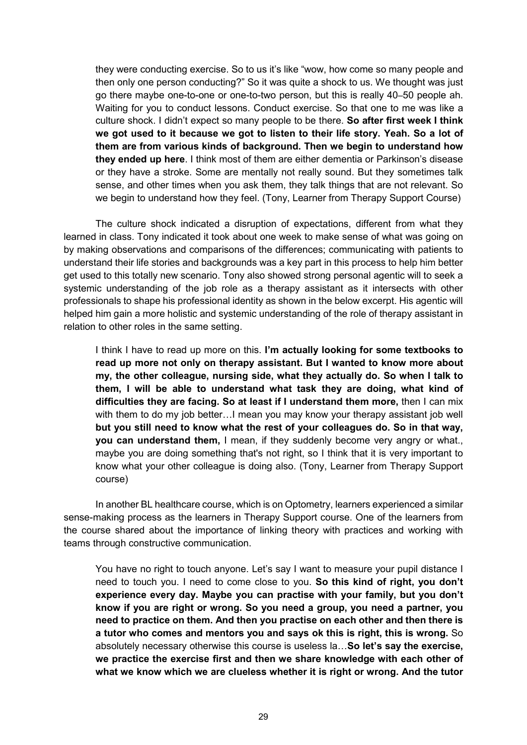> they were conducting exercise. So to us it's like "wow, how come so many people and then only one person conducting?" So it was quite a shock to us. We thought was just go there maybe one-to-one or one-to-two person, but this is really 40–50 people ah. Waiting for you to conduct lessons. Conduct exercise. So that one to me was like a culture shock. I didn't expect so many people to be there. **So after first week I think we got used to it because we got to listen to their life story. Yeah. So a lot of them are from various kinds of background. Then we begin to understand how they ended up here**. I think most of them are either dementia or Parkinson's disease or they have a stroke. Some are mentally not really sound. But they sometimes talk sense, and other times when you ask them, they talk things that are not relevant. So we begin to understand how they feel. (Tony, Learner from Therapy Support Course)

The culture shock indicated a disruption of expectations, different from what they learned in class. Tony indicated it took about one week to make sense of what was going on by making observations and comparisons of the differences; communicating with patients to understand their life stories and backgrounds was a key part in this process to help him better get used to this totally new scenario. Tony also showed strong personal agentic will to seek a systemic understanding of the job role as a therapy assistant as it intersects with other professionals to shape his professional identity as shown in the below excerpt. His agentic will helped him gain a more holistic and systemic understanding of the role of therapy assistant in relation to other roles in the same setting.

> I think I have to read up more on this. **I'm actually looking for some textbooks to read up more not only on therapy assistant. But I wanted to know more about my, the other colleague, nursing side, what they actually do. So when I talk to them, I will be able to understand what task they are doing, what kind of difficulties they are facing. So at least if I understand them more,** then I can mix with them to do my job better…I mean you may know your therapy assistant job well **but you still need to know what the rest of your colleagues do. So in that way, you can understand them,** I mean, if they suddenly become very angry or what., maybe you are doing something that's not right, so I think that it is very important to know what your other colleague is doing also. (Tony, Learner from Therapy Support course)

In another BL healthcare course, which is on Optometry, learners experienced a similar sense-making process as the learners in Therapy Support course. One of the learners from the course shared about the importance of linking theory with practices and working with teams through constructive communication.

> You have no right to touch anyone. Let's say I want to measure your pupil distance I need to touch you. I need to come close to you. **So this kind of right, you don't experience every day. Maybe you can practise with your family, but you don't know if you are right or wrong. So you need a group, you need a partner, you need to practice on them. And then you practise on each other and then there is a tutor who comes and mentors you and says ok this is right, this is wrong.** So absolutely necessary otherwise this course is useless la…**So let's say the exercise, we practice the exercise first and then we share knowledge with each other of what we know which we are clueless whether it is right or wrong. And the tutor**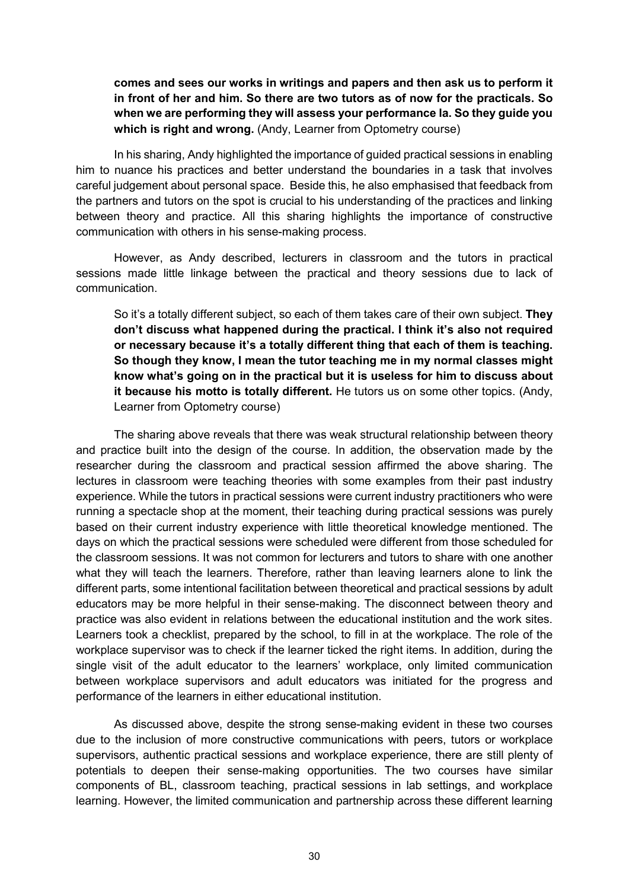**comes and sees our works in writings and papers and then ask us to perform it in front of her and him. So there are two tutors as of now for the practicals. So when we are performing they will assess your performance la. So they guide you which is right and wrong.** (Andy, Learner from Optometry course)

In his sharing, Andy highlighted the importance of guided practical sessions in enabling him to nuance his practices and better understand the boundaries in a task that involves careful judgement about personal space. Beside this, he also emphasised that feedback from the partners and tutors on the spot is crucial to his understanding of the practices and linking between theory and practice. All this sharing highlights the importance of constructive communication with others in his sense-making process.

However, as Andy described, lecturers in classroom and the tutors in practical sessions made little linkage between the practical and theory sessions due to lack of communication.

> So it's a totally different subject, so each of them takes care of their own subject. **They don't discuss what happened during the practical. I think it's also not required or necessary because it's a totally different thing that each of them is teaching. So though they know, I mean the tutor teaching me in my normal classes might know what's going on in the practical but it is useless for him to discuss about it because his motto is totally different.** He tutors us on some other topics. (Andy, Learner from Optometry course)

The sharing above reveals that there was weak structural relationship between theory and practice built into the design of the course. In addition, the observation made by the researcher during the classroom and practical session affirmed the above sharing. The lectures in classroom were teaching theories with some examples from their past industry experience. While the tutors in practical sessions were current industry practitioners who were running a spectacle shop at the moment, their teaching during practical sessions was purely based on their current industry experience with little theoretical knowledge mentioned. The days on which the practical sessions were scheduled were different from those scheduled for the classroom sessions. It was not common for lecturers and tutors to share with one another what they will teach the learners. Therefore, rather than leaving learners alone to link the different parts, some intentional facilitation between theoretical and practical sessions by adult educators may be more helpful in their sense-making. The disconnect between theory and practice was also evident in relations between the educational institution and the work sites. Learners took a checklist, prepared by the school, to fill in at the workplace. The role of the workplace supervisor was to check if the learner ticked the right items. In addition, during the single visit of the adult educator to the learners' workplace, only limited communication between workplace supervisors and adult educators was initiated for the progress and performance of the learners in either educational institution.

As discussed above, despite the strong sense-making evident in these two courses due to the inclusion of more constructive communications with peers, tutors or workplace supervisors, authentic practical sessions and workplace experience, there are still plenty of potentials to deepen their sense-making opportunities. The two courses have similar components of BL, classroom teaching, practical sessions in lab settings, and workplace learning. However, the limited communication and partnership across these different learning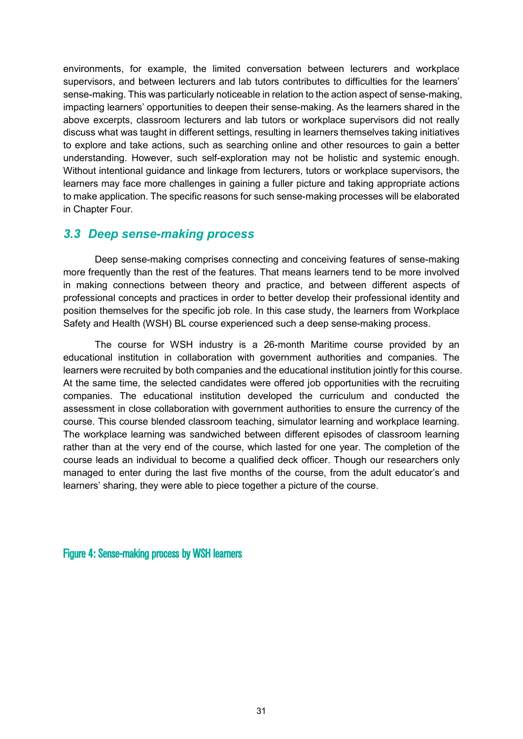environments, for example, the limited conversation between lecturers and workplace supervisors, and between lecturers and lab tutors contributes to difficulties for the learners' sense-making. This was particularly noticeable in relation to the action aspect of sense-making, impacting learners' opportunities to deepen their sense-making. As the learners shared in the above excerpts, classroom lecturers and lab tutors or workplace supervisors did not really discuss what was taught in different settings, resulting in learners themselves taking initiatives to explore and take actions, such as searching online and other resources to gain a better understanding. However, such self-exploration may not be holistic and systemic enough. Without intentional guidance and linkage from lecturers, tutors or workplace supervisors, the learners may face more challenges in gaining a fuller picture and taking appropriate actions to make application. The specific reasons for such sense-making processes will be elaborated in Chapter Four.

## *3.3 Deep sense-making process*

Deep sense-making comprises connecting and conceiving features of sense-making more frequently than the rest of the features. That means learners tend to be more involved in making connections between theory and practice, and between different aspects of professional concepts and practices in order to better develop their professional identity and position themselves for the specific job role. In this case study, the learners from Workplace Safety and Health (WSH) BL course experienced such a deep sense-making process.

The course for WSH industry is a 26-month Maritime course provided by an educational institution in collaboration with government authorities and companies. The learners were recruited by both companies and the educational institution jointly for this course. At the same time, the selected candidates were offered job opportunities with the recruiting companies. The educational institution developed the curriculum and conducted the assessment in close collaboration with government authorities to ensure the currency of the course. This course blended classroom teaching, simulator learning and workplace learning. The workplace learning was sandwiched between different episodes of classroom learning rather than at the very end of the course, which lasted for one year. The completion of the course leads an individual to become a qualified deck officer. Though our researchers only managed to enter during the last five months of the course, from the adult educator's and learners' sharing, they were able to piece together a picture of the course.

Figure 4: Sense-making process by WSH learners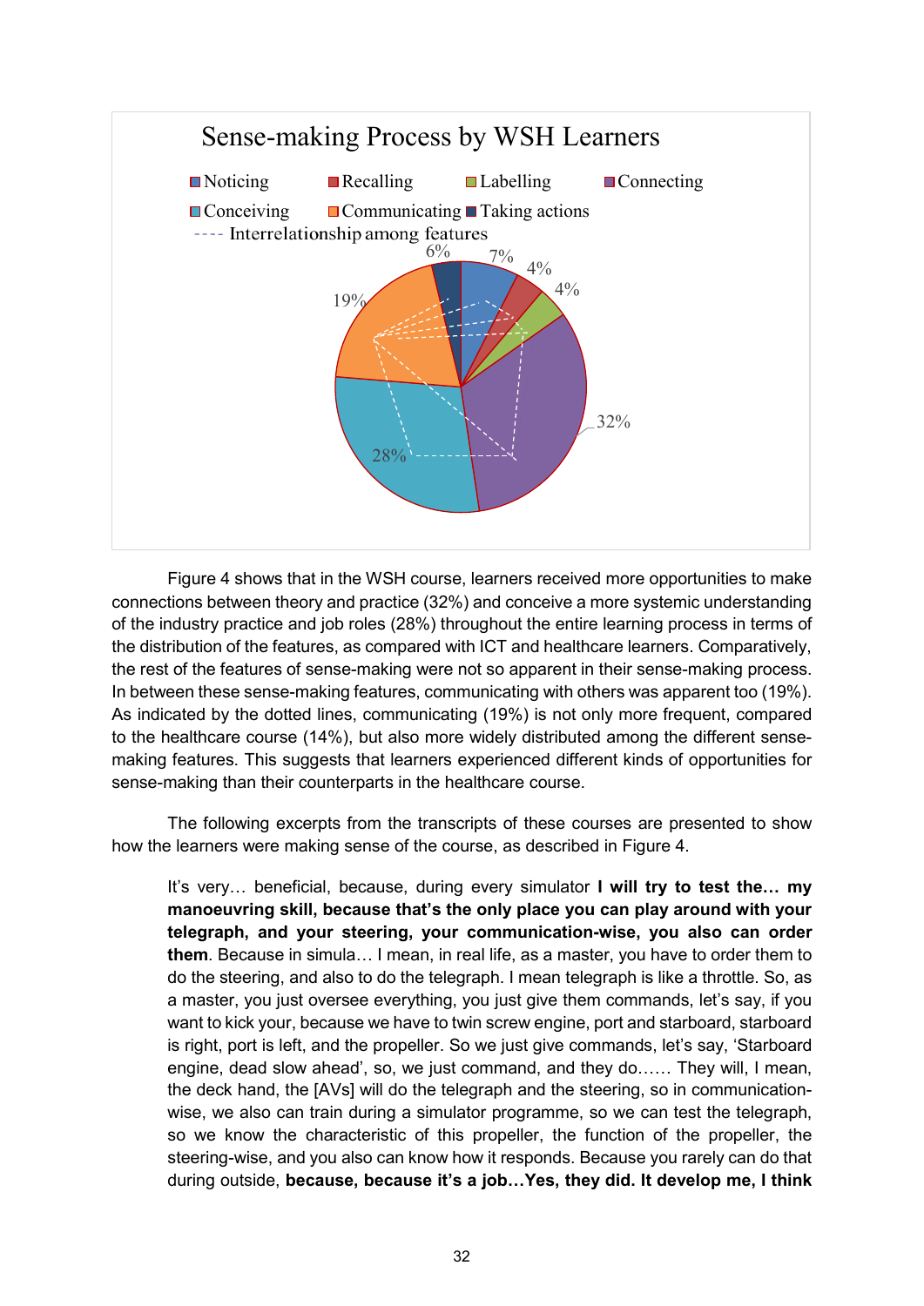Sense-making Process by WSH Learners

Noticing, Recalling, Labelling, Connecting, Conceiving, Communicating, Taking actions, ---- Interrelationship among features

6%, 7%, 4%, 4%, 32%, 28%, 19%

Figure 4 shows that in the WSH course, learners received more opportunities to make connections between theory and practice (32%) and conceive a more systemic understanding of the industry practice and job roles (28%) throughout the entire learning process in terms of the distribution of the features, as compared with ICT and healthcare learners. Comparatively, the rest of the features of sense-making were not so apparent in their sense-making process. In between these sense-making features, communicating with others was apparent too (19%). As indicated by the dotted lines, communicating (19%) is not only more frequent, compared to the healthcare course (14%), but also more widely distributed among the different sense-making features. This suggests that learners experienced different kinds of opportunities for sense-making than their counterparts in the healthcare course.

The following excerpts from the transcripts of these courses are presented to show how the learners were making sense of the course, as described in Figure 4.

> It's very… beneficial, because, during every simulator **I will try to test the… my manoeuvring skill, because that's the only place you can play around with your telegraph, and your steering, your communication-wise, you also can order them**. Because in simula… I mean, in real life, as a master, you have to order them to do the steering, and also to do the telegraph. I mean telegraph is like a throttle. So, as a master, you just oversee everything, you just give them commands, let's say, if you want to kick your, because we have to twin screw engine, port and starboard, starboard is right, port is left, and the propeller. So we just give commands, let's say, 'Starboard engine, dead slow ahead', so, we just command, and they do…… They will, I mean, the deck hand, the [AVs] will do the telegraph and the steering, so in communication-wise, we also can train during a simulator programme, so we can test the telegraph, so we know the characteristic of this propeller, the function of the propeller, the steering-wise, and you also can know how it responds. Because you rarely can do that during outside, **because, because it's a job…Yes, they did. It develop me, I think**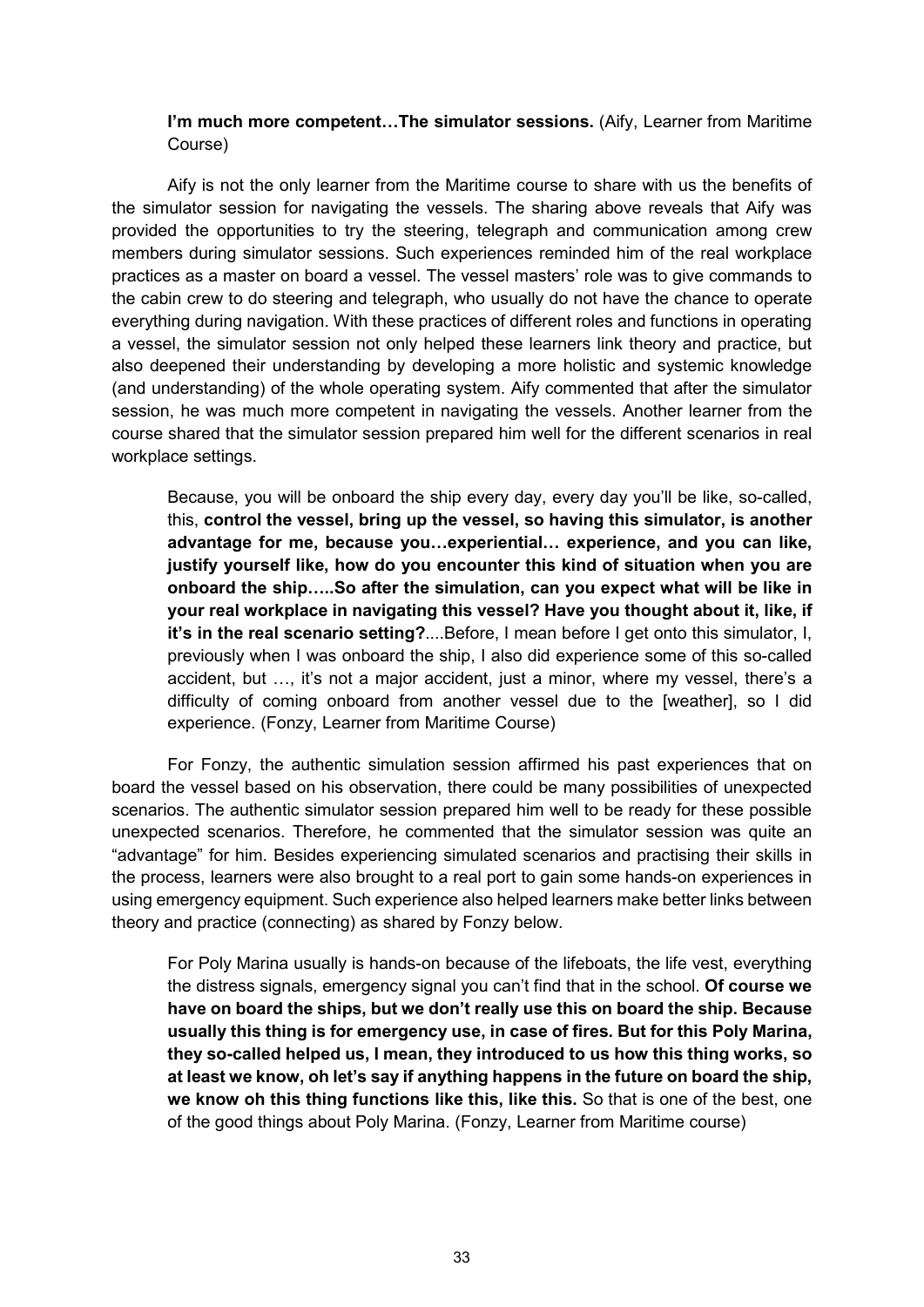**I'm much more competent…The simulator sessions.** (Aify, Learner from Maritime Course)

Aify is not the only learner from the Maritime course to share with us the benefits of the simulator session for navigating the vessels. The sharing above reveals that Aify was provided the opportunities to try the steering, telegraph and communication among crew members during simulator sessions. Such experiences reminded him of the real workplace practices as a master on board a vessel. The vessel masters' role was to give commands to the cabin crew to do steering and telegraph, who usually do not have the chance to operate everything during navigation. With these practices of different roles and functions in operating a vessel, the simulator session not only helped these learners link theory and practice, but also deepened their understanding by developing a more holistic and systemic knowledge (and understanding) of the whole operating system. Aify commented that after the simulator session, he was much more competent in navigating the vessels. Another learner from the course shared that the simulator session prepared him well for the different scenarios in real workplace settings.

> Because, you will be onboard the ship every day, every day you'll be like, so-called, this, **control the vessel, bring up the vessel, so having this simulator, is another advantage for me, because you…experiential… experience, and you can like, justify yourself like, how do you encounter this kind of situation when you are onboard the ship…..So after the simulation, can you expect what will be like in your real workplace in navigating this vessel? Have you thought about it, like, if it's in the real scenario setting?**....Before, I mean before I get onto this simulator, I, previously when I was onboard the ship, I also did experience some of this so-called accident, but …, it's not a major accident, just a minor, where my vessel, there's a difficulty of coming onboard from another vessel due to the [weather], so I did experience. (Fonzy, Learner from Maritime Course)

For Fonzy, the authentic simulation session affirmed his past experiences that on board the vessel based on his observation, there could be many possibilities of unexpected scenarios. The authentic simulator session prepared him well to be ready for these possible unexpected scenarios. Therefore, he commented that the simulator session was quite an "advantage" for him. Besides experiencing simulated scenarios and practising their skills in the process, learners were also brought to a real port to gain some hands-on experiences in using emergency equipment. Such experience also helped learners make better links between theory and practice (connecting) as shared by Fonzy below.

> For Poly Marina usually is hands-on because of the lifeboats, the life vest, everything the distress signals, emergency signal you can't find that in the school. **Of course we have on board the ships, but we don't really use this on board the ship. Because usually this thing is for emergency use, in case of fires. But for this Poly Marina, they so-called helped us, I mean, they introduced to us how this thing works, so at least we know, oh let's say if anything happens in the future on board the ship, we know oh this thing functions like this, like this.** So that is one of the best, one of the good things about Poly Marina. (Fonzy, Learner from Maritime course)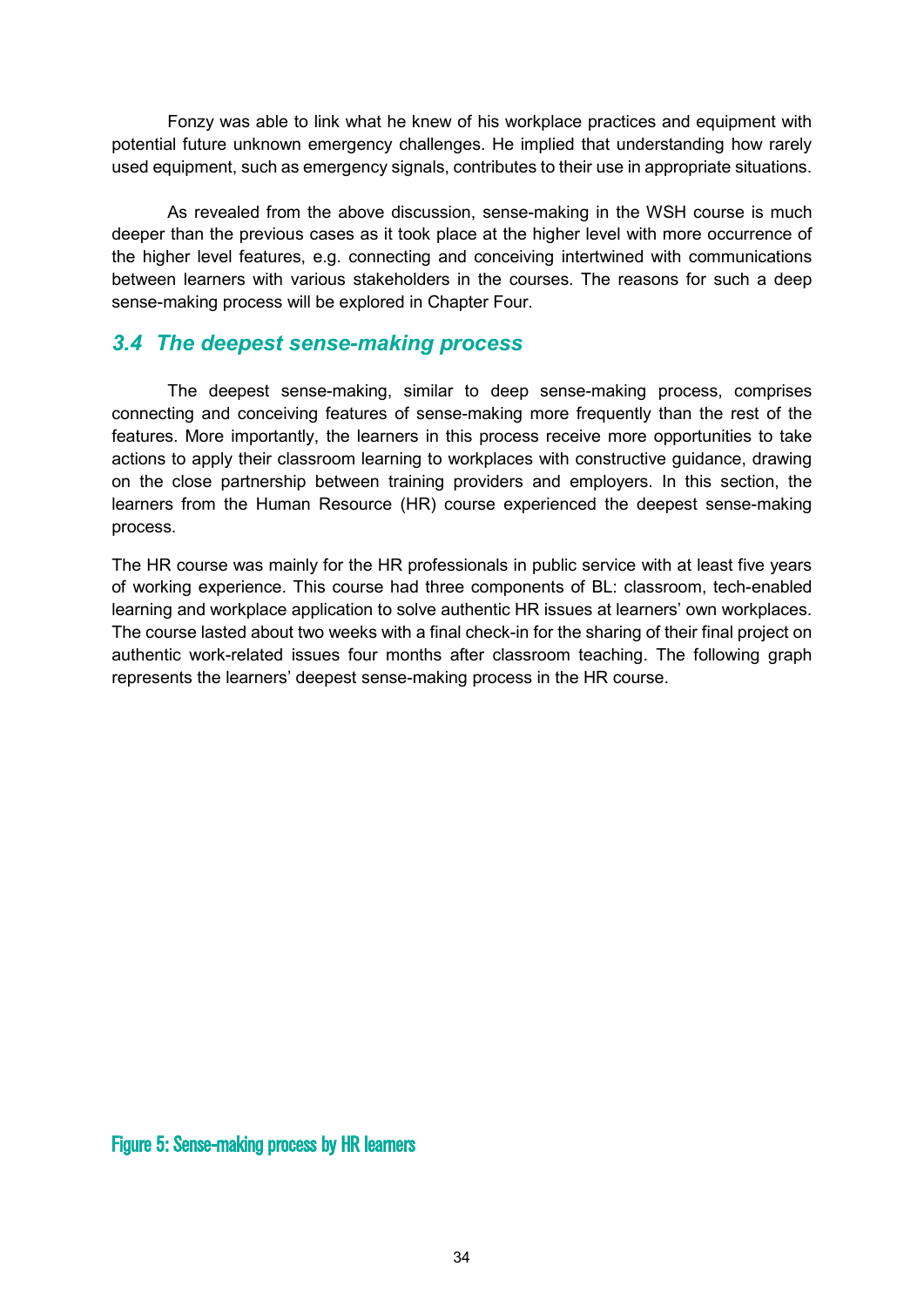Fonzy was able to link what he knew of his workplace practices and equipment with potential future unknown emergency challenges. He implied that understanding how rarely used equipment, such as emergency signals, contributes to their use in appropriate situations.

As revealed from the above discussion, sense-making in the WSH course is much deeper than the previous cases as it took place at the higher level with more occurrence of the higher level features, e.g. connecting and conceiving intertwined with communications between learners with various stakeholders in the courses. The reasons for such a deep sense-making process will be explored in Chapter Four.

### *3.4 The deepest sense-making process*

The deepest sense-making, similar to deep sense-making process, comprises connecting and conceiving features of sense-making more frequently than the rest of the features. More importantly, the learners in this process receive more opportunities to take actions to apply their classroom learning to workplaces with constructive guidance, drawing on the close partnership between training providers and employers. In this section, the learners from the Human Resource (HR) course experienced the deepest sense-making process.

The HR course was mainly for the HR professionals in public service with at least five years of working experience. This course had three components of BL: classroom, tech-enabled learning and workplace application to solve authentic HR issues at learners' own workplaces. The course lasted about two weeks with a final check-in for the sharing of their final project on authentic work-related issues four months after classroom teaching. The following graph represents the learners' deepest sense-making process in the HR course.

Figure 5: Sense-making process by HR learners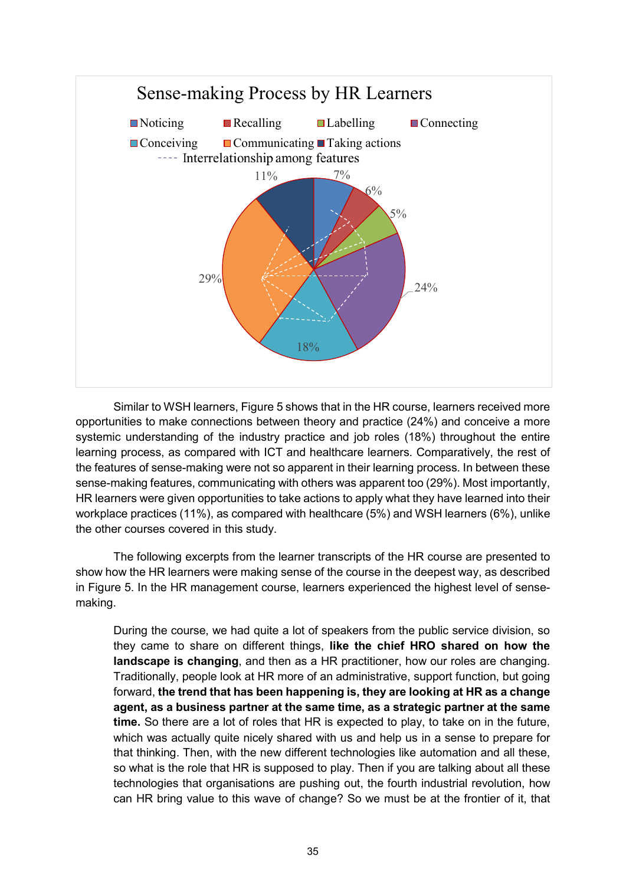Sense-making Process by HR Learners

- Noticing: 7%
- Recalling: 6%
- Labelling: 5%
- Connecting: 24%
- Conceiving: 18%
- Communicating: 29%
- Taking actions: 11%
- ---- Interrelationship among features

Similar to WSH learners, Figure 5 shows that in the HR course, learners received more opportunities to make connections between theory and practice (24%) and conceive a more systemic understanding of the industry practice and job roles (18%) throughout the entire learning process, as compared with ICT and healthcare learners. Comparatively, the rest of the features of sense-making were not so apparent in their learning process. In between these sense-making features, communicating with others was apparent too (29%). Most importantly, HR learners were given opportunities to take actions to apply what they have learned into their workplace practices (11%), as compared with healthcare (5%) and WSH learners (6%), unlike the other courses covered in this study.

The following excerpts from the learner transcripts of the HR course are presented to show how the HR learners were making sense of the course in the deepest way, as described in Figure 5. In the HR management course, learners experienced the highest level of sense-making.

> During the course, we had quite a lot of speakers from the public service division, so they came to share on different things, **like the chief HRO shared on how the landscape is changing**, and then as a HR practitioner, how our roles are changing. Traditionally, people look at HR more of an administrative, support function, but going forward, **the trend that has been happening is, they are looking at HR as a change agent, as a business partner at the same time, as a strategic partner at the same time.** So there are a lot of roles that HR is expected to play, to take on in the future, which was actually quite nicely shared with us and help us in a sense to prepare for that thinking. Then, with the new different technologies like automation and all these, so what is the role that HR is supposed to play. Then if you are talking about all these technologies that organisations are pushing out, the fourth industrial revolution, how can HR bring value to this wave of change? So we must be at the frontier of it, that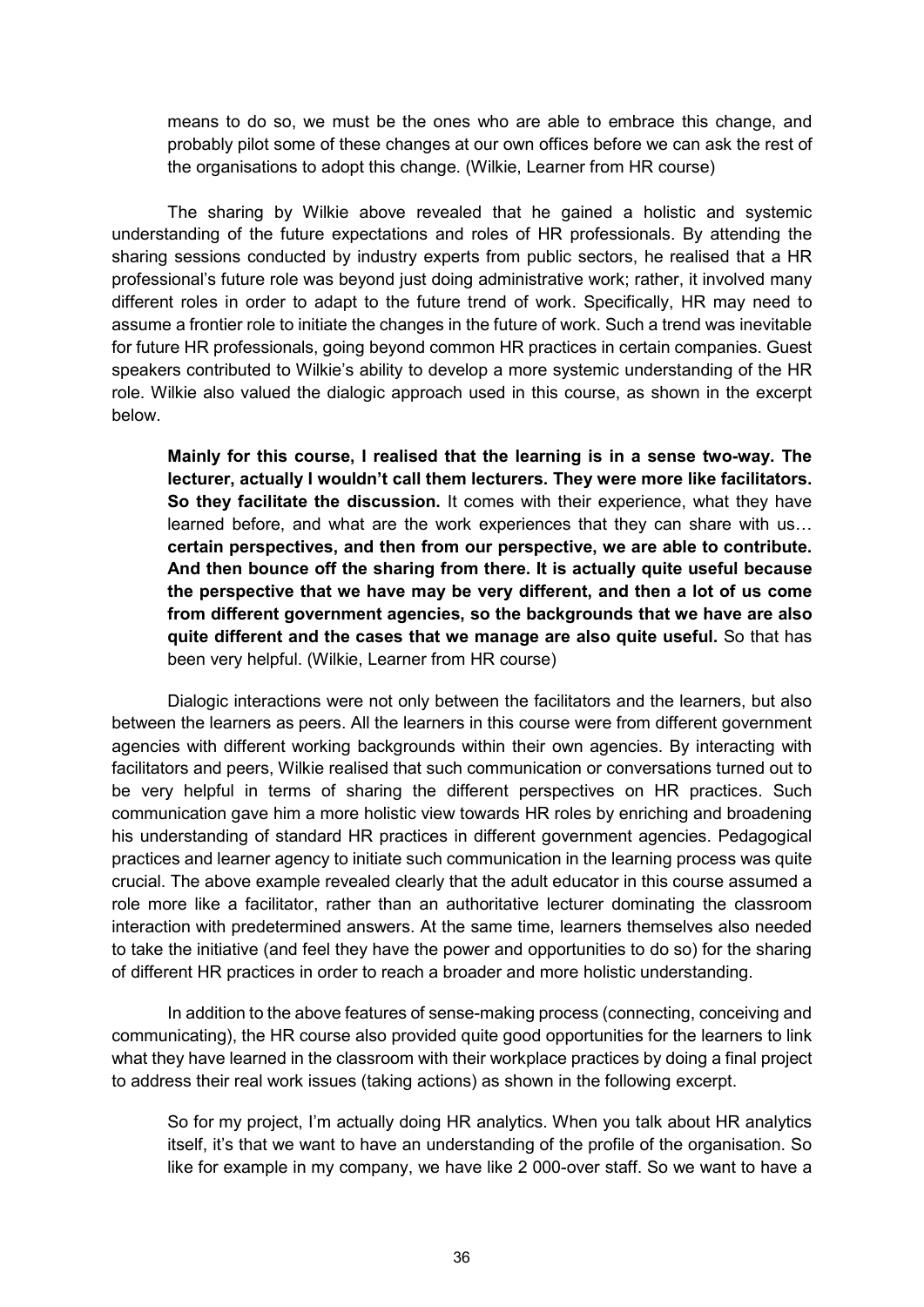> means to do so, we must be the ones who are able to embrace this change, and probably pilot some of these changes at our own offices before we can ask the rest of the organisations to adopt this change. (Wilkie, Learner from HR course)

The sharing by Wilkie above revealed that he gained a holistic and systemic understanding of the future expectations and roles of HR professionals. By attending the sharing sessions conducted by industry experts from public sectors, he realised that a HR professional's future role was beyond just doing administrative work; rather, it involved many different roles in order to adapt to the future trend of work. Specifically, HR may need to assume a frontier role to initiate the changes in the future of work. Such a trend was inevitable for future HR professionals, going beyond common HR practices in certain companies. Guest speakers contributed to Wilkie's ability to develop a more systemic understanding of the HR role. Wilkie also valued the dialogic approach used in this course, as shown in the excerpt below.

> **Mainly for this course, I realised that the learning is in a sense two-way. The lecturer, actually I wouldn't call them lecturers. They were more like facilitators. So they facilitate the discussion.** It comes with their experience, what they have learned before, and what are the work experiences that they can share with us… **certain perspectives, and then from our perspective, we are able to contribute. And then bounce off the sharing from there. It is actually quite useful because the perspective that we have may be very different, and then a lot of us come from different government agencies, so the backgrounds that we have are also quite different and the cases that we manage are also quite useful.** So that has been very helpful. (Wilkie, Learner from HR course)

Dialogic interactions were not only between the facilitators and the learners, but also between the learners as peers. All the learners in this course were from different government agencies with different working backgrounds within their own agencies. By interacting with facilitators and peers, Wilkie realised that such communication or conversations turned out to be very helpful in terms of sharing the different perspectives on HR practices. Such communication gave him a more holistic view towards HR roles by enriching and broadening his understanding of standard HR practices in different government agencies. Pedagogical practices and learner agency to initiate such communication in the learning process was quite crucial. The above example revealed clearly that the adult educator in this course assumed a role more like a facilitator, rather than an authoritative lecturer dominating the classroom interaction with predetermined answers. At the same time, learners themselves also needed to take the initiative (and feel they have the power and opportunities to do so) for the sharing of different HR practices in order to reach a broader and more holistic understanding.

In addition to the above features of sense-making process (connecting, conceiving and communicating), the HR course also provided quite good opportunities for the learners to link what they have learned in the classroom with their workplace practices by doing a final project to address their real work issues (taking actions) as shown in the following excerpt.

> So for my project, I'm actually doing HR analytics. When you talk about HR analytics itself, it's that we want to have an understanding of the profile of the organisation. So like for example in my company, we have like 2 000-over staff. So we want to have a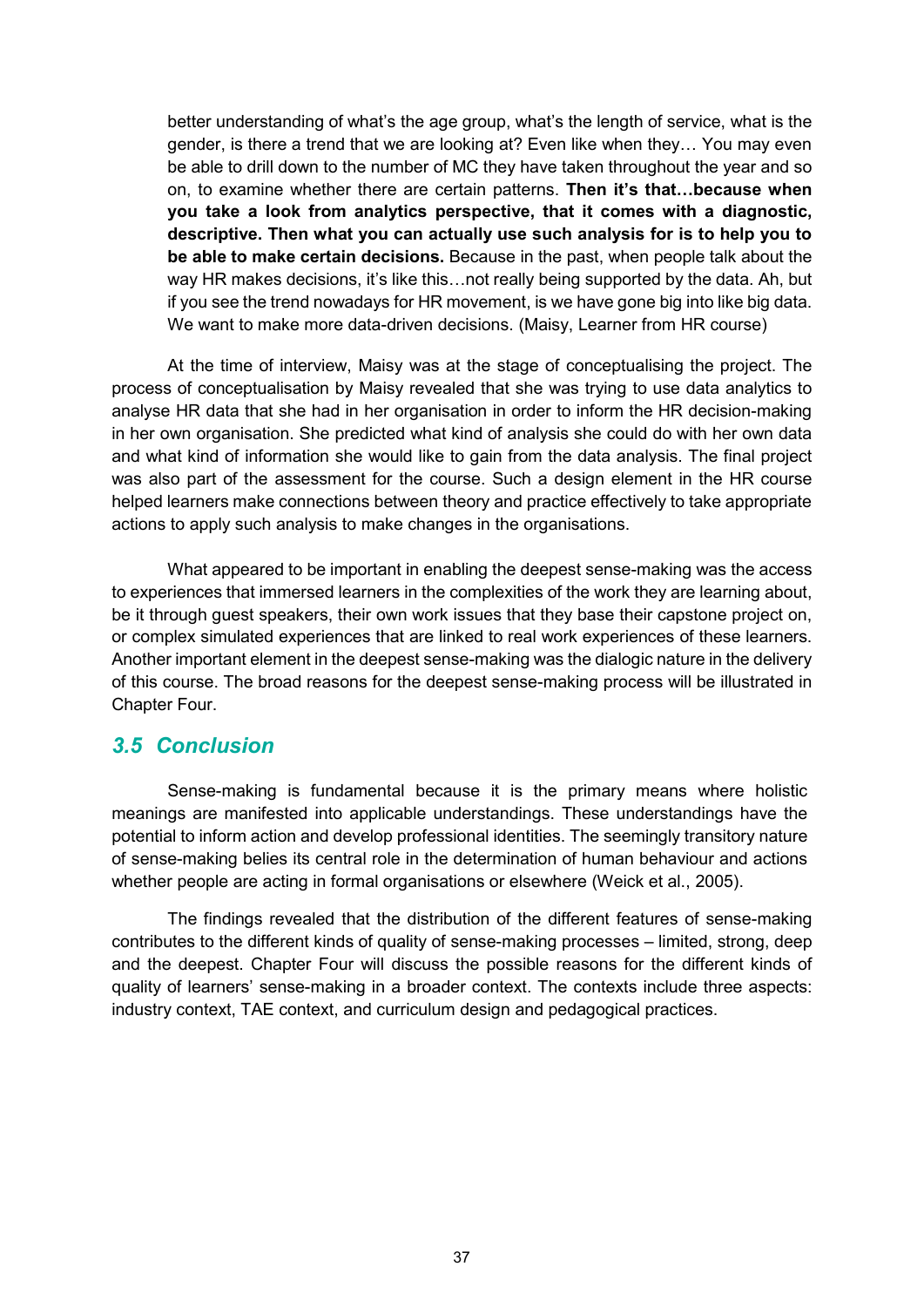> better understanding of what's the age group, what's the length of service, what is the gender, is there a trend that we are looking at? Even like when they… You may even be able to drill down to the number of MC they have taken throughout the year and so on, to examine whether there are certain patterns. **Then it's that…because when you take a look from analytics perspective, that it comes with a diagnostic, descriptive. Then what you can actually use such analysis for is to help you to be able to make certain decisions.** Because in the past, when people talk about the way HR makes decisions, it's like this…not really being supported by the data. Ah, but if you see the trend nowadays for HR movement, is we have gone big into like big data. We want to make more data-driven decisions. (Maisy, Learner from HR course)

At the time of interview, Maisy was at the stage of conceptualising the project. The process of conceptualisation by Maisy revealed that she was trying to use data analytics to analyse HR data that she had in her organisation in order to inform the HR decision-making in her own organisation. She predicted what kind of analysis she could do with her own data and what kind of information she would like to gain from the data analysis. The final project was also part of the assessment for the course. Such a design element in the HR course helped learners make connections between theory and practice effectively to take appropriate actions to apply such analysis to make changes in the organisations.

What appeared to be important in enabling the deepest sense-making was the access to experiences that immersed learners in the complexities of the work they are learning about, be it through guest speakers, their own work issues that they base their capstone project on, or complex simulated experiences that are linked to real work experiences of these learners. Another important element in the deepest sense-making was the dialogic nature in the delivery of this course. The broad reasons for the deepest sense-making process will be illustrated in Chapter Four.

## *3.5 Conclusion*

Sense-making is fundamental because it is the primary means where holistic meanings are manifested into applicable understandings. These understandings have the potential to inform action and develop professional identities. The seemingly transitory nature of sense-making belies its central role in the determination of human behaviour and actions whether people are acting in formal organisations or elsewhere (Weick et al., 2005).

The findings revealed that the distribution of the different features of sense-making contributes to the different kinds of quality of sense-making processes – limited, strong, deep and the deepest. Chapter Four will discuss the possible reasons for the different kinds of quality of learners' sense-making in a broader context. The contexts include three aspects: industry context, TAE context, and curriculum design and pedagogical practices.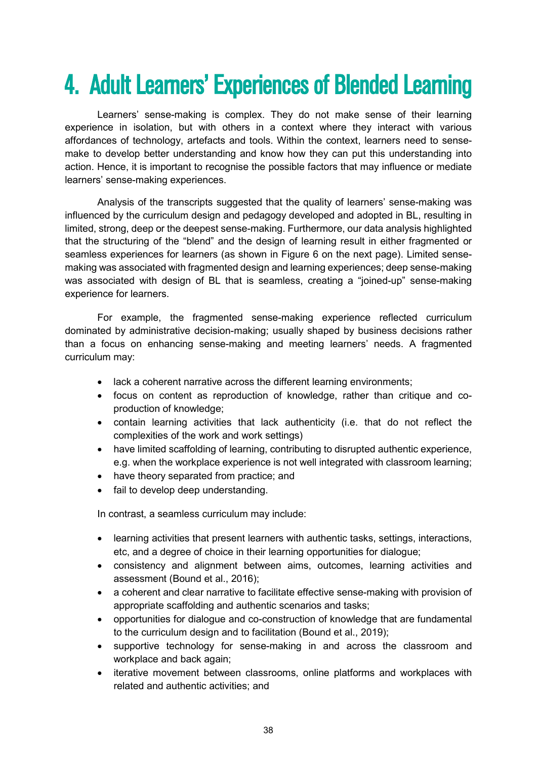# 4. Adult Learners' Experiences of Blended Learning

Learners' sense-making is complex. They do not make sense of their learning experience in isolation, but with others in a context where they interact with various affordances of technology, artefacts and tools. Within the context, learners need to sense-make to develop better understanding and know how they can put this understanding into action. Hence, it is important to recognise the possible factors that may influence or mediate learners' sense-making experiences.

Analysis of the transcripts suggested that the quality of learners' sense-making was influenced by the curriculum design and pedagogy developed and adopted in BL, resulting in limited, strong, deep or the deepest sense-making. Furthermore, our data analysis highlighted that the structuring of the "blend" and the design of learning result in either fragmented or seamless experiences for learners (as shown in Figure 6 on the next page). Limited sense-making was associated with fragmented design and learning experiences; deep sense-making was associated with design of BL that is seamless, creating a "joined-up" sense-making experience for learners.

For example, the fragmented sense-making experience reflected curriculum dominated by administrative decision-making; usually shaped by business decisions rather than a focus on enhancing sense-making and meeting learners' needs. A fragmented curriculum may:

- lack a coherent narrative across the different learning environments;
- focus on content as reproduction of knowledge, rather than critique and co-production of knowledge;
- contain learning activities that lack authenticity (i.e. that do not reflect the complexities of the work and work settings)
- have limited scaffolding of learning, contributing to disrupted authentic experience, e.g. when the workplace experience is not well integrated with classroom learning;
- have theory separated from practice; and
- fail to develop deep understanding.

In contrast, a seamless curriculum may include:

- learning activities that present learners with authentic tasks, settings, interactions, etc, and a degree of choice in their learning opportunities for dialogue;
- consistency and alignment between aims, outcomes, learning activities and assessment (Bound et al., 2016);
- a coherent and clear narrative to facilitate effective sense-making with provision of appropriate scaffolding and authentic scenarios and tasks;
- opportunities for dialogue and co-construction of knowledge that are fundamental to the curriculum design and to facilitation (Bound et al., 2019);
- supportive technology for sense-making in and across the classroom and workplace and back again;
- iterative movement between classrooms, online platforms and workplaces with related and authentic activities; and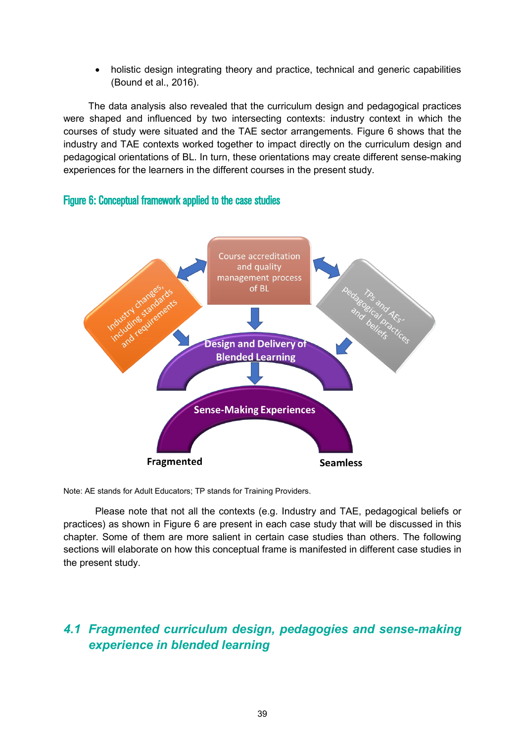- holistic design integrating theory and practice, technical and generic capabilities (Bound et al., 2016).

The data analysis also revealed that the curriculum design and pedagogical practices were shaped and influenced by two intersecting contexts: industry context in which the courses of study were situated and the TAE sector arrangements. Figure 6 shows that the industry and TAE contexts worked together to impact directly on the curriculum design and pedagogical orientations of BL. In turn, these orientations may create different sense-making experiences for the learners in the different courses in the present study.

**Figure 6: Conceptual framework applied to the case studies**

Course accreditation and quality management process of BL

Industry changes, including standards and requirements

TPs and AEs' pedagogical practices and beliefs

Design and Delivery of Blended Learning

Sense-Making Experiences

Fragmented

Seamless

Note: AE stands for Adult Educators; TP stands for Training Providers.

Please note that not all the contexts (e.g. Industry and TAE, pedagogical beliefs or practices) as shown in Figure 6 are present in each case study that will be discussed in this chapter. Some of them are more salient in certain case studies than others. The following sections will elaborate on how this conceptual frame is manifested in different case studies in the present study.

## *4.1 Fragmented curriculum design, pedagogies and sense-making experience in blended learning*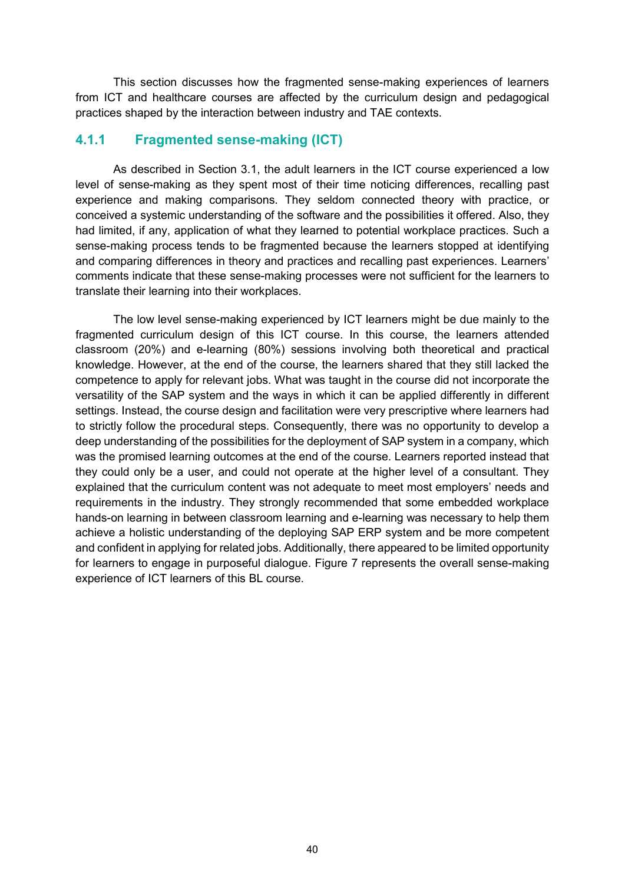This section discusses how the fragmented sense-making experiences of learners from ICT and healthcare courses are affected by the curriculum design and pedagogical practices shaped by the interaction between industry and TAE contexts.

### 4.1.1 Fragmented sense-making (ICT)

As described in Section 3.1, the adult learners in the ICT course experienced a low level of sense-making as they spent most of their time noticing differences, recalling past experience and making comparisons. They seldom connected theory with practice, or conceived a systemic understanding of the software and the possibilities it offered. Also, they had limited, if any, application of what they learned to potential workplace practices. Such a sense-making process tends to be fragmented because the learners stopped at identifying and comparing differences in theory and practices and recalling past experiences. Learners' comments indicate that these sense-making processes were not sufficient for the learners to translate their learning into their workplaces.

The low level sense-making experienced by ICT learners might be due mainly to the fragmented curriculum design of this ICT course. In this course, the learners attended classroom (20%) and e-learning (80%) sessions involving both theoretical and practical knowledge. However, at the end of the course, the learners shared that they still lacked the competence to apply for relevant jobs. What was taught in the course did not incorporate the versatility of the SAP system and the ways in which it can be applied differently in different settings. Instead, the course design and facilitation were very prescriptive where learners had to strictly follow the procedural steps. Consequently, there was no opportunity to develop a deep understanding of the possibilities for the deployment of SAP system in a company, which was the promised learning outcomes at the end of the course. Learners reported instead that they could only be a user, and could not operate at the higher level of a consultant. They explained that the curriculum content was not adequate to meet most employers' needs and requirements in the industry. They strongly recommended that some embedded workplace hands-on learning in between classroom learning and e-learning was necessary to help them achieve a holistic understanding of the deploying SAP ERP system and be more competent and confident in applying for related jobs. Additionally, there appeared to be limited opportunity for learners to engage in purposeful dialogue. Figure 7 represents the overall sense-making experience of ICT learners of this BL course.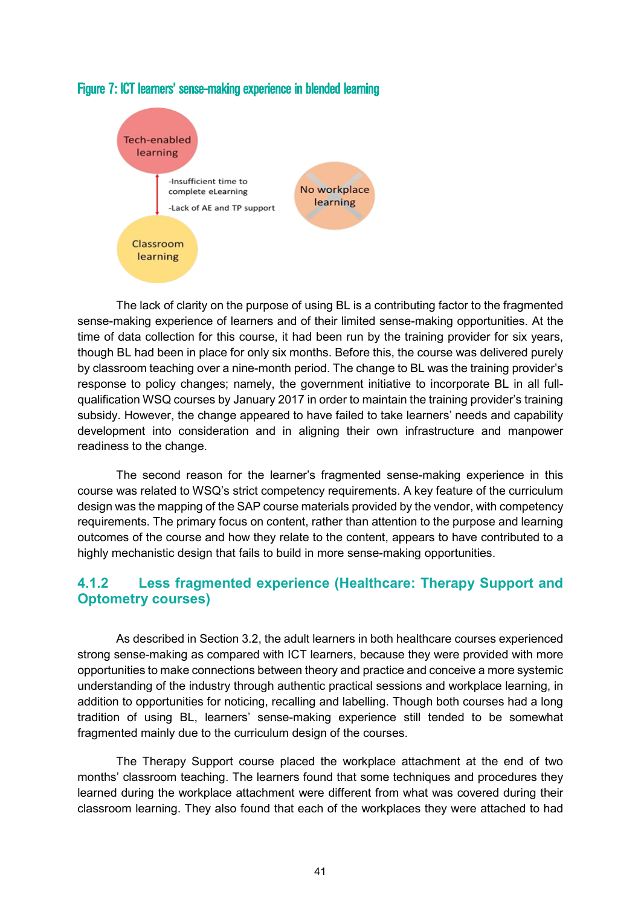Figure 7: ICT learners' sense-making experience in blended learning

Tech-enabled learning

-Insufficient time to complete eLearning

-Lack of AE and TP support

Classroom learning

No workplace learning

The lack of clarity on the purpose of using BL is a contributing factor to the fragmented sense-making experience of learners and of their limited sense-making opportunities. At the time of data collection for this course, it had been run by the training provider for six years, though BL had been in place for only six months. Before this, the course was delivered purely by classroom teaching over a nine-month period. The change to BL was the training provider's response to policy changes; namely, the government initiative to incorporate BL in all full-qualification WSQ courses by January 2017 in order to maintain the training provider's training subsidy. However, the change appeared to have failed to take learners' needs and capability development into consideration and in aligning their own infrastructure and manpower readiness to the change.

The second reason for the learner's fragmented sense-making experience in this course was related to WSQ's strict competency requirements. A key feature of the curriculum design was the mapping of the SAP course materials provided by the vendor, with competency requirements. The primary focus on content, rather than attention to the purpose and learning outcomes of the course and how they relate to the content, appears to have contributed to a highly mechanistic design that fails to build in more sense-making opportunities.

### 4.1.2 Less fragmented experience (Healthcare: Therapy Support and Optometry courses)

As described in Section 3.2, the adult learners in both healthcare courses experienced strong sense-making as compared with ICT learners, because they were provided with more opportunities to make connections between theory and practice and conceive a more systemic understanding of the industry through authentic practical sessions and workplace learning, in addition to opportunities for noticing, recalling and labelling. Though both courses had a long tradition of using BL, learners' sense-making experience still tended to be somewhat fragmented mainly due to the curriculum design of the courses.

The Therapy Support course placed the workplace attachment at the end of two months' classroom teaching. The learners found that some techniques and procedures they learned during the workplace attachment were different from what was covered during their classroom learning. They also found that each of the workplaces they were attached to had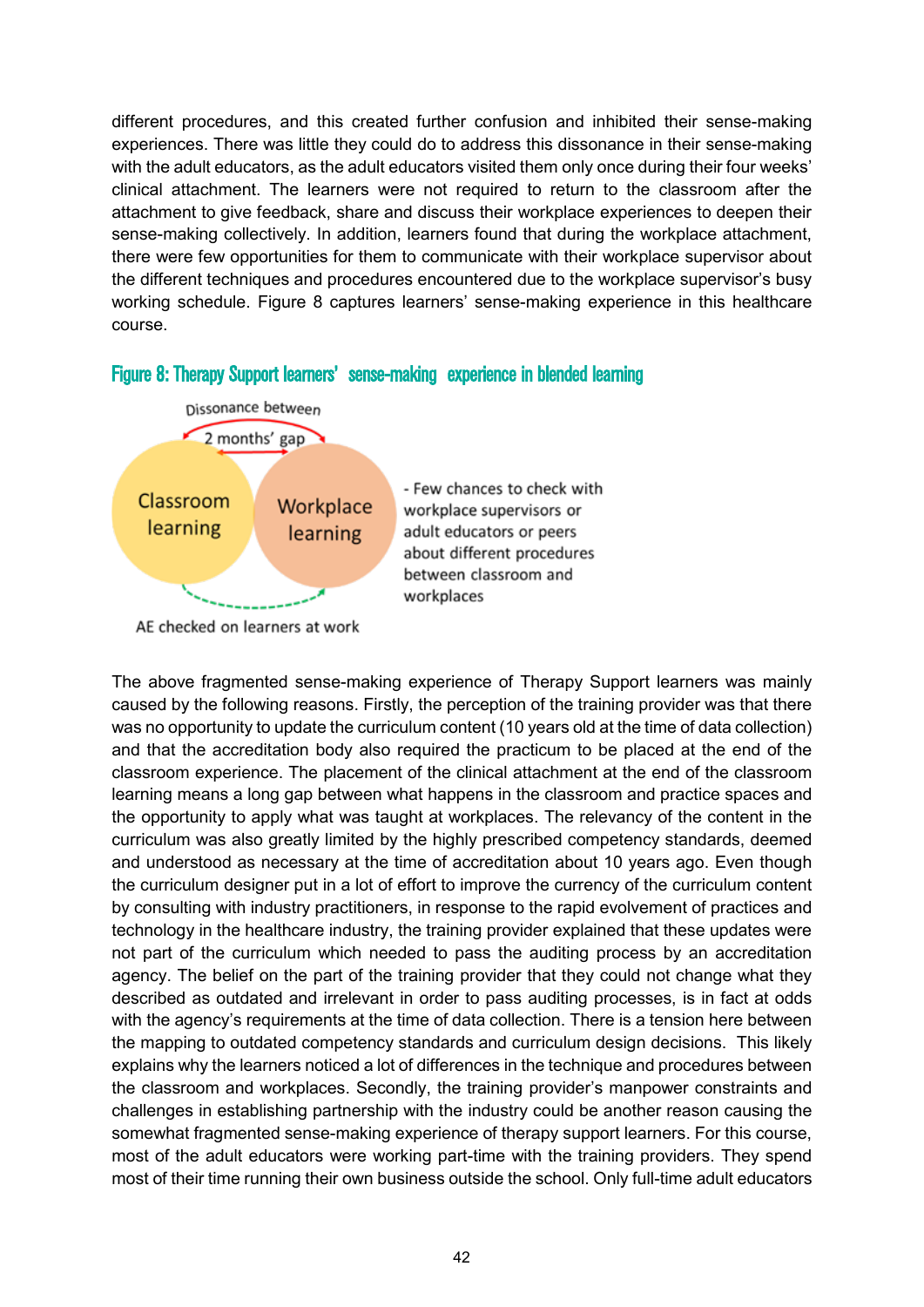different procedures, and this created further confusion and inhibited their sense-making experiences. There was little they could do to address this dissonance in their sense-making with the adult educators, as the adult educators visited them only once during their four weeks' clinical attachment. The learners were not required to return to the classroom after the attachment to give feedback, share and discuss their workplace experiences to deepen their sense-making collectively. In addition, learners found that during the workplace attachment, there were few opportunities for them to communicate with their workplace supervisor about the different techniques and procedures encountered due to the workplace supervisor's busy working schedule. Figure 8 captures learners' sense-making experience in this healthcare course.

**Figure 8: Therapy Support learners' sense-making experience in blended learning**

Dissonance between

2 months' gap

Classroom learning

Workplace learning

- Few chances to check with workplace supervisors or adult educators or peers about different procedures between classroom and workplaces

AE checked on learners at work

The above fragmented sense-making experience of Therapy Support learners was mainly caused by the following reasons. Firstly, the perception of the training provider was that there was no opportunity to update the curriculum content (10 years old at the time of data collection) and that the accreditation body also required the practicum to be placed at the end of the classroom experience. The placement of the clinical attachment at the end of the classroom learning means a long gap between what happens in the classroom and practice spaces and the opportunity to apply what was taught at workplaces. The relevancy of the content in the curriculum was also greatly limited by the highly prescribed competency standards, deemed and understood as necessary at the time of accreditation about 10 years ago. Even though the curriculum designer put in a lot of effort to improve the currency of the curriculum content by consulting with industry practitioners, in response to the rapid evolvement of practices and technology in the healthcare industry, the training provider explained that these updates were not part of the curriculum which needed to pass the auditing process by an accreditation agency. The belief on the part of the training provider that they could not change what they described as outdated and irrelevant in order to pass auditing processes, is in fact at odds with the agency's requirements at the time of data collection. There is a tension here between the mapping to outdated competency standards and curriculum design decisions. This likely explains why the learners noticed a lot of differences in the technique and procedures between the classroom and workplaces. Secondly, the training provider's manpower constraints and challenges in establishing partnership with the industry could be another reason causing the somewhat fragmented sense-making experience of therapy support learners. For this course, most of the adult educators were working part-time with the training providers. They spend most of their time running their own business outside the school. Only full-time adult educators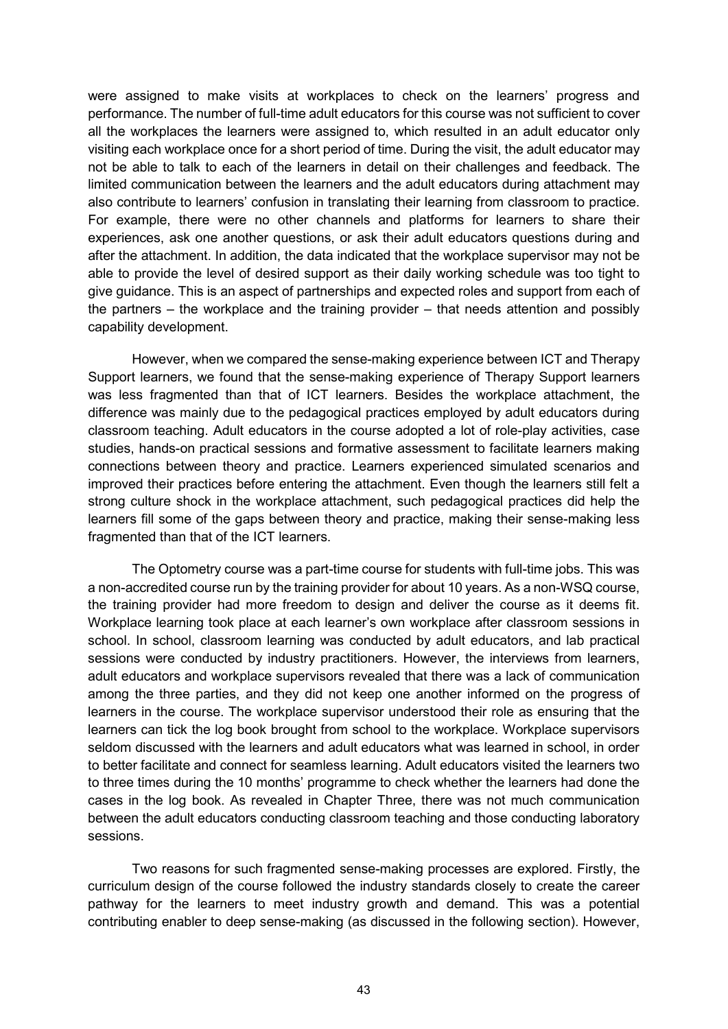were assigned to make visits at workplaces to check on the learners' progress and performance. The number of full-time adult educators for this course was not sufficient to cover all the workplaces the learners were assigned to, which resulted in an adult educator only visiting each workplace once for a short period of time. During the visit, the adult educator may not be able to talk to each of the learners in detail on their challenges and feedback. The limited communication between the learners and the adult educators during attachment may also contribute to learners' confusion in translating their learning from classroom to practice. For example, there were no other channels and platforms for learners to share their experiences, ask one another questions, or ask their adult educators questions during and after the attachment. In addition, the data indicated that the workplace supervisor may not be able to provide the level of desired support as their daily working schedule was too tight to give guidance. This is an aspect of partnerships and expected roles and support from each of the partners – the workplace and the training provider – that needs attention and possibly capability development.

However, when we compared the sense-making experience between ICT and Therapy Support learners, we found that the sense-making experience of Therapy Support learners was less fragmented than that of ICT learners. Besides the workplace attachment, the difference was mainly due to the pedagogical practices employed by adult educators during classroom teaching. Adult educators in the course adopted a lot of role-play activities, case studies, hands-on practical sessions and formative assessment to facilitate learners making connections between theory and practice. Learners experienced simulated scenarios and improved their practices before entering the attachment. Even though the learners still felt a strong culture shock in the workplace attachment, such pedagogical practices did help the learners fill some of the gaps between theory and practice, making their sense-making less fragmented than that of the ICT learners.

The Optometry course was a part-time course for students with full-time jobs. This was a non-accredited course run by the training provider for about 10 years. As a non-WSQ course, the training provider had more freedom to design and deliver the course as it deems fit. Workplace learning took place at each learner's own workplace after classroom sessions in school. In school, classroom learning was conducted by adult educators, and lab practical sessions were conducted by industry practitioners. However, the interviews from learners, adult educators and workplace supervisors revealed that there was a lack of communication among the three parties, and they did not keep one another informed on the progress of learners in the course. The workplace supervisor understood their role as ensuring that the learners can tick the log book brought from school to the workplace. Workplace supervisors seldom discussed with the learners and adult educators what was learned in school, in order to better facilitate and connect for seamless learning. Adult educators visited the learners two to three times during the 10 months' programme to check whether the learners had done the cases in the log book. As revealed in Chapter Three, there was not much communication between the adult educators conducting classroom teaching and those conducting laboratory sessions.

Two reasons for such fragmented sense-making processes are explored. Firstly, the curriculum design of the course followed the industry standards closely to create the career pathway for the learners to meet industry growth and demand. This was a potential contributing enabler to deep sense-making (as discussed in the following section). However,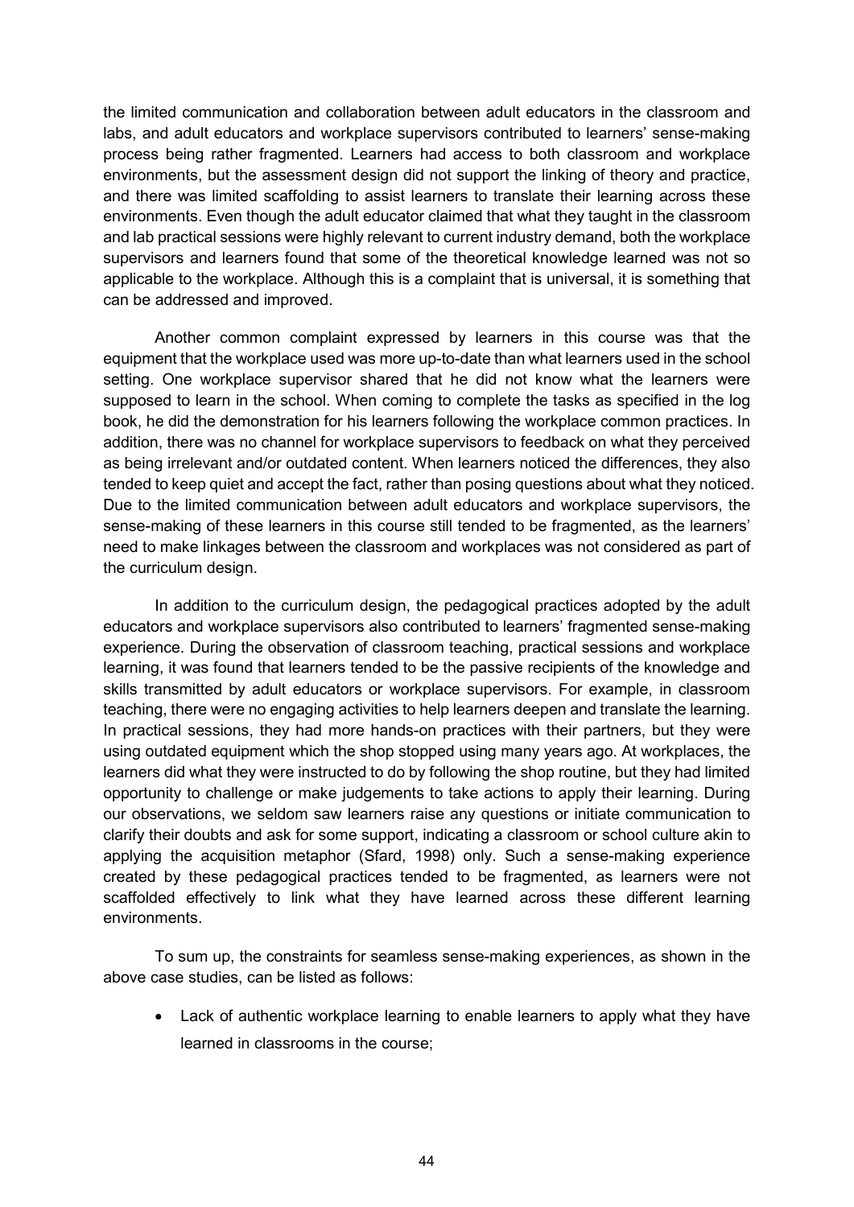the limited communication and collaboration between adult educators in the classroom and labs, and adult educators and workplace supervisors contributed to learners' sense-making process being rather fragmented. Learners had access to both classroom and workplace environments, but the assessment design did not support the linking of theory and practice, and there was limited scaffolding to assist learners to translate their learning across these environments. Even though the adult educator claimed that what they taught in the classroom and lab practical sessions were highly relevant to current industry demand, both the workplace supervisors and learners found that some of the theoretical knowledge learned was not so applicable to the workplace. Although this is a complaint that is universal, it is something that can be addressed and improved.

Another common complaint expressed by learners in this course was that the equipment that the workplace used was more up-to-date than what learners used in the school setting. One workplace supervisor shared that he did not know what the learners were supposed to learn in the school. When coming to complete the tasks as specified in the log book, he did the demonstration for his learners following the workplace common practices. In addition, there was no channel for workplace supervisors to feedback on what they perceived as being irrelevant and/or outdated content. When learners noticed the differences, they also tended to keep quiet and accept the fact, rather than posing questions about what they noticed. Due to the limited communication between adult educators and workplace supervisors, the sense-making of these learners in this course still tended to be fragmented, as the learners' need to make linkages between the classroom and workplaces was not considered as part of the curriculum design.

In addition to the curriculum design, the pedagogical practices adopted by the adult educators and workplace supervisors also contributed to learners' fragmented sense-making experience. During the observation of classroom teaching, practical sessions and workplace learning, it was found that learners tended to be the passive recipients of the knowledge and skills transmitted by adult educators or workplace supervisors. For example, in classroom teaching, there were no engaging activities to help learners deepen and translate the learning. In practical sessions, they had more hands-on practices with their partners, but they were using outdated equipment which the shop stopped using many years ago. At workplaces, the learners did what they were instructed to do by following the shop routine, but they had limited opportunity to challenge or make judgements to take actions to apply their learning. During our observations, we seldom saw learners raise any questions or initiate communication to clarify their doubts and ask for some support, indicating a classroom or school culture akin to applying the acquisition metaphor (Sfard, 1998) only. Such a sense-making experience created by these pedagogical practices tended to be fragmented, as learners were not scaffolded effectively to link what they have learned across these different learning environments.

To sum up, the constraints for seamless sense-making experiences, as shown in the above case studies, can be listed as follows:

- Lack of authentic workplace learning to enable learners to apply what they have learned in classrooms in the course;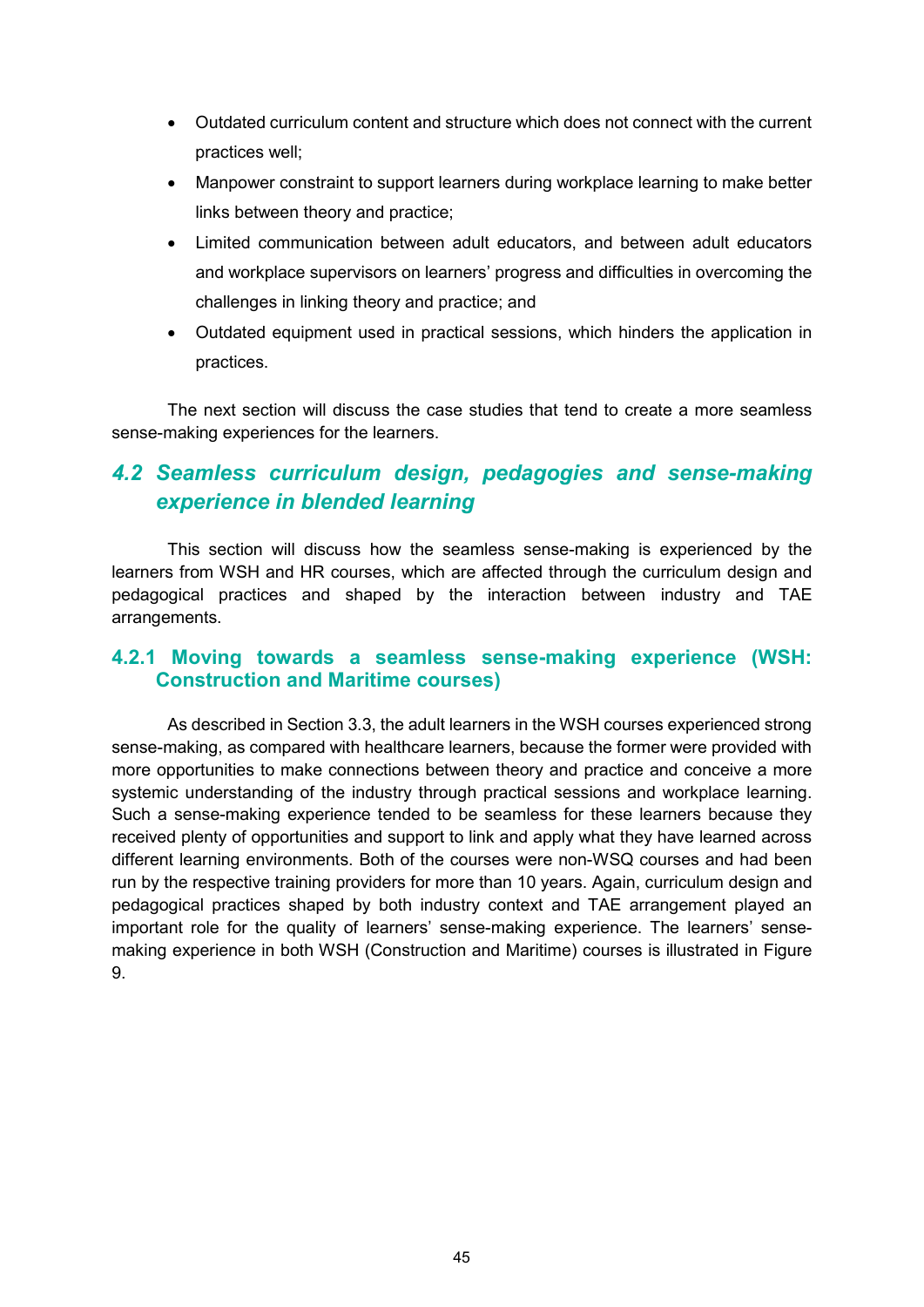- Outdated curriculum content and structure which does not connect with the current practices well;
- Manpower constraint to support learners during workplace learning to make better links between theory and practice;
- Limited communication between adult educators, and between adult educators and workplace supervisors on learners' progress and difficulties in overcoming the challenges in linking theory and practice; and
- Outdated equipment used in practical sessions, which hinders the application in practices.

The next section will discuss the case studies that tend to create a more seamless sense-making experiences for the learners.

## *4.2 Seamless curriculum design, pedagogies and sense-making experience in blended learning*

This section will discuss how the seamless sense-making is experienced by the learners from WSH and HR courses, which are affected through the curriculum design and pedagogical practices and shaped by the interaction between industry and TAE arrangements.

### 4.2.1 Moving towards a seamless sense-making experience (WSH: Construction and Maritime courses)

As described in Section 3.3, the adult learners in the WSH courses experienced strong sense-making, as compared with healthcare learners, because the former were provided with more opportunities to make connections between theory and practice and conceive a more systemic understanding of the industry through practical sessions and workplace learning. Such a sense-making experience tended to be seamless for these learners because they received plenty of opportunities and support to link and apply what they have learned across different learning environments. Both of the courses were non-WSQ courses and had been run by the respective training providers for more than 10 years. Again, curriculum design and pedagogical practices shaped by both industry context and TAE arrangement played an important role for the quality of learners' sense-making experience. The learners' sense-making experience in both WSH (Construction and Maritime) courses is illustrated in Figure 9.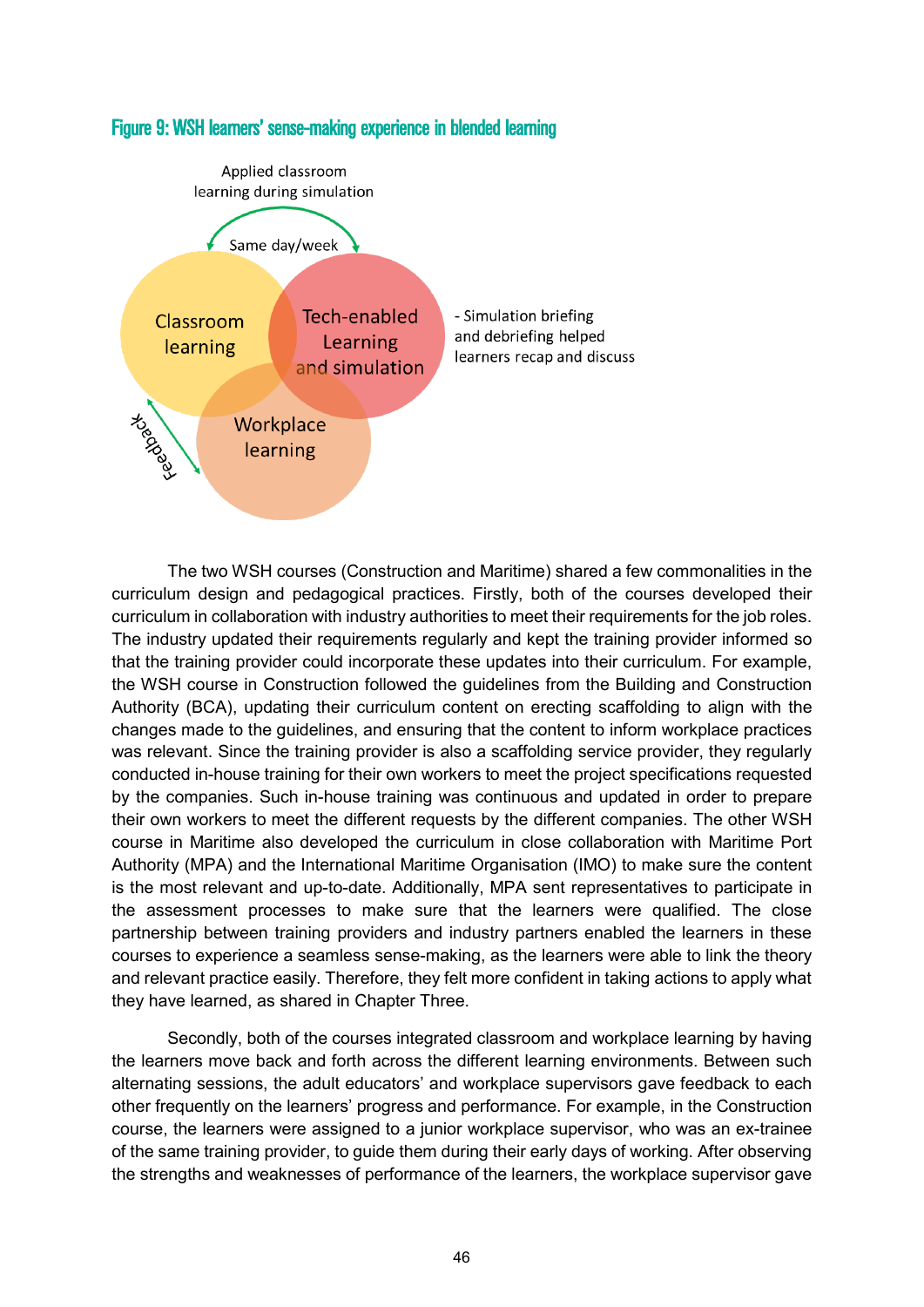**Figure 9: WSH learners' sense-making experience in blended learning**

Applied classroom learning during simulation

Same day/week

Classroom learning

Tech-enabled Learning and simulation

Workplace learning

Feedback

- Simulation briefing and debriefing helped learners recap and discuss

The two WSH courses (Construction and Maritime) shared a few commonalities in the curriculum design and pedagogical practices. Firstly, both of the courses developed their curriculum in collaboration with industry authorities to meet their requirements for the job roles. The industry updated their requirements regularly and kept the training provider informed so that the training provider could incorporate these updates into their curriculum. For example, the WSH course in Construction followed the guidelines from the Building and Construction Authority (BCA), updating their curriculum content on erecting scaffolding to align with the changes made to the guidelines, and ensuring that the content to inform workplace practices was relevant. Since the training provider is also a scaffolding service provider, they regularly conducted in-house training for their own workers to meet the project specifications requested by the companies. Such in-house training was continuous and updated in order to prepare their own workers to meet the different requests by the different companies. The other WSH course in Maritime also developed the curriculum in close collaboration with Maritime Port Authority (MPA) and the International Maritime Organisation (IMO) to make sure the content is the most relevant and up-to-date. Additionally, MPA sent representatives to participate in the assessment processes to make sure that the learners were qualified. The close partnership between training providers and industry partners enabled the learners in these courses to experience a seamless sense-making, as the learners were able to link the theory and relevant practice easily. Therefore, they felt more confident in taking actions to apply what they have learned, as shared in Chapter Three.

Secondly, both of the courses integrated classroom and workplace learning by having the learners move back and forth across the different learning environments. Between such alternating sessions, the adult educators' and workplace supervisors gave feedback to each other frequently on the learners' progress and performance. For example, in the Construction course, the learners were assigned to a junior workplace supervisor, who was an ex-trainee of the same training provider, to guide them during their early days of working. After observing the strengths and weaknesses of performance of the learners, the workplace supervisor gave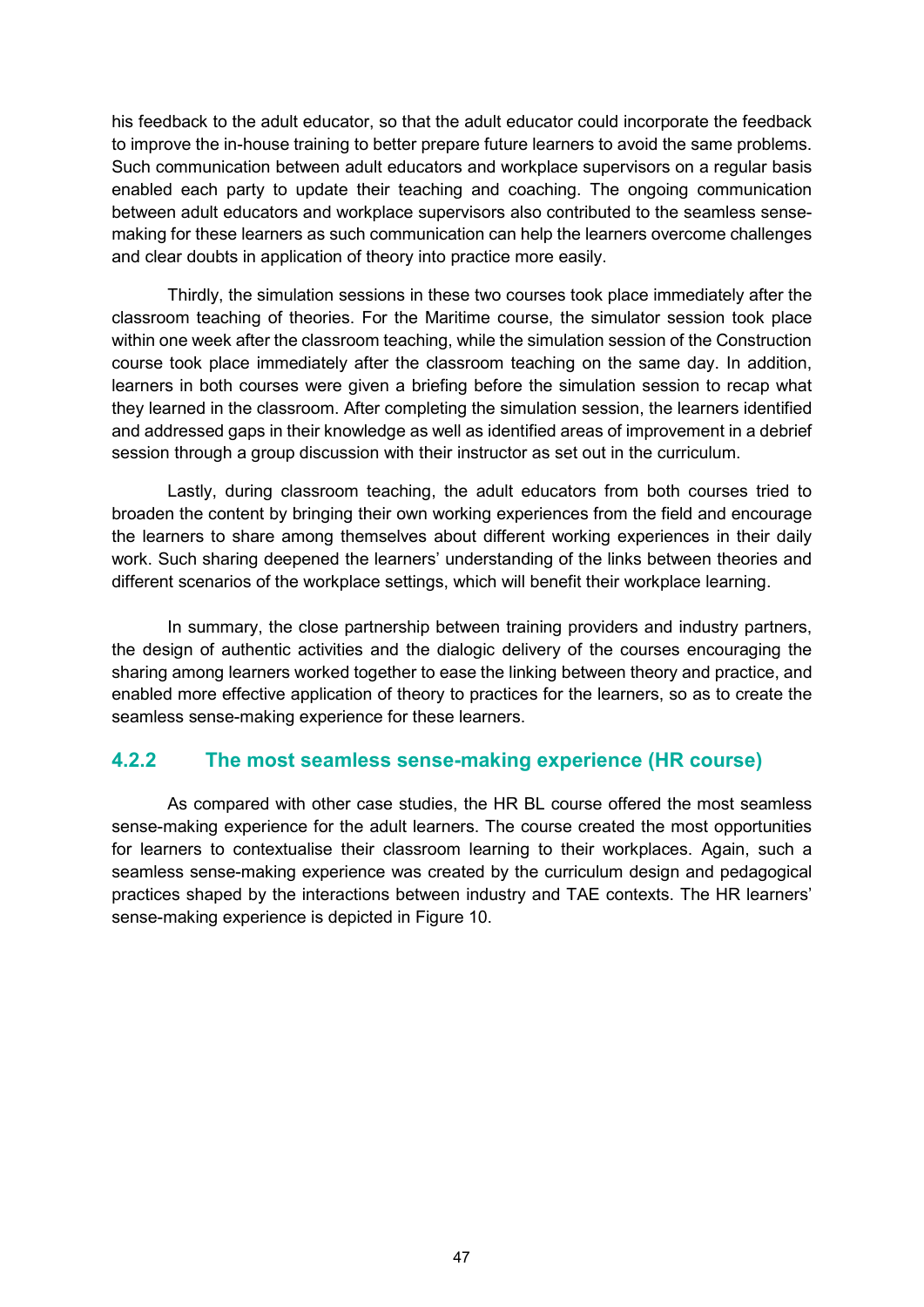his feedback to the adult educator, so that the adult educator could incorporate the feedback to improve the in-house training to better prepare future learners to avoid the same problems. Such communication between adult educators and workplace supervisors on a regular basis enabled each party to update their teaching and coaching. The ongoing communication between adult educators and workplace supervisors also contributed to the seamless sense-making for these learners as such communication can help the learners overcome challenges and clear doubts in application of theory into practice more easily.

Thirdly, the simulation sessions in these two courses took place immediately after the classroom teaching of theories. For the Maritime course, the simulator session took place within one week after the classroom teaching, while the simulation session of the Construction course took place immediately after the classroom teaching on the same day. In addition, learners in both courses were given a briefing before the simulation session to recap what they learned in the classroom. After completing the simulation session, the learners identified and addressed gaps in their knowledge as well as identified areas of improvement in a debrief session through a group discussion with their instructor as set out in the curriculum.

Lastly, during classroom teaching, the adult educators from both courses tried to broaden the content by bringing their own working experiences from the field and encourage the learners to share among themselves about different working experiences in their daily work. Such sharing deepened the learners' understanding of the links between theories and different scenarios of the workplace settings, which will benefit their workplace learning.

In summary, the close partnership between training providers and industry partners, the design of authentic activities and the dialogic delivery of the courses encouraging the sharing among learners worked together to ease the linking between theory and practice, and enabled more effective application of theory to practices for the learners, so as to create the seamless sense-making experience for these learners.

### 4.2.2 The most seamless sense-making experience (HR course)

As compared with other case studies, the HR BL course offered the most seamless sense-making experience for the adult learners. The course created the most opportunities for learners to contextualise their classroom learning to their workplaces. Again, such a seamless sense-making experience was created by the curriculum design and pedagogical practices shaped by the interactions between industry and TAE contexts. The HR learners' sense-making experience is depicted in Figure 10.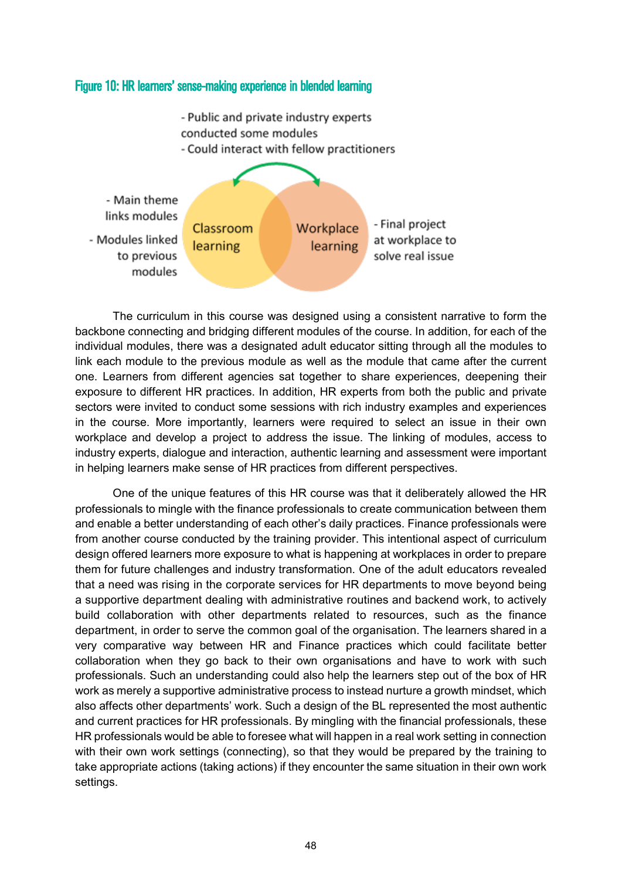Figure 10: HR learners' sense-making experience in blended learning

- Public and private industry experts conducted some modules
- Could interact with fellow practitioners

- Main theme links modules
- Modules linked to previous modules

Classroom learning

Workplace learning

- Final project at workplace to solve real issue

The curriculum in this course was designed using a consistent narrative to form the backbone connecting and bridging different modules of the course. In addition, for each of the individual modules, there was a designated adult educator sitting through all the modules to link each module to the previous module as well as the module that came after the current one. Learners from different agencies sat together to share experiences, deepening their exposure to different HR practices. In addition, HR experts from both the public and private sectors were invited to conduct some sessions with rich industry examples and experiences in the course. More importantly, learners were required to select an issue in their own workplace and develop a project to address the issue. The linking of modules, access to industry experts, dialogue and interaction, authentic learning and assessment were important in helping learners make sense of HR practices from different perspectives.

One of the unique features of this HR course was that it deliberately allowed the HR professionals to mingle with the finance professionals to create communication between them and enable a better understanding of each other's daily practices. Finance professionals were from another course conducted by the training provider. This intentional aspect of curriculum design offered learners more exposure to what is happening at workplaces in order to prepare them for future challenges and industry transformation. One of the adult educators revealed that a need was rising in the corporate services for HR departments to move beyond being a supportive department dealing with administrative routines and backend work, to actively build collaboration with other departments related to resources, such as the finance department, in order to serve the common goal of the organisation. The learners shared in a very comparative way between HR and Finance practices which could facilitate better collaboration when they go back to their own organisations and have to work with such professionals. Such an understanding could also help the learners step out of the box of HR work as merely a supportive administrative process to instead nurture a growth mindset, which also affects other departments' work. Such a design of the BL represented the most authentic and current practices for HR professionals. By mingling with the financial professionals, these HR professionals would be able to foresee what will happen in a real work setting in connection with their own work settings (connecting), so that they would be prepared by the training to take appropriate actions (taking actions) if they encounter the same situation in their own work settings.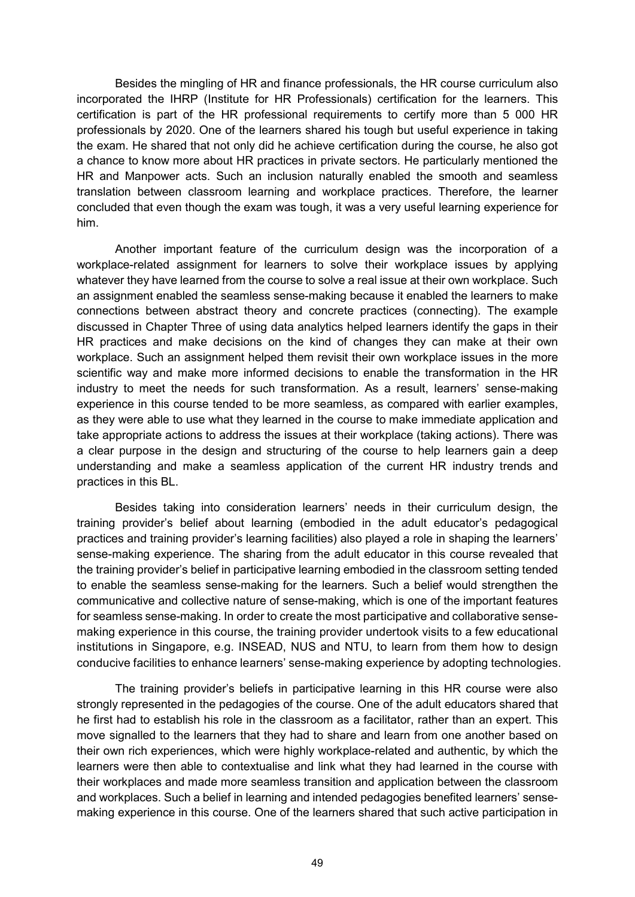Besides the mingling of HR and finance professionals, the HR course curriculum also incorporated the IHRP (Institute for HR Professionals) certification for the learners. This certification is part of the HR professional requirements to certify more than 5 000 HR professionals by 2020. One of the learners shared his tough but useful experience in taking the exam. He shared that not only did he achieve certification during the course, he also got a chance to know more about HR practices in private sectors. He particularly mentioned the HR and Manpower acts. Such an inclusion naturally enabled the smooth and seamless translation between classroom learning and workplace practices. Therefore, the learner concluded that even though the exam was tough, it was a very useful learning experience for him.

Another important feature of the curriculum design was the incorporation of a workplace-related assignment for learners to solve their workplace issues by applying whatever they have learned from the course to solve a real issue at their own workplace. Such an assignment enabled the seamless sense-making because it enabled the learners to make connections between abstract theory and concrete practices (connecting). The example discussed in Chapter Three of using data analytics helped learners identify the gaps in their HR practices and make decisions on the kind of changes they can make at their own workplace. Such an assignment helped them revisit their own workplace issues in the more scientific way and make more informed decisions to enable the transformation in the HR industry to meet the needs for such transformation. As a result, learners' sense-making experience in this course tended to be more seamless, as compared with earlier examples, as they were able to use what they learned in the course to make immediate application and take appropriate actions to address the issues at their workplace (taking actions). There was a clear purpose in the design and structuring of the course to help learners gain a deep understanding and make a seamless application of the current HR industry trends and practices in this BL.

Besides taking into consideration learners' needs in their curriculum design, the training provider's belief about learning (embodied in the adult educator's pedagogical practices and training provider's learning facilities) also played a role in shaping the learners' sense-making experience. The sharing from the adult educator in this course revealed that the training provider's belief in participative learning embodied in the classroom setting tended to enable the seamless sense-making for the learners. Such a belief would strengthen the communicative and collective nature of sense-making, which is one of the important features for seamless sense-making. In order to create the most participative and collaborative sense-making experience in this course, the training provider undertook visits to a few educational institutions in Singapore, e.g. INSEAD, NUS and NTU, to learn from them how to design conducive facilities to enhance learners' sense-making experience by adopting technologies.

The training provider's beliefs in participative learning in this HR course were also strongly represented in the pedagogies of the course. One of the adult educators shared that he first had to establish his role in the classroom as a facilitator, rather than an expert. This move signalled to the learners that they had to share and learn from one another based on their own rich experiences, which were highly workplace-related and authentic, by which the learners were then able to contextualise and link what they had learned in the course with their workplaces and made more seamless transition and application between the classroom and workplaces. Such a belief in learning and intended pedagogies benefited learners' sense-making experience in this course. One of the learners shared that such active participation in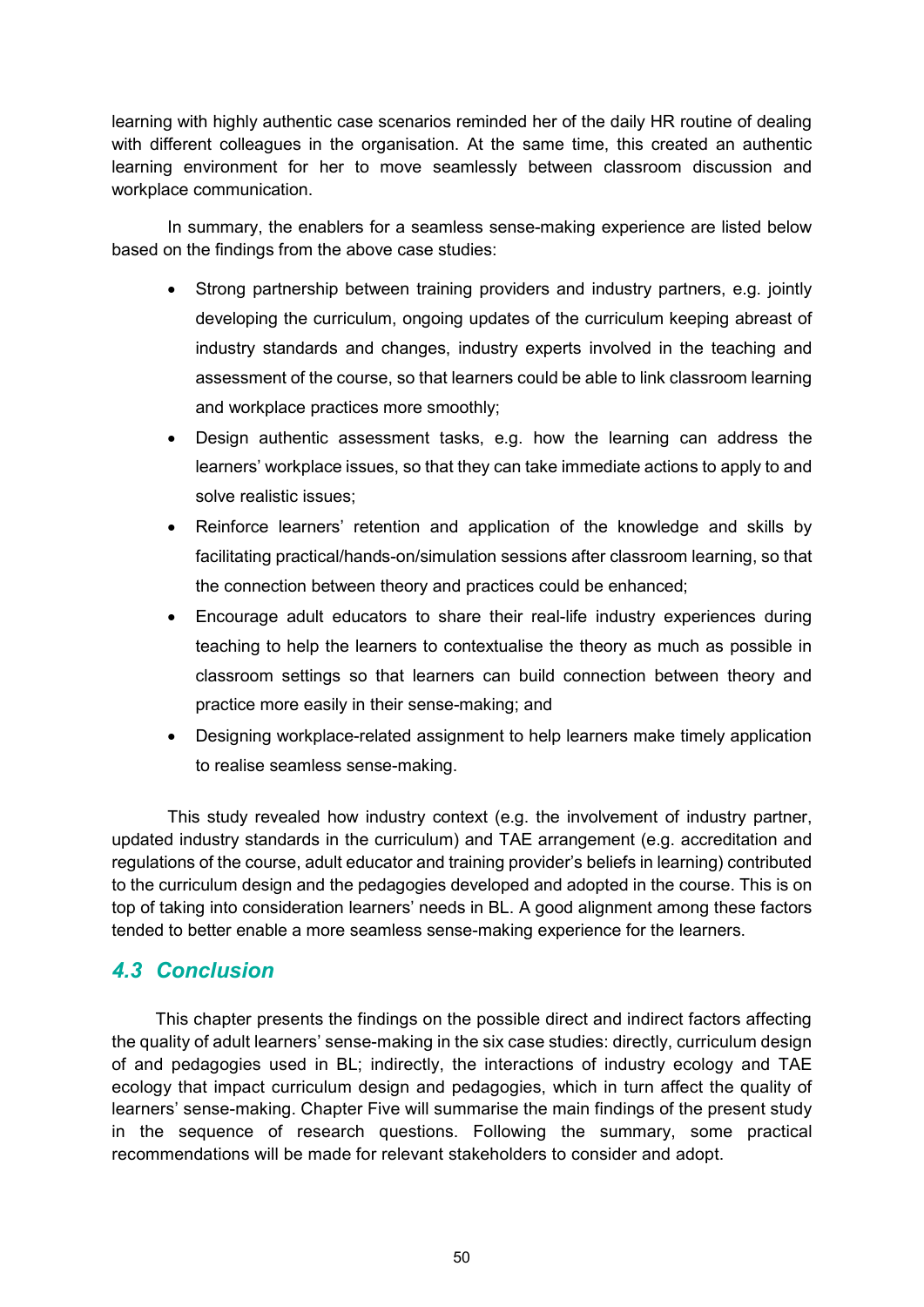learning with highly authentic case scenarios reminded her of the daily HR routine of dealing with different colleagues in the organisation. At the same time, this created an authentic learning environment for her to move seamlessly between classroom discussion and workplace communication.

In summary, the enablers for a seamless sense-making experience are listed below based on the findings from the above case studies:

- Strong partnership between training providers and industry partners, e.g. jointly developing the curriculum, ongoing updates of the curriculum keeping abreast of industry standards and changes, industry experts involved in the teaching and assessment of the course, so that learners could be able to link classroom learning and workplace practices more smoothly;
- Design authentic assessment tasks, e.g. how the learning can address the learners' workplace issues, so that they can take immediate actions to apply to and solve realistic issues;
- Reinforce learners' retention and application of the knowledge and skills by facilitating practical/hands-on/simulation sessions after classroom learning, so that the connection between theory and practices could be enhanced;
- Encourage adult educators to share their real-life industry experiences during teaching to help the learners to contextualise the theory as much as possible in classroom settings so that learners can build connection between theory and practice more easily in their sense-making; and
- Designing workplace-related assignment to help learners make timely application to realise seamless sense-making.

This study revealed how industry context (e.g. the involvement of industry partner, updated industry standards in the curriculum) and TAE arrangement (e.g. accreditation and regulations of the course, adult educator and training provider's beliefs in learning) contributed to the curriculum design and the pedagogies developed and adopted in the course. This is on top of taking into consideration learners' needs in BL. A good alignment among these factors tended to better enable a more seamless sense-making experience for the learners.

## *4.3 Conclusion*

This chapter presents the findings on the possible direct and indirect factors affecting the quality of adult learners' sense-making in the six case studies: directly, curriculum design of and pedagogies used in BL; indirectly, the interactions of industry ecology and TAE ecology that impact curriculum design and pedagogies, which in turn affect the quality of learners' sense-making. Chapter Five will summarise the main findings of the present study in the sequence of research questions. Following the summary, some practical recommendations will be made for relevant stakeholders to consider and adopt.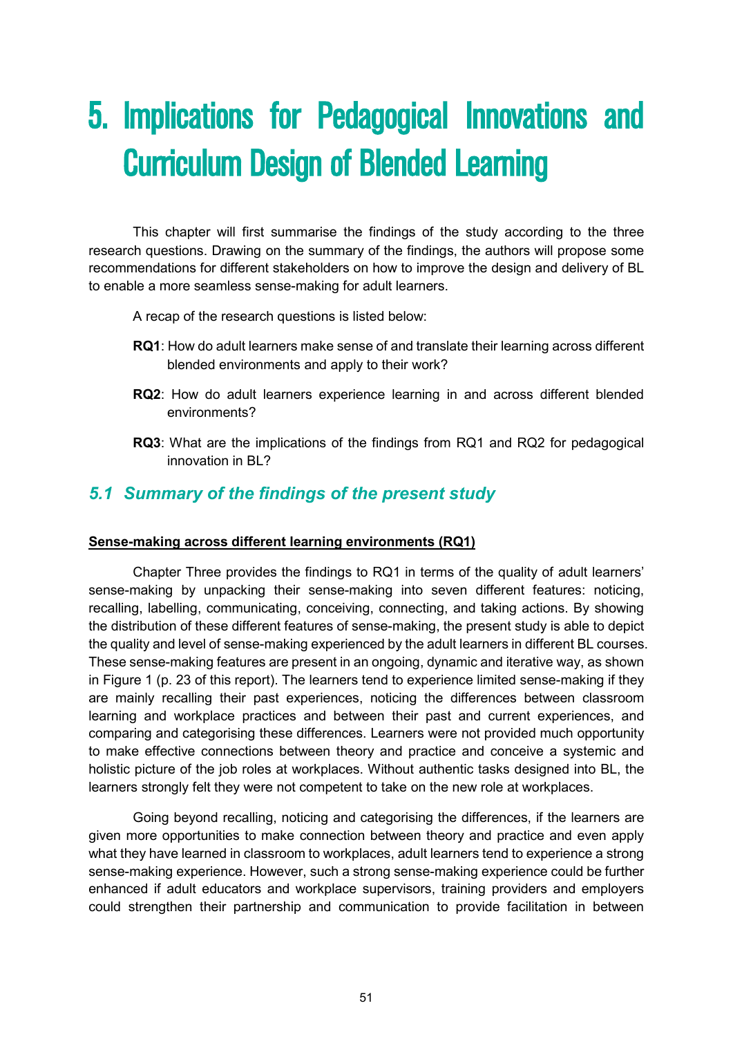# 5. Implications for Pedagogical Innovations and Curriculum Design of Blended Learning

This chapter will first summarise the findings of the study according to the three research questions. Drawing on the summary of the findings, the authors will propose some recommendations for different stakeholders on how to improve the design and delivery of BL to enable a more seamless sense-making for adult learners.

A recap of the research questions is listed below:

**RQ1**: How do adult learners make sense of and translate their learning across different blended environments and apply to their work?

**RQ2**: How do adult learners experience learning in and across different blended environments?

**RQ3**: What are the implications of the findings from RQ1 and RQ2 for pedagogical innovation in BL?

## *5.1 Summary of the findings of the present study*

**Sense-making across different learning environments (RQ1)**

Chapter Three provides the findings to RQ1 in terms of the quality of adult learners' sense-making by unpacking their sense-making into seven different features: noticing, recalling, labelling, communicating, conceiving, connecting, and taking actions. By showing the distribution of these different features of sense-making, the present study is able to depict the quality and level of sense-making experienced by the adult learners in different BL courses. These sense-making features are present in an ongoing, dynamic and iterative way, as shown in Figure 1 (p. 23 of this report). The learners tend to experience limited sense-making if they are mainly recalling their past experiences, noticing the differences between classroom learning and workplace practices and between their past and current experiences, and comparing and categorising these differences. Learners were not provided much opportunity to make effective connections between theory and practice and conceive a systemic and holistic picture of the job roles at workplaces. Without authentic tasks designed into BL, the learners strongly felt they were not competent to take on the new role at workplaces.

Going beyond recalling, noticing and categorising the differences, if the learners are given more opportunities to make connection between theory and practice and even apply what they have learned in classroom to workplaces, adult learners tend to experience a strong sense-making experience. However, such a strong sense-making experience could be further enhanced if adult educators and workplace supervisors, training providers and employers could strengthen their partnership and communication to provide facilitation in between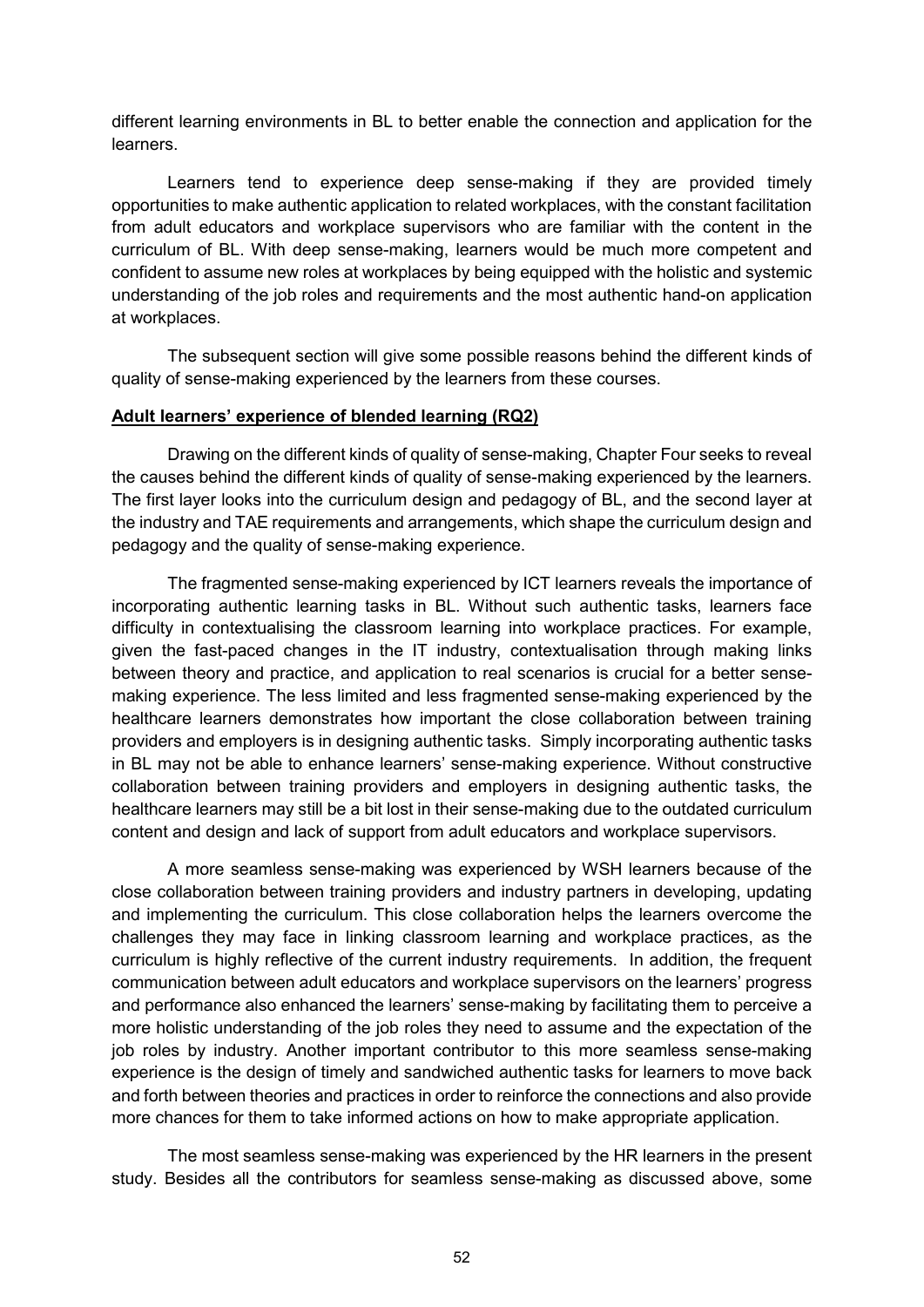different learning environments in BL to better enable the connection and application for the learners.

Learners tend to experience deep sense-making if they are provided timely opportunities to make authentic application to related workplaces, with the constant facilitation from adult educators and workplace supervisors who are familiar with the content in the curriculum of BL. With deep sense-making, learners would be much more competent and confident to assume new roles at workplaces by being equipped with the holistic and systemic understanding of the job roles and requirements and the most authentic hand-on application at workplaces.

The subsequent section will give some possible reasons behind the different kinds of quality of sense-making experienced by the learners from these courses.

**Adult learners' experience of blended learning (RQ2)**

Drawing on the different kinds of quality of sense-making, Chapter Four seeks to reveal the causes behind the different kinds of quality of sense-making experienced by the learners. The first layer looks into the curriculum design and pedagogy of BL, and the second layer at the industry and TAE requirements and arrangements, which shape the curriculum design and pedagogy and the quality of sense-making experience.

The fragmented sense-making experienced by ICT learners reveals the importance of incorporating authentic learning tasks in BL. Without such authentic tasks, learners face difficulty in contextualising the classroom learning into workplace practices. For example, given the fast-paced changes in the IT industry, contextualisation through making links between theory and practice, and application to real scenarios is crucial for a better sense-making experience. The less limited and less fragmented sense-making experienced by the healthcare learners demonstrates how important the close collaboration between training providers and employers is in designing authentic tasks. Simply incorporating authentic tasks in BL may not be able to enhance learners' sense-making experience. Without constructive collaboration between training providers and employers in designing authentic tasks, the healthcare learners may still be a bit lost in their sense-making due to the outdated curriculum content and design and lack of support from adult educators and workplace supervisors.

A more seamless sense-making was experienced by WSH learners because of the close collaboration between training providers and industry partners in developing, updating and implementing the curriculum. This close collaboration helps the learners overcome the challenges they may face in linking classroom learning and workplace practices, as the curriculum is highly reflective of the current industry requirements. In addition, the frequent communication between adult educators and workplace supervisors on the learners' progress and performance also enhanced the learners' sense-making by facilitating them to perceive a more holistic understanding of the job roles they need to assume and the expectation of the job roles by industry. Another important contributor to this more seamless sense-making experience is the design of timely and sandwiched authentic tasks for learners to move back and forth between theories and practices in order to reinforce the connections and also provide more chances for them to take informed actions on how to make appropriate application.

The most seamless sense-making was experienced by the HR learners in the present study. Besides all the contributors for seamless sense-making as discussed above, some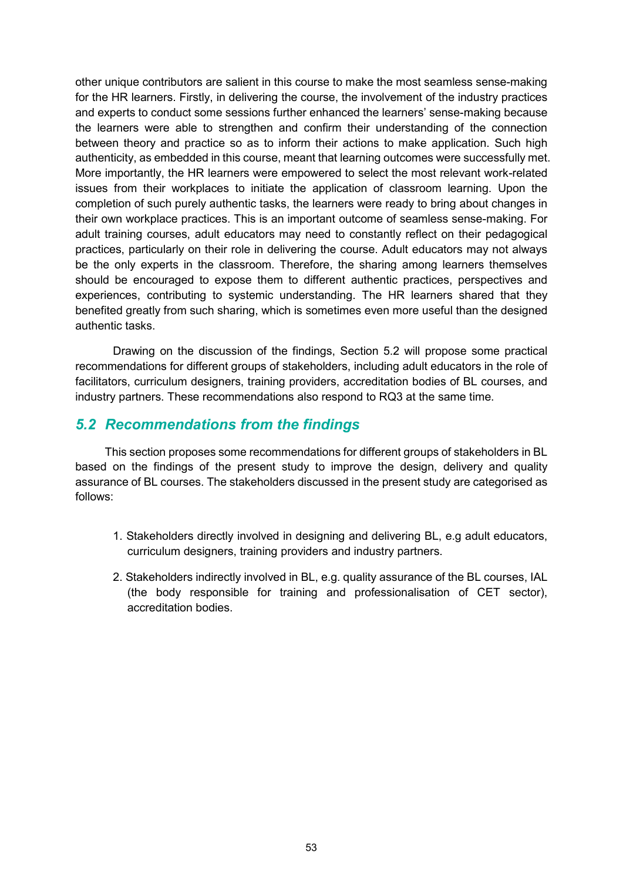other unique contributors are salient in this course to make the most seamless sense-making for the HR learners. Firstly, in delivering the course, the involvement of the industry practices and experts to conduct some sessions further enhanced the learners' sense-making because the learners were able to strengthen and confirm their understanding of the connection between theory and practice so as to inform their actions to make application. Such high authenticity, as embedded in this course, meant that learning outcomes were successfully met. More importantly, the HR learners were empowered to select the most relevant work-related issues from their workplaces to initiate the application of classroom learning. Upon the completion of such purely authentic tasks, the learners were ready to bring about changes in their own workplace practices. This is an important outcome of seamless sense-making. For adult training courses, adult educators may need to constantly reflect on their pedagogical practices, particularly on their role in delivering the course. Adult educators may not always be the only experts in the classroom. Therefore, the sharing among learners themselves should be encouraged to expose them to different authentic practices, perspectives and experiences, contributing to systemic understanding. The HR learners shared that they benefited greatly from such sharing, which is sometimes even more useful than the designed authentic tasks.

Drawing on the discussion of the findings, Section 5.2 will propose some practical recommendations for different groups of stakeholders, including adult educators in the role of facilitators, curriculum designers, training providers, accreditation bodies of BL courses, and industry partners. These recommendations also respond to RQ3 at the same time.

## *5.2 Recommendations from the findings*

This section proposes some recommendations for different groups of stakeholders in BL based on the findings of the present study to improve the design, delivery and quality assurance of BL courses. The stakeholders discussed in the present study are categorised as follows:

1. Stakeholders directly involved in designing and delivering BL, e.g adult educators, curriculum designers, training providers and industry partners.
2. Stakeholders indirectly involved in BL, e.g. quality assurance of the BL courses, IAL (the body responsible for training and professionalisation of CET sector), accreditation bodies.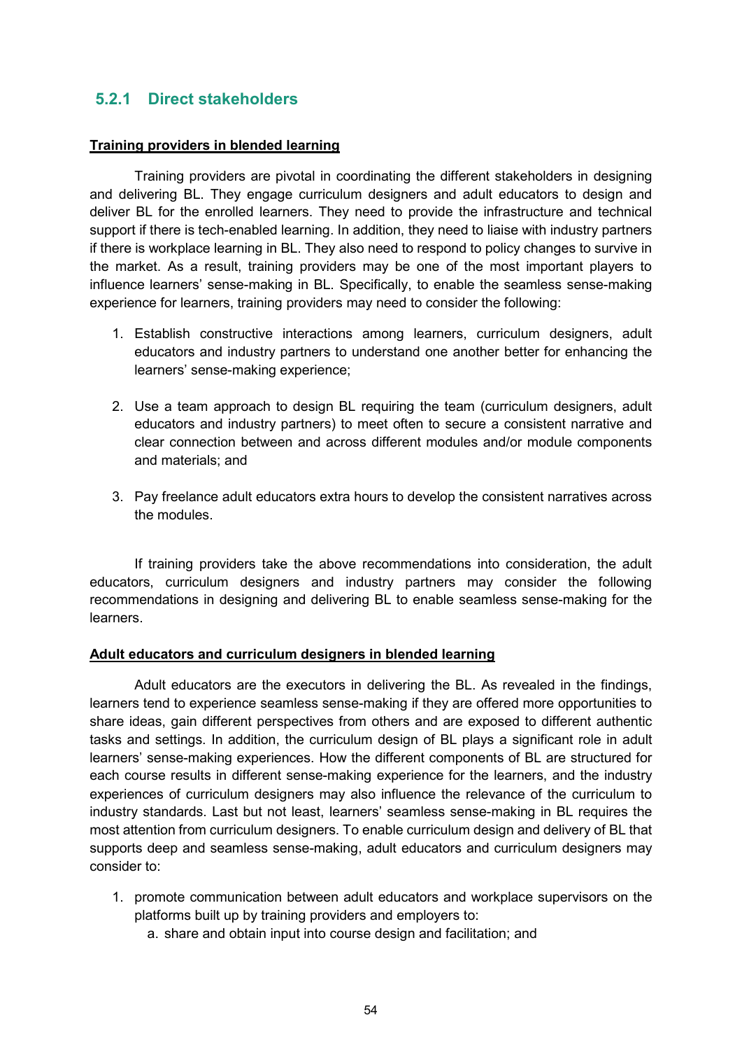### 5.2.1 Direct stakeholders

**Training providers in blended learning**

Training providers are pivotal in coordinating the different stakeholders in designing and delivering BL. They engage curriculum designers and adult educators to design and deliver BL for the enrolled learners. They need to provide the infrastructure and technical support if there is tech-enabled learning. In addition, they need to liaise with industry partners if there is workplace learning in BL. They also need to respond to policy changes to survive in the market. As a result, training providers may be one of the most important players to influence learners' sense-making in BL. Specifically, to enable the seamless sense-making experience for learners, training providers may need to consider the following:

1. Establish constructive interactions among learners, curriculum designers, adult educators and industry partners to understand one another better for enhancing the learners' sense-making experience;

2. Use a team approach to design BL requiring the team (curriculum designers, adult educators and industry partners) to meet often to secure a consistent narrative and clear connection between and across different modules and/or module components and materials; and

3. Pay freelance adult educators extra hours to develop the consistent narratives across the modules.

If training providers take the above recommendations into consideration, the adult educators, curriculum designers and industry partners may consider the following recommendations in designing and delivering BL to enable seamless sense-making for the learners.

**Adult educators and curriculum designers in blended learning**

Adult educators are the executors in delivering the BL. As revealed in the findings, learners tend to experience seamless sense-making if they are offered more opportunities to share ideas, gain different perspectives from others and are exposed to different authentic tasks and settings. In addition, the curriculum design of BL plays a significant role in adult learners' sense-making experiences. How the different components of BL are structured for each course results in different sense-making experience for the learners, and the industry experiences of curriculum designers may also influence the relevance of the curriculum to industry standards. Last but not least, learners' seamless sense-making in BL requires the most attention from curriculum designers. To enable curriculum design and delivery of BL that supports deep and seamless sense-making, adult educators and curriculum designers may consider to:

1. promote communication between adult educators and workplace supervisors on the platforms built up by training providers and employers to:
   a. share and obtain input into course design and facilitation; and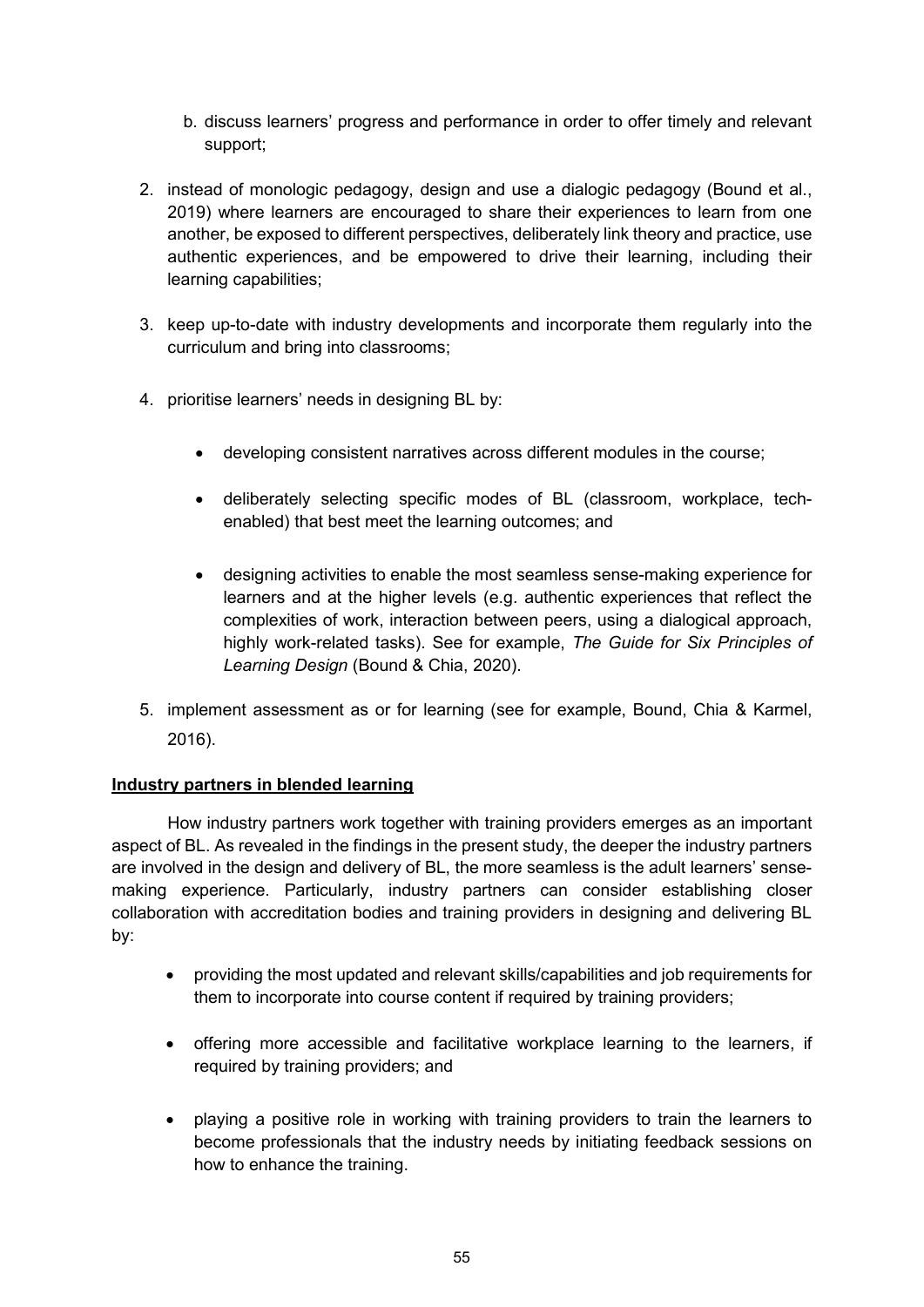b. discuss learners' progress and performance in order to offer timely and relevant support;

2. instead of monologic pedagogy, design and use a dialogic pedagogy (Bound et al., 2019) where learners are encouraged to share their experiences to learn from one another, be exposed to different perspectives, deliberately link theory and practice, use authentic experiences, and be empowered to drive their learning, including their learning capabilities;

3. keep up-to-date with industry developments and incorporate them regularly into the curriculum and bring into classrooms;

4. prioritise learners' needs in designing BL by:

   - developing consistent narratives across different modules in the course;

   - deliberately selecting specific modes of BL (classroom, workplace, tech-enabled) that best meet the learning outcomes; and

   - designing activities to enable the most seamless sense-making experience for learners and at the higher levels (e.g. authentic experiences that reflect the complexities of work, interaction between peers, using a dialogical approach, highly work-related tasks). See for example, *The Guide for Six Principles of Learning Design* (Bound & Chia, 2020).

5. implement assessment as or for learning (see for example, Bound, Chia & Karmel, 2016).

**Industry partners in blended learning**

How industry partners work together with training providers emerges as an important aspect of BL. As revealed in the findings in the present study, the deeper the industry partners are involved in the design and delivery of BL, the more seamless is the adult learners' sense-making experience. Particularly, industry partners can consider establishing closer collaboration with accreditation bodies and training providers in designing and delivering BL by:

- providing the most updated and relevant skills/capabilities and job requirements for them to incorporate into course content if required by training providers;

- offering more accessible and facilitative workplace learning to the learners, if required by training providers; and

- playing a positive role in working with training providers to train the learners to become professionals that the industry needs by initiating feedback sessions on how to enhance the training.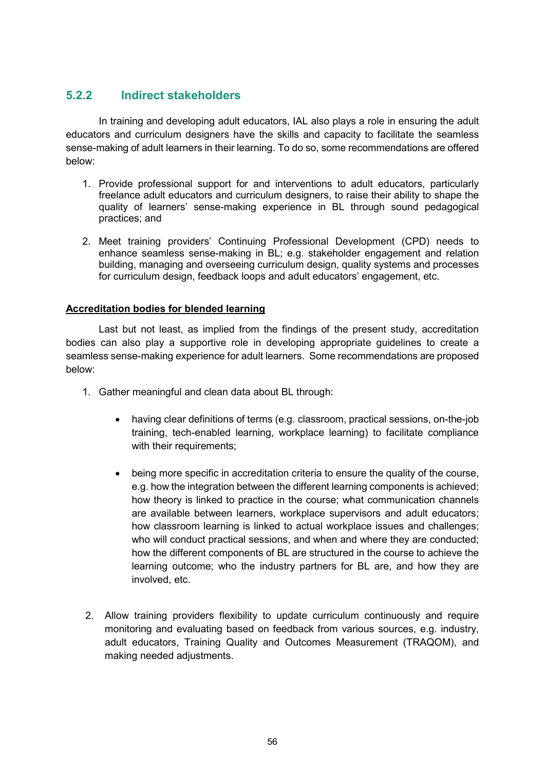### 5.2.2 Indirect stakeholders

In training and developing adult educators, IAL also plays a role in ensuring the adult educators and curriculum designers have the skills and capacity to facilitate the seamless sense-making of adult learners in their learning. To do so, some recommendations are offered below:

1. Provide professional support for and interventions to adult educators, particularly freelance adult educators and curriculum designers, to raise their ability to shape the quality of learners' sense-making experience in BL through sound pedagogical practices; and

2. Meet training providers' Continuing Professional Development (CPD) needs to enhance seamless sense-making in BL; e.g. stakeholder engagement and relation building, managing and overseeing curriculum design, quality systems and processes for curriculum design, feedback loops and adult educators' engagement, etc.

<u>**Accreditation bodies for blended learning**</u>

Last but not least, as implied from the findings of the present study, accreditation bodies can also play a supportive role in developing appropriate guidelines to create a seamless sense-making experience for adult learners. Some recommendations are proposed below:

1. Gather meaningful and clean data about BL through:

   - having clear definitions of terms (e.g. classroom, practical sessions, on-the-job training, tech-enabled learning, workplace learning) to facilitate compliance with their requirements;

   - being more specific in accreditation criteria to ensure the quality of the course, e.g. how the integration between the different learning components is achieved; how theory is linked to practice in the course; what communication channels are available between learners, workplace supervisors and adult educators; how classroom learning is linked to actual workplace issues and challenges; who will conduct practical sessions, and when and where they are conducted; how the different components of BL are structured in the course to achieve the learning outcome; who the industry partners for BL are, and how they are involved, etc.

2. Allow training providers flexibility to update curriculum continuously and require monitoring and evaluating based on feedback from various sources, e.g. industry, adult educators, Training Quality and Outcomes Measurement (TRAQOM), and making needed adjustments.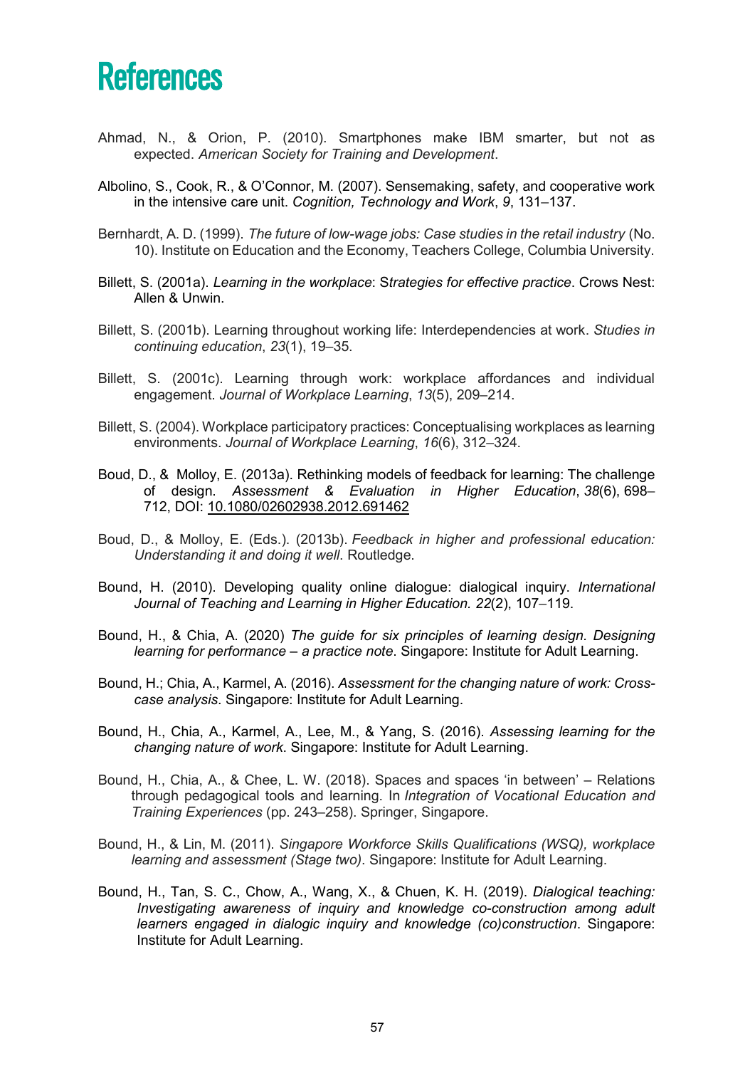# References

Ahmad, N., & Orion, P. (2010). Smartphones make IBM smarter, but not as expected. *American Society for Training and Development*.

Albolino, S., Cook, R., & O'Connor, M. (2007). Sensemaking, safety, and cooperative work in the intensive care unit. *Cognition, Technology and Work*, *9*, 131–137.

Bernhardt, A. D. (1999). *The future of low-wage jobs: Case studies in the retail industry* (No. 10). Institute on Education and the Economy, Teachers College, Columbia University.

Billett, S. (2001a). *Learning in the workplace*: S*trategies for effective practice*. Crows Nest: Allen & Unwin.

Billett, S. (2001b). Learning throughout working life: Interdependencies at work. *Studies in continuing education*, *23*(1), 19–35.

Billett, S. (2001c). Learning through work: workplace affordances and individual engagement. *Journal of Workplace Learning*, *13*(5), 209–214.

Billett, S. (2004). Workplace participatory practices: Conceptualising workplaces as learning environments. *Journal of Workplace Learning*, *16*(6), 312–324.

Boud, D., & Molloy, E. (2013a). Rethinking models of feedback for learning: The challenge of design. *Assessment & Evaluation in Higher Education*, *38*(6), 698–712, DOI: 10.1080/02602938.2012.691462

Boud, D., & Molloy, E. (Eds.). (2013b). *Feedback in higher and professional education: Understanding it and doing it well*. Routledge.

Bound, H. (2010). Developing quality online dialogue: dialogical inquiry. *International Journal of Teaching and Learning in Higher Education. 22*(2), 107–119.

Bound, H., & Chia, A. (2020) *The guide for six principles of learning design. Designing learning for performance – a practice note*. Singapore: Institute for Adult Learning.

Bound, H.; Chia, A., Karmel, A. (2016). *Assessment for the changing nature of work: Cross-case analysis*. Singapore: Institute for Adult Learning.

Bound, H., Chia, A., Karmel, A., Lee, M., & Yang, S. (2016). *Assessing learning for the changing nature of work*. Singapore: Institute for Adult Learning.

Bound, H., Chia, A., & Chee, L. W. (2018). Spaces and spaces 'in between' – Relations through pedagogical tools and learning. In *Integration of Vocational Education and Training Experiences* (pp. 243–258). Springer, Singapore.

Bound, H., & Lin, M. (2011). *Singapore Workforce Skills Qualifications (WSQ), workplace learning and assessment (Stage two)*. Singapore: Institute for Adult Learning.

Bound, H., Tan, S. C., Chow, A., Wang, X., & Chuen, K. H. (2019). *Dialogical teaching: Investigating awareness of inquiry and knowledge co-construction among adult learners engaged in dialogic inquiry and knowledge (co)construction*. Singapore: Institute for Adult Learning.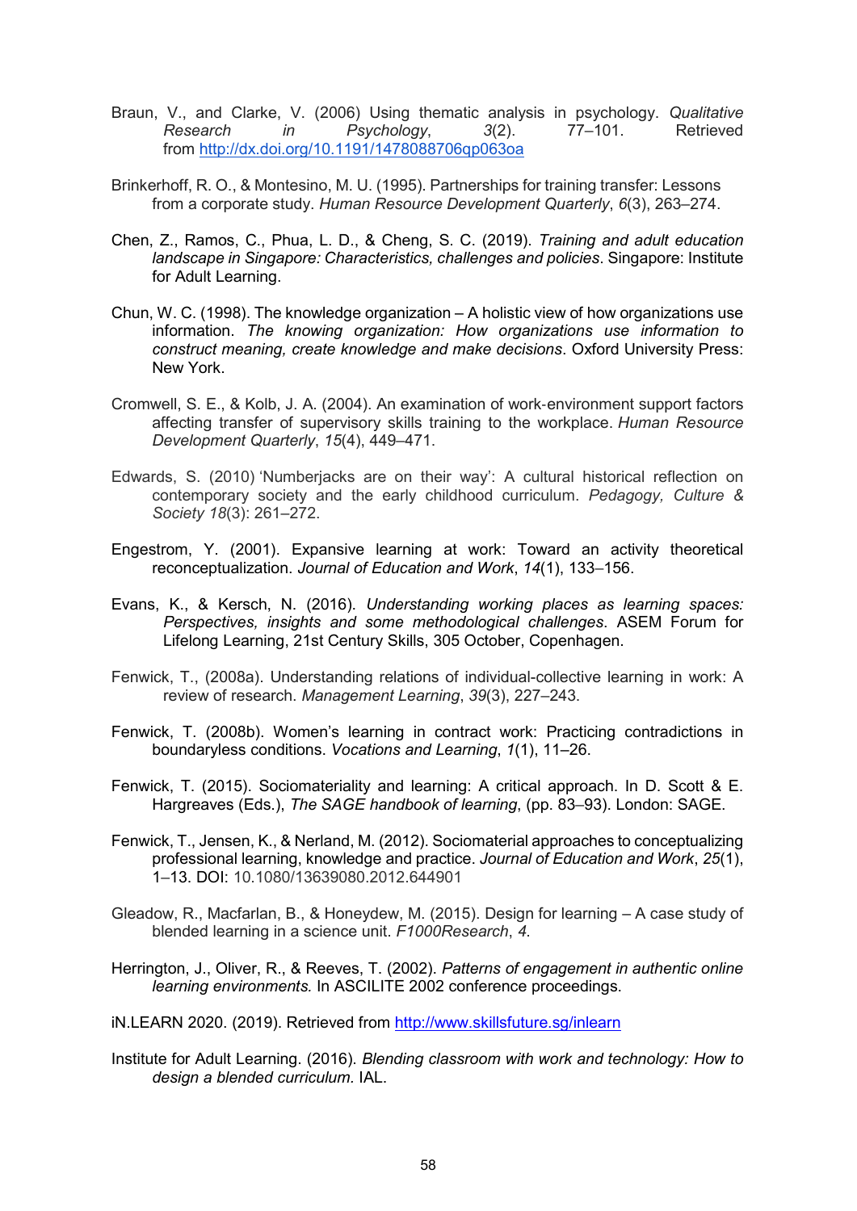Braun, V., and Clarke, V. (2006) Using thematic analysis in psychology. *Qualitative Research in Psychology*, *3*(2). 77–101. Retrieved from http://dx.doi.org/10.1191/1478088706qp063oa

Brinkerhoff, R. O., & Montesino, M. U. (1995). Partnerships for training transfer: Lessons from a corporate study. *Human Resource Development Quarterly*, *6*(3), 263–274.

Chen, Z., Ramos, C., Phua, L. D., & Cheng, S. C. (2019). *Training and adult education landscape in Singapore: Characteristics, challenges and policies*. Singapore: Institute for Adult Learning.

Chun, W. C. (1998). The knowledge organization – A holistic view of how organizations use information. *The knowing organization: How organizations use information to construct meaning, create knowledge and make decisions*. Oxford University Press: New York.

Cromwell, S. E., & Kolb, J. A. (2004). An examination of work-environment support factors affecting transfer of supervisory skills training to the workplace. *Human Resource Development Quarterly*, *15*(4), 449–471.

Edwards, S. (2010) 'Numberjacks are on their way': A cultural historical reflection on contemporary society and the early childhood curriculum. *Pedagogy, Culture & Society 18*(3): 261–272.

Engestrom, Y. (2001). Expansive learning at work: Toward an activity theoretical reconceptualization. *Journal of Education and Work*, *14*(1), 133–156.

Evans, K., & Kersch, N. (2016). *Understanding working places as learning spaces: Perspectives, insights and some methodological challenges*. ASEM Forum for Lifelong Learning, 21st Century Skills, 305 October, Copenhagen.

Fenwick, T., (2008a). Understanding relations of individual-collective learning in work: A review of research. *Management Learning*, *39*(3), 227–243.

Fenwick, T. (2008b). Women's learning in contract work: Practicing contradictions in boundaryless conditions. *Vocations and Learning*, *1*(1), 11–26.

Fenwick, T. (2015). Sociomateriality and learning: A critical approach. In D. Scott & E. Hargreaves (Eds.), *The SAGE handbook of learning*, (pp. 83–93). London: SAGE.

Fenwick, T., Jensen, K., & Nerland, M. (2012). Sociomaterial approaches to conceptualizing professional learning, knowledge and practice. *Journal of Education and Work*, *25*(1), 1–13. DOI: 10.1080/13639080.2012.644901

Gleadow, R., Macfarlan, B., & Honeydew, M. (2015). Design for learning – A case study of blended learning in a science unit. *F1000Research*, *4*.

Herrington, J., Oliver, R., & Reeves, T. (2002). *Patterns of engagement in authentic online learning environments.* In ASCILITE 2002 conference proceedings.

iN.LEARN 2020. (2019). Retrieved from http://www.skillsfuture.sg/inlearn

Institute for Adult Learning. (2016). *Blending classroom with work and technology: How to design a blended curriculum.* IAL.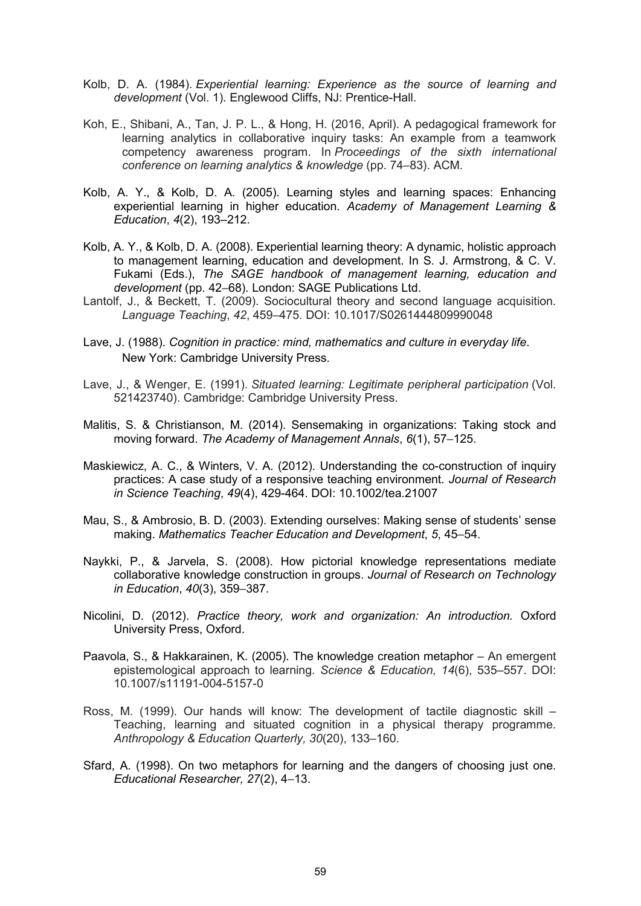Kolb, D. A. (1984). *Experiential learning: Experience as the source of learning and development* (Vol. 1). Englewood Cliffs, NJ: Prentice-Hall.

Koh, E., Shibani, A., Tan, J. P. L., & Hong, H. (2016, April). A pedagogical framework for learning analytics in collaborative inquiry tasks: An example from a teamwork competency awareness program. In *Proceedings of the sixth international conference on learning analytics & knowledge* (pp. 74–83). ACM.

Kolb, A. Y., & Kolb, D. A. (2005). Learning styles and learning spaces: Enhancing experiential learning in higher education. *Academy of Management Learning & Education*, *4*(2), 193–212.

Kolb, A. Y., & Kolb, D. A. (2008). Experiential learning theory: A dynamic, holistic approach to management learning, education and development. In S. J. Armstrong, & C. V. Fukami (Eds.), *The SAGE handbook of management learning, education and development* (pp. 42–68). London: SAGE Publications Ltd.

Lantolf, J., & Beckett, T. (2009). Sociocultural theory and second language acquisition. *Language Teaching*, *42*, 459–475. DOI: 10.1017/S0261444809990048

Lave, J. (1988). *Cognition in practice: mind, mathematics and culture in everyday life*. New York: Cambridge University Press.

Lave, J., & Wenger, E. (1991). *Situated learning: Legitimate peripheral participation* (Vol. 521423740). Cambridge: Cambridge University Press.

Malitis, S. & Christianson, M. (2014). Sensemaking in organizations: Taking stock and moving forward. *The Academy of Management Annals*, *6*(1), 57–125.

Maskiewicz, A. C., & Winters, V. A. (2012). Understanding the co-construction of inquiry practices: A case study of a responsive teaching environment. *Journal of Research in Science Teaching*, *49*(4), 429-464. DOI: 10.1002/tea.21007

Mau, S., & Ambrosio, B. D. (2003). Extending ourselves: Making sense of students' sense making. *Mathematics Teacher Education and Development*, *5*, 45–54.

Naykki, P., & Jarvela, S. (2008). How pictorial knowledge representations mediate collaborative knowledge construction in groups. *Journal of Research on Technology in Education*, *40*(3), 359–387.

Nicolini, D. (2012). *Practice theory, work and organization: An introduction.* Oxford University Press, Oxford.

Paavola, S., & Hakkarainen, K. (2005). The knowledge creation metaphor – An emergent epistemological approach to learning. *Science & Education, 14*(6), 535–557. DOI: 10.1007/s11191-004-5157-0

Ross, M. (1999). Our hands will know: The development of tactile diagnostic skill – Teaching, learning and situated cognition in a physical therapy programme. *Anthropology & Education Quarterly, 30*(20), 133–160.

Sfard, A. (1998). On two metaphors for learning and the dangers of choosing just one. *Educational Researcher, 27*(2), 4–13.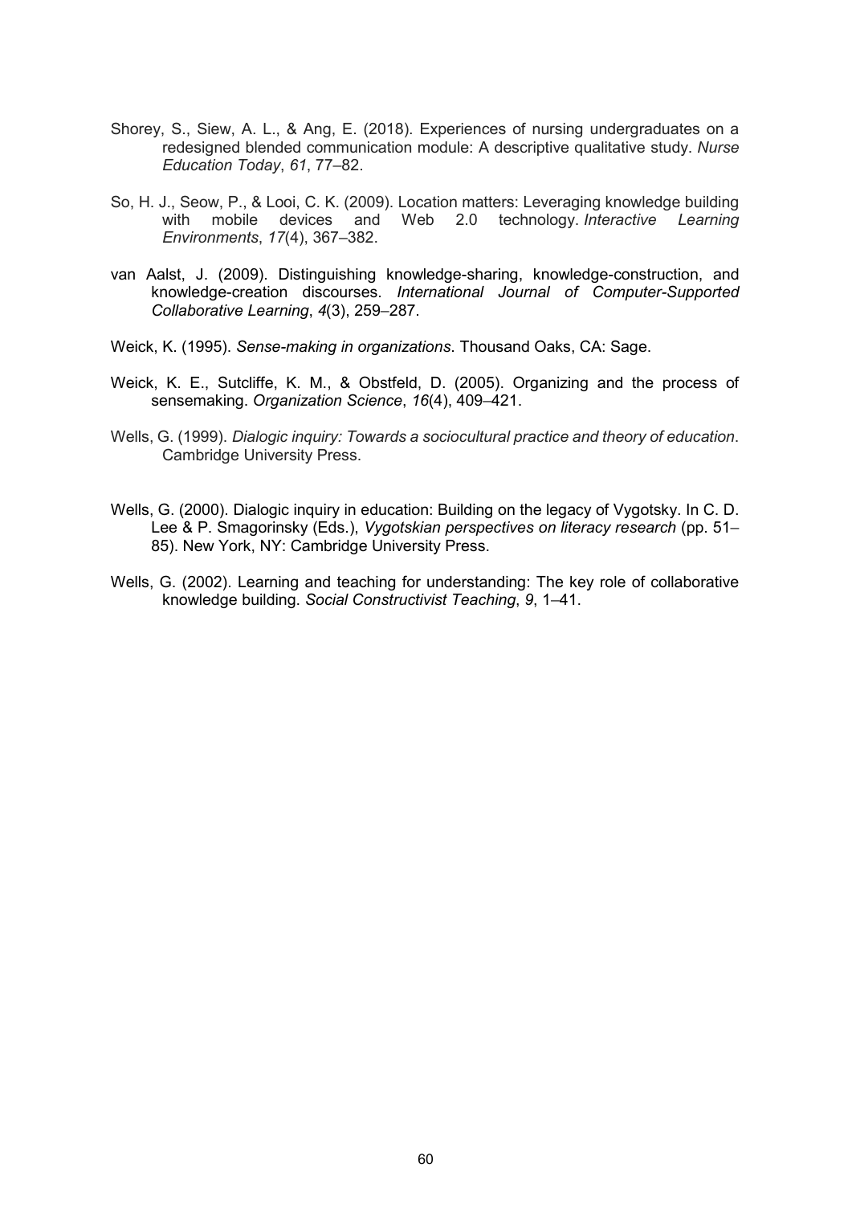Shorey, S., Siew, A. L., & Ang, E. (2018). Experiences of nursing undergraduates on a redesigned blended communication module: A descriptive qualitative study. *Nurse Education Today*, *61*, 77–82.

So, H. J., Seow, P., & Looi, C. K. (2009). Location matters: Leveraging knowledge building with mobile devices and Web 2.0 technology. *Interactive Learning Environments*, *17*(4), 367–382.

van Aalst, J. (2009). Distinguishing knowledge-sharing, knowledge-construction, and knowledge-creation discourses. *International Journal of Computer-Supported Collaborative Learning*, *4*(3), 259–287.

Weick, K. (1995). *Sense-making in organizations*. Thousand Oaks, CA: Sage.

Weick, K. E., Sutcliffe, K. M., & Obstfeld, D. (2005). Organizing and the process of sensemaking. *Organization Science*, *16*(4), 409–421.

Wells, G. (1999). *Dialogic inquiry: Towards a sociocultural practice and theory of education*. Cambridge University Press.

Wells, G. (2000). Dialogic inquiry in education: Building on the legacy of Vygotsky. In C. D. Lee & P. Smagorinsky (Eds.), *Vygotskian perspectives on literacy research* (pp. 51–85). New York, NY: Cambridge University Press.

Wells, G. (2002). Learning and teaching for understanding: The key role of collaborative knowledge building. *Social Constructivist Teaching*, *9*, 1–41.